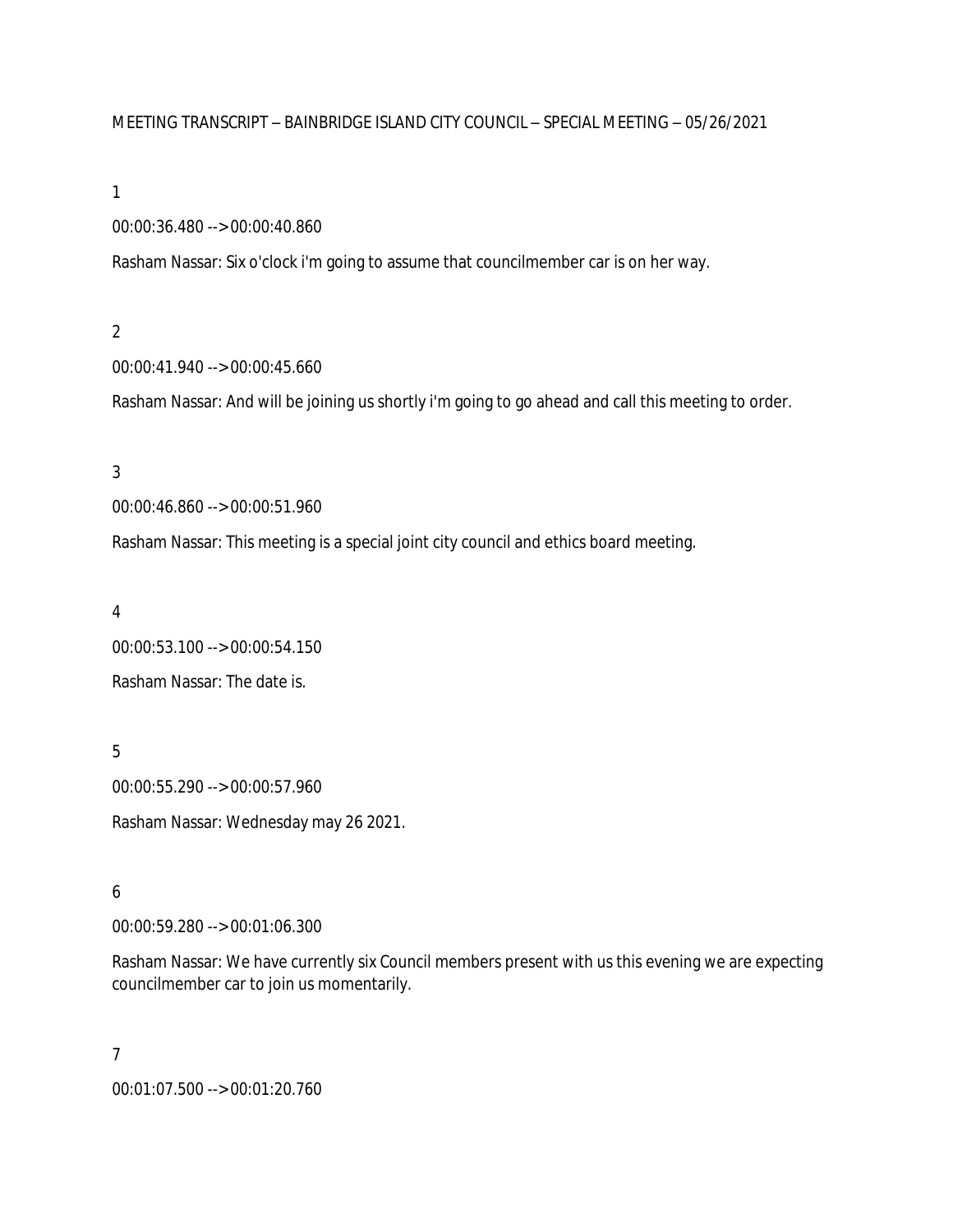MEETING TRANSCRIPT – BAINBRIDGE ISLAND CITY COUNCIL – SPECIAL MEETING – 05/26/2021

1

00:00:36.480 --> 00:00:40.860

Rasham Nassar: Six o'clock i'm going to assume that councilmember car is on her way.

2

00:00:41.940 --> 00:00:45.660

Rasham Nassar: And will be joining us shortly i'm going to go ahead and call this meeting to order.

3

00:00:46.860 --> 00:00:51.960

Rasham Nassar: This meeting is a special joint city council and ethics board meeting.

4

00:00:53.100 --> 00:00:54.150

Rasham Nassar: The date is.

5

00:00:55.290 --> 00:00:57.960

Rasham Nassar: Wednesday may 26 2021.

6

00:00:59.280 --> 00:01:06.300

Rasham Nassar: We have currently six Council members present with us this evening we are expecting councilmember car to join us momentarily.

7

00:01:07.500 --> 00:01:20.760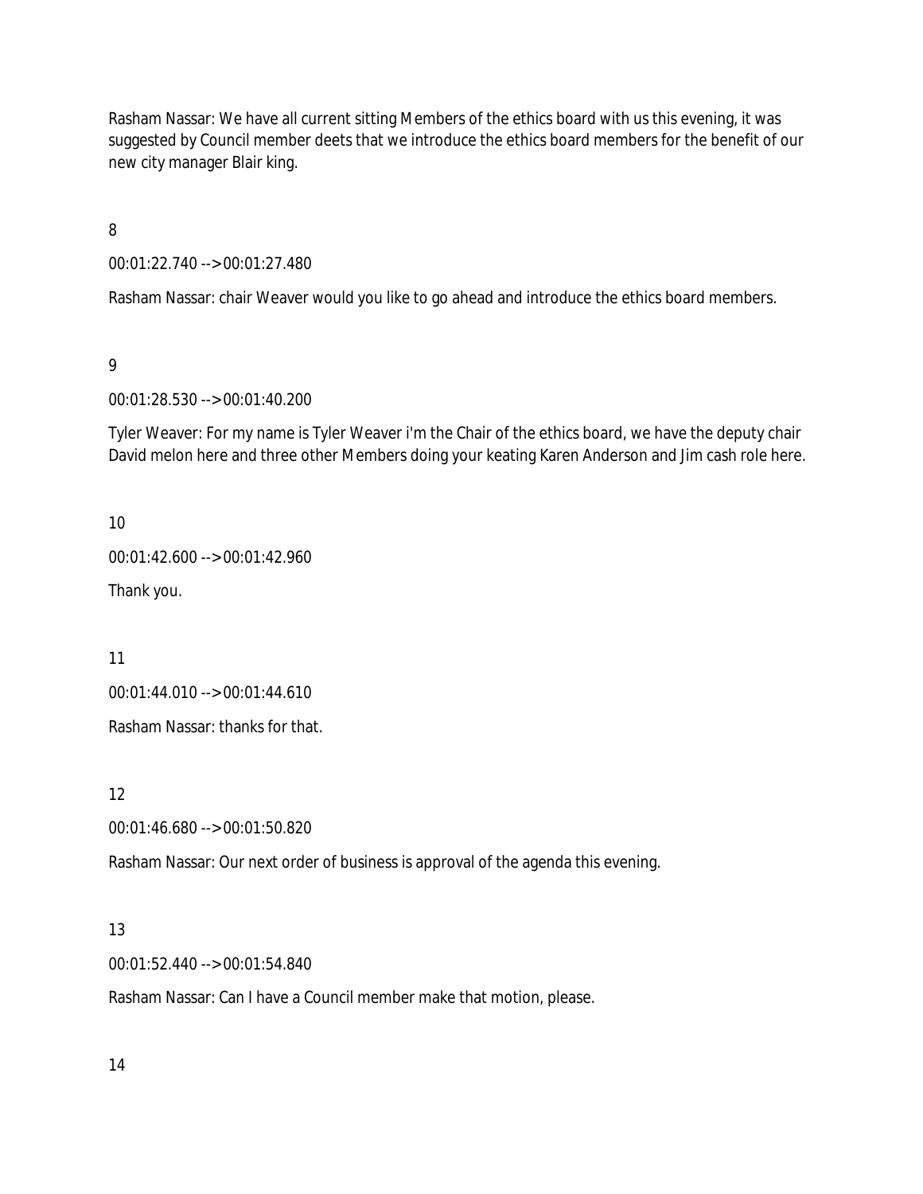Rasham Nassar: We have all current sitting Members of the ethics board with us this evening, it was suggested by Council member deets that we introduce the ethics board members for the benefit of our new city manager Blair king.

8

00:01:22.740 --> 00:01:27.480

Rasham Nassar: chair Weaver would you like to go ahead and introduce the ethics board members.

9

00:01:28.530 --> 00:01:40.200

Tyler Weaver: For my name is Tyler Weaver i'm the Chair of the ethics board, we have the deputy chair David melon here and three other Members doing your keating Karen Anderson and Jim cash role here.

10

00:01:42.600 --> 00:01:42.960

Thank you.

11

00:01:44.010 --> 00:01:44.610

Rasham Nassar: thanks for that.

12

00:01:46.680 --> 00:01:50.820

Rasham Nassar: Our next order of business is approval of the agenda this evening.

13

00:01:52.440 --> 00:01:54.840

Rasham Nassar: Can I have a Council member make that motion, please.

14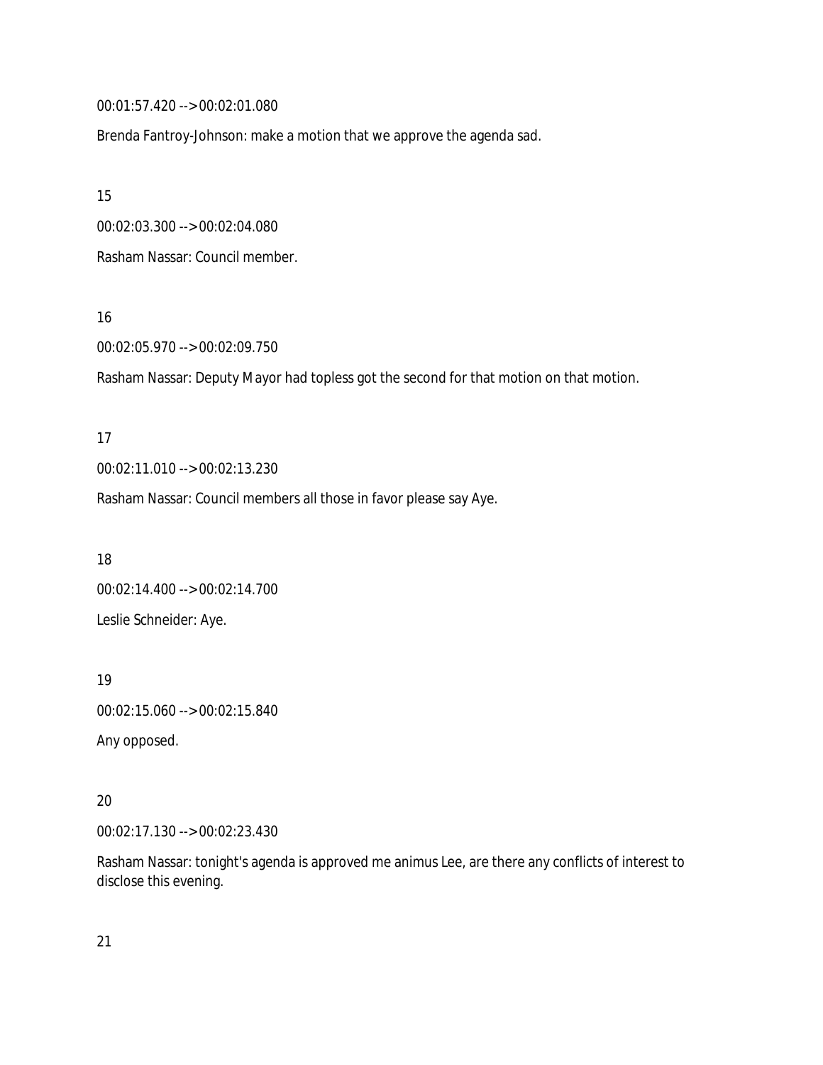00:01:57.420 --> 00:02:01.080

Brenda Fantroy-Johnson: make a motion that we approve the agenda sad.

15

00:02:03.300 --> 00:02:04.080

Rasham Nassar: Council member.

16

00:02:05.970 --> 00:02:09.750

Rasham Nassar: Deputy Mayor had topless got the second for that motion on that motion.

17

00:02:11.010 --> 00:02:13.230

Rasham Nassar: Council members all those in favor please say Aye.

18

00:02:14.400 --> 00:02:14.700

Leslie Schneider: Aye.

19

00:02:15.060 --> 00:02:15.840

Any opposed.

20

00:02:17.130 --> 00:02:23.430

Rasham Nassar: tonight's agenda is approved me animus Lee, are there any conflicts of interest to disclose this evening.

21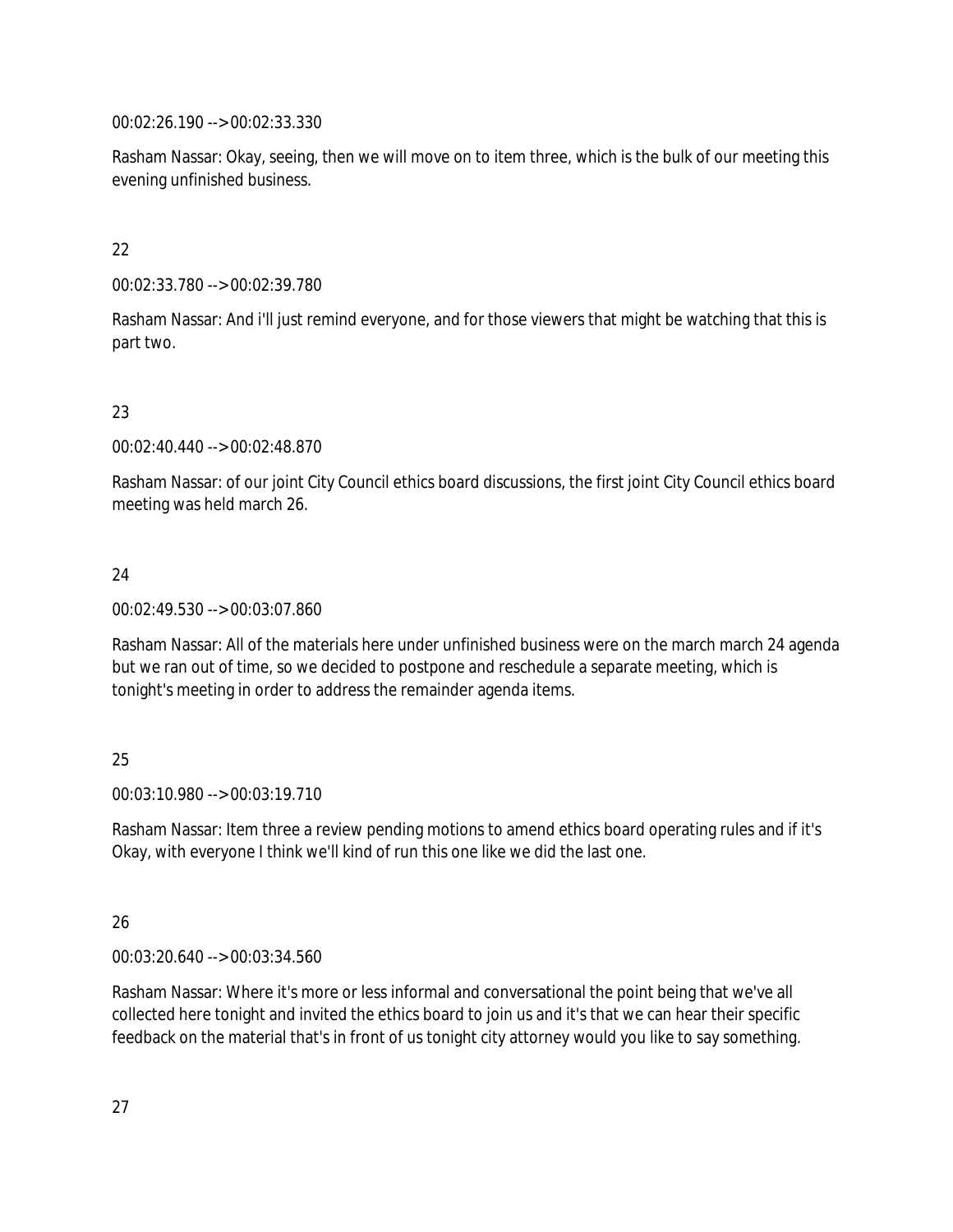00:02:26.190 --> 00:02:33.330

Rasham Nassar: Okay, seeing, then we will move on to item three, which is the bulk of our meeting this evening unfinished business.

22

00:02:33.780 --> 00:02:39.780

Rasham Nassar: And i'll just remind everyone, and for those viewers that might be watching that this is part two.

23

00:02:40.440 --> 00:02:48.870

Rasham Nassar: of our joint City Council ethics board discussions, the first joint City Council ethics board meeting was held march 26.

24

00:02:49.530 --> 00:03:07.860

Rasham Nassar: All of the materials here under unfinished business were on the march march 24 agenda but we ran out of time, so we decided to postpone and reschedule a separate meeting, which is tonight's meeting in order to address the remainder agenda items.

25

00:03:10.980 --> 00:03:19.710

Rasham Nassar: Item three a review pending motions to amend ethics board operating rules and if it's Okay, with everyone I think we'll kind of run this one like we did the last one.

26

00:03:20.640 --> 00:03:34.560

Rasham Nassar: Where it's more or less informal and conversational the point being that we've all collected here tonight and invited the ethics board to join us and it's that we can hear their specific feedback on the material that's in front of us tonight city attorney would you like to say something.

27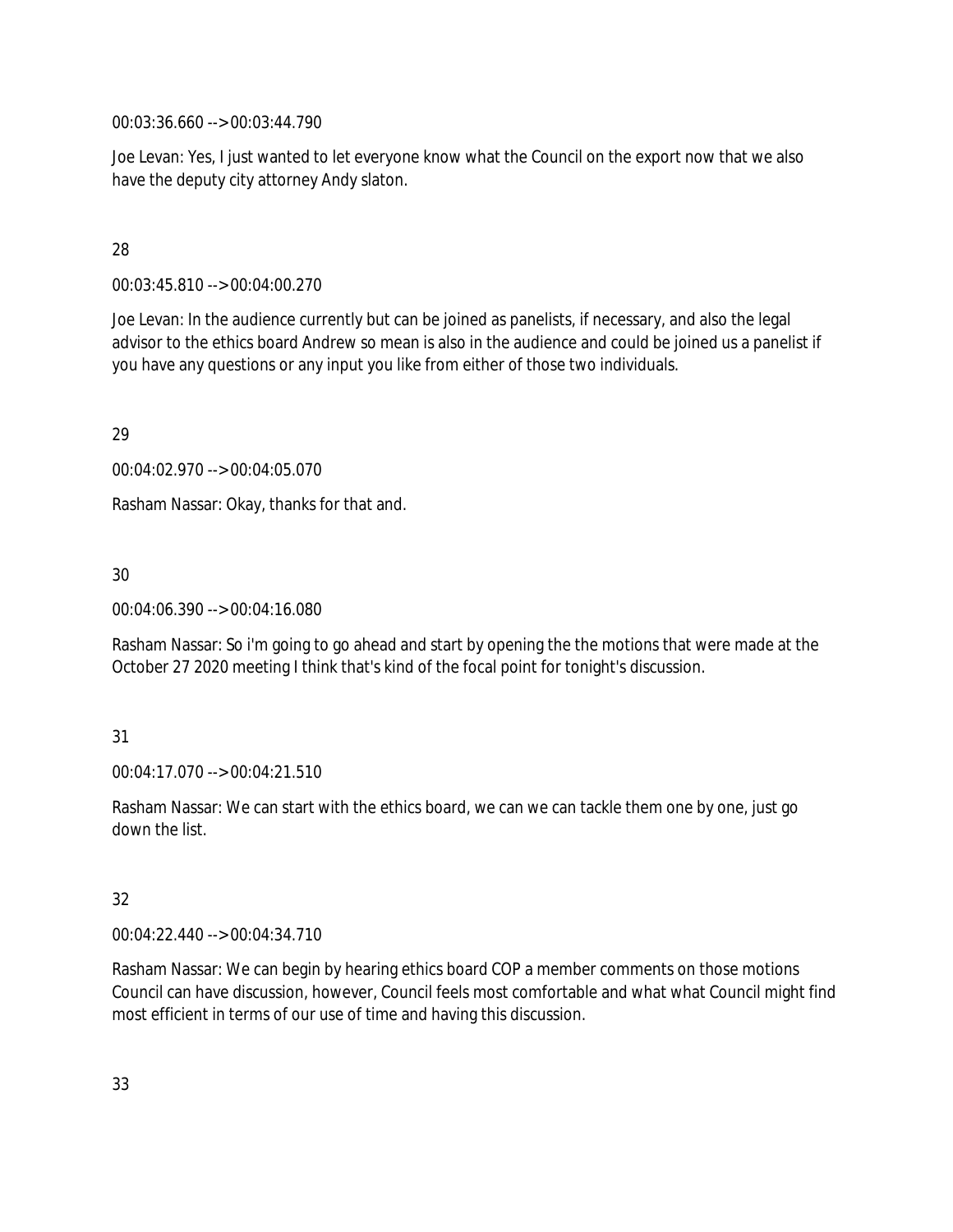00:03:36.660 --> 00:03:44.790

Joe Levan: Yes, I just wanted to let everyone know what the Council on the export now that we also have the deputy city attorney Andy slaton.

28

00:03:45.810 --> 00:04:00.270

Joe Levan: In the audience currently but can be joined as panelists, if necessary, and also the legal advisor to the ethics board Andrew so mean is also in the audience and could be joined us a panelist if you have any questions or any input you like from either of those two individuals.

29

00:04:02.970 --> 00:04:05.070

Rasham Nassar: Okay, thanks for that and.

30

00:04:06.390 --> 00:04:16.080

Rasham Nassar: So i'm going to go ahead and start by opening the the motions that were made at the October 27 2020 meeting I think that's kind of the focal point for tonight's discussion.

31

00:04:17.070 --> 00:04:21.510

Rasham Nassar: We can start with the ethics board, we can we can tackle them one by one, just go down the list.

32

00:04:22.440 --> 00:04:34.710

Rasham Nassar: We can begin by hearing ethics board COP a member comments on those motions Council can have discussion, however, Council feels most comfortable and what what Council might find most efficient in terms of our use of time and having this discussion.

33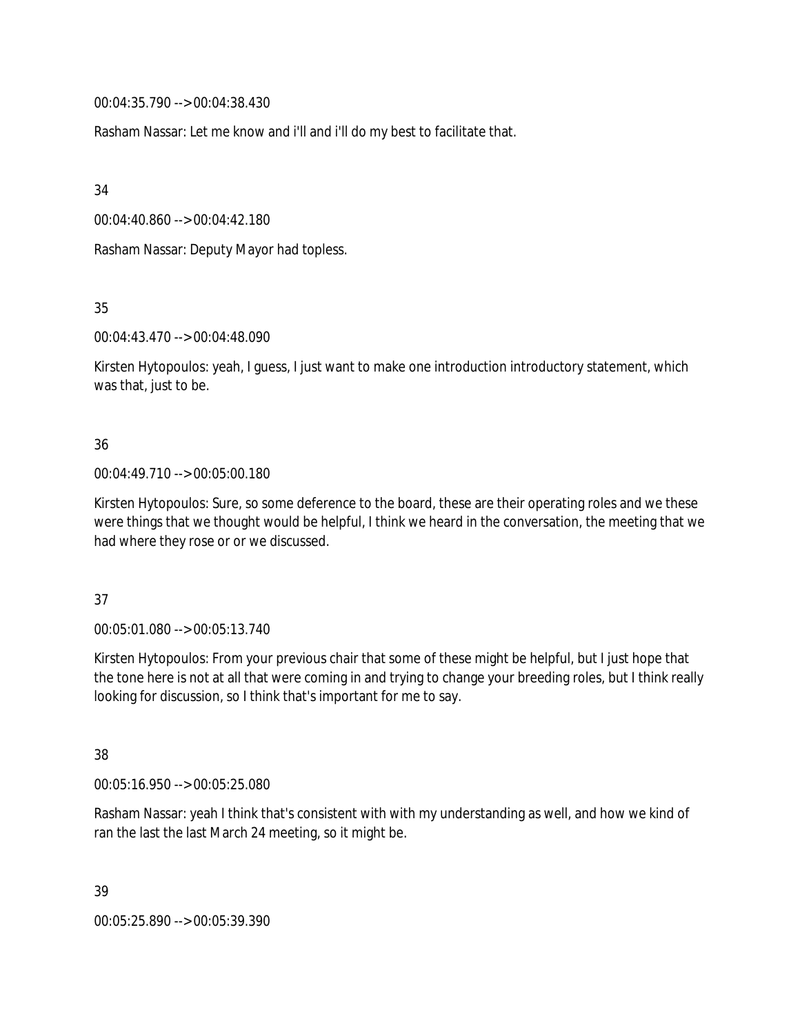00:04:35.790 --> 00:04:38.430

Rasham Nassar: Let me know and i'll and i'll do my best to facilitate that.

34

00:04:40.860 --> 00:04:42.180

Rasham Nassar: Deputy Mayor had topless.

35

00:04:43.470 --> 00:04:48.090

Kirsten Hytopoulos: yeah, I guess, I just want to make one introduction introductory statement, which was that, just to be.

36

00:04:49.710 --> 00:05:00.180

Kirsten Hytopoulos: Sure, so some deference to the board, these are their operating roles and we these were things that we thought would be helpful, I think we heard in the conversation, the meeting that we had where they rose or or we discussed.

37

00:05:01.080 --> 00:05:13.740

Kirsten Hytopoulos: From your previous chair that some of these might be helpful, but I just hope that the tone here is not at all that were coming in and trying to change your breeding roles, but I think really looking for discussion, so I think that's important for me to say.

38

00:05:16.950 --> 00:05:25.080

Rasham Nassar: yeah I think that's consistent with with my understanding as well, and how we kind of ran the last the last March 24 meeting, so it might be.

39

00:05:25.890 --> 00:05:39.390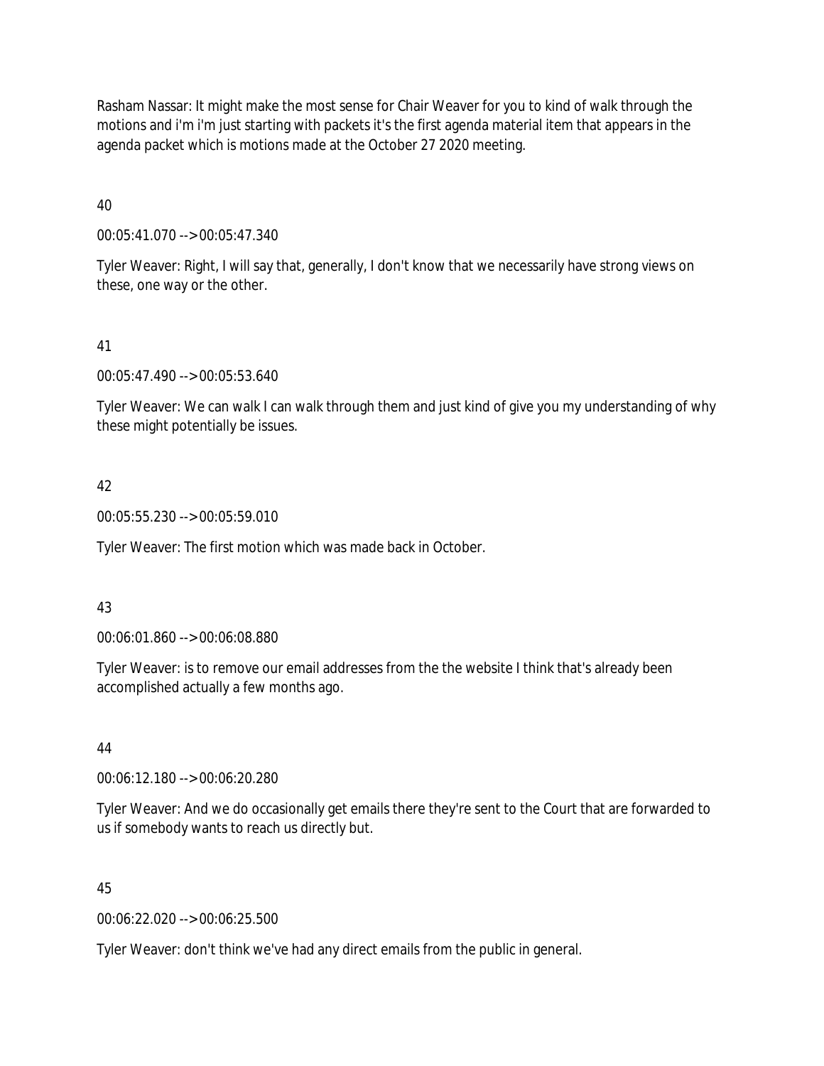Rasham Nassar: It might make the most sense for Chair Weaver for you to kind of walk through the motions and i'm i'm just starting with packets it's the first agenda material item that appears in the agenda packet which is motions made at the October 27 2020 meeting.

40

00:05:41.070 --> 00:05:47.340

Tyler Weaver: Right, I will say that, generally, I don't know that we necessarily have strong views on these, one way or the other.

41

00:05:47.490 --> 00:05:53.640

Tyler Weaver: We can walk I can walk through them and just kind of give you my understanding of why these might potentially be issues.

42

00:05:55.230 --> 00:05:59.010

Tyler Weaver: The first motion which was made back in October.

43

00:06:01.860 --> 00:06:08.880

Tyler Weaver: is to remove our email addresses from the the website I think that's already been accomplished actually a few months ago.

44

00:06:12.180 --> 00:06:20.280

Tyler Weaver: And we do occasionally get emails there they're sent to the Court that are forwarded to us if somebody wants to reach us directly but.

45

00:06:22.020 --> 00:06:25.500

Tyler Weaver: don't think we've had any direct emails from the public in general.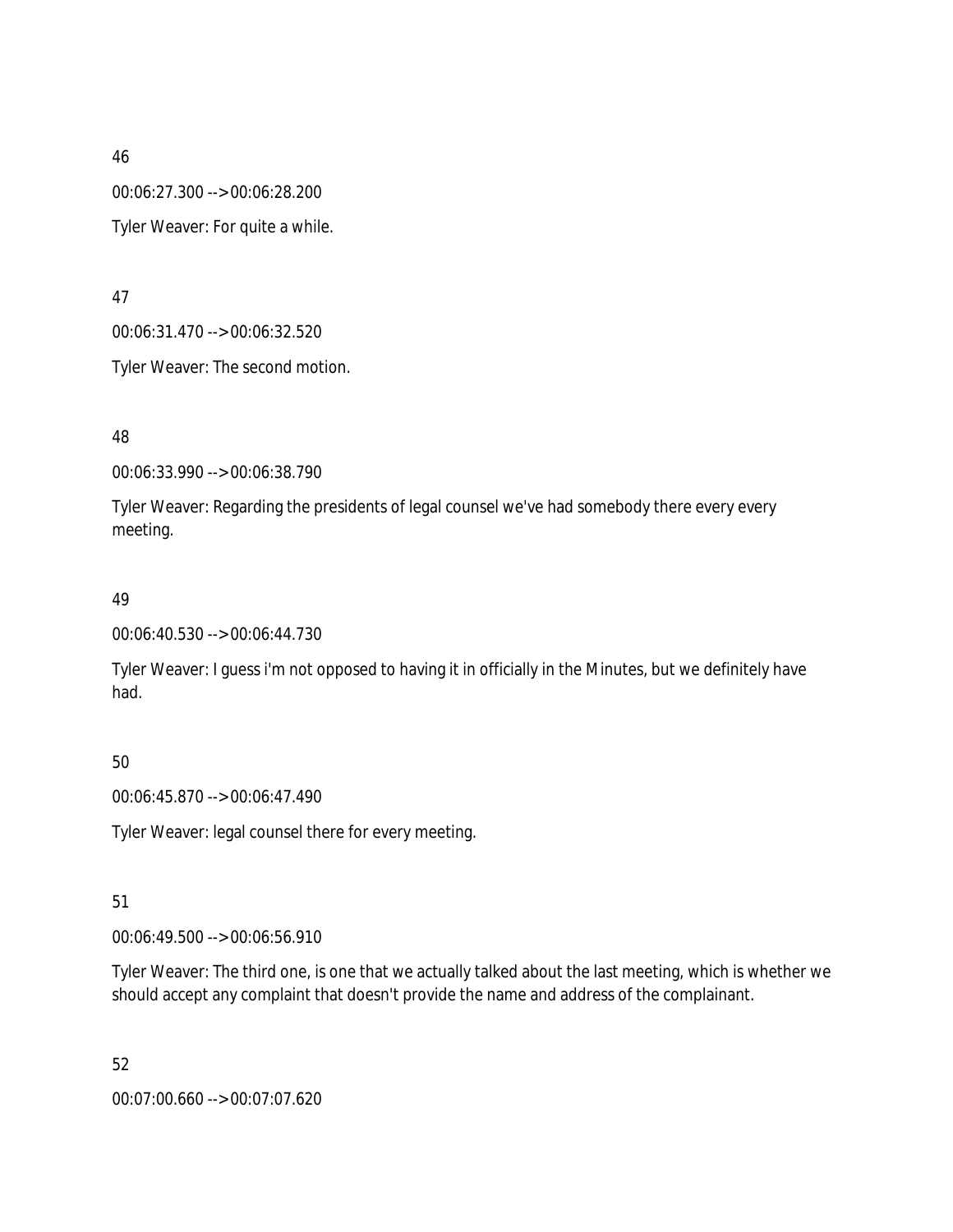46

00:06:27.300 --> 00:06:28.200

Tyler Weaver: For quite a while.

47

00:06:31.470 --> 00:06:32.520

Tyler Weaver: The second motion.

48

00:06:33.990 --> 00:06:38.790

Tyler Weaver: Regarding the presidents of legal counsel we've had somebody there every every meeting.

49

00:06:40.530 --> 00:06:44.730

Tyler Weaver: I guess i'm not opposed to having it in officially in the Minutes, but we definitely have had.

50

00:06:45.870 --> 00:06:47.490

Tyler Weaver: legal counsel there for every meeting.

51

00:06:49.500 --> 00:06:56.910

Tyler Weaver: The third one, is one that we actually talked about the last meeting, which is whether we should accept any complaint that doesn't provide the name and address of the complainant.

52

00:07:00.660 --> 00:07:07.620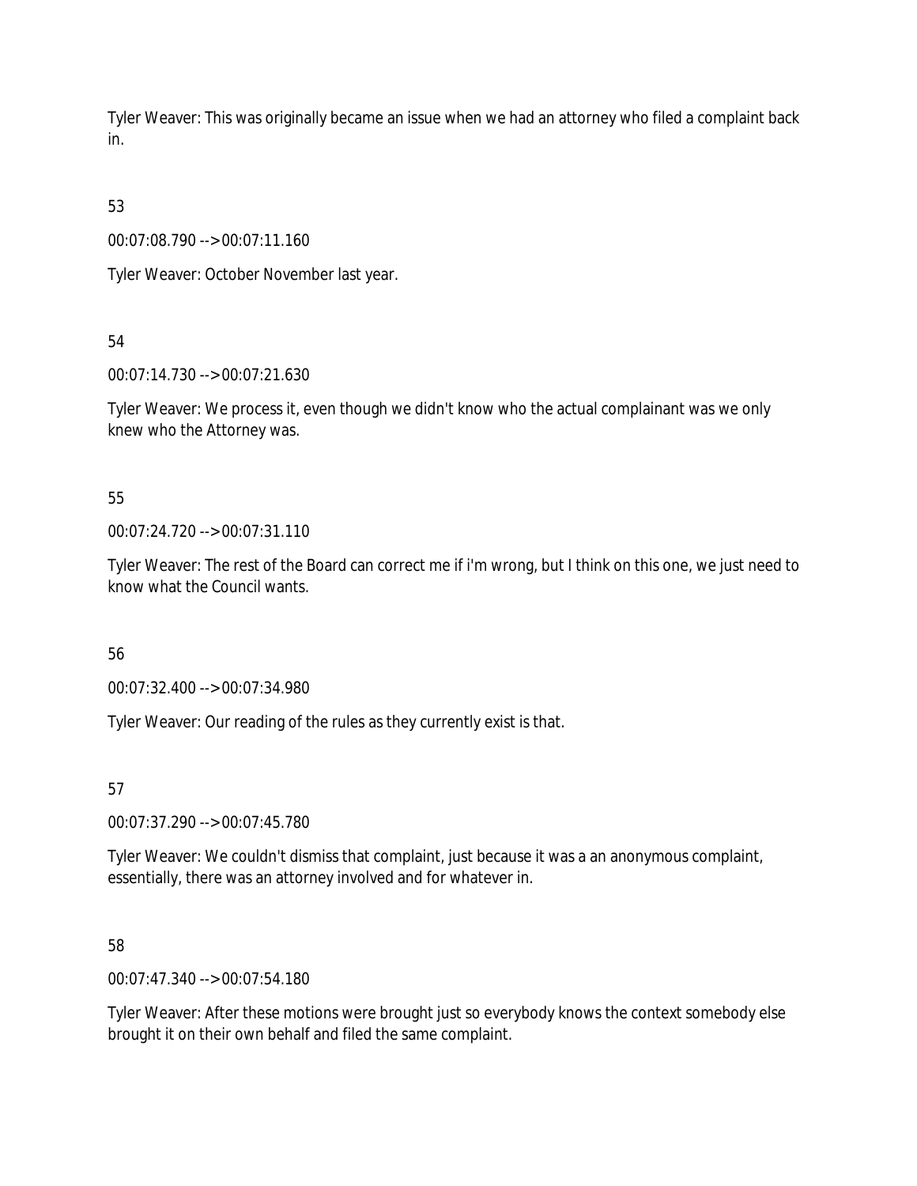Tyler Weaver: This was originally became an issue when we had an attorney who filed a complaint back in.

53

00:07:08.790 --> 00:07:11.160

Tyler Weaver: October November last year.

54

00:07:14.730 --> 00:07:21.630

Tyler Weaver: We process it, even though we didn't know who the actual complainant was we only knew who the Attorney was.

55

00:07:24.720 --> 00:07:31.110

Tyler Weaver: The rest of the Board can correct me if i'm wrong, but I think on this one, we just need to know what the Council wants.

56

00:07:32.400 --> 00:07:34.980

Tyler Weaver: Our reading of the rules as they currently exist is that.

57

00:07:37.290 --> 00:07:45.780

Tyler Weaver: We couldn't dismiss that complaint, just because it was a an anonymous complaint, essentially, there was an attorney involved and for whatever in.

58

00:07:47.340 --> 00:07:54.180

Tyler Weaver: After these motions were brought just so everybody knows the context somebody else brought it on their own behalf and filed the same complaint.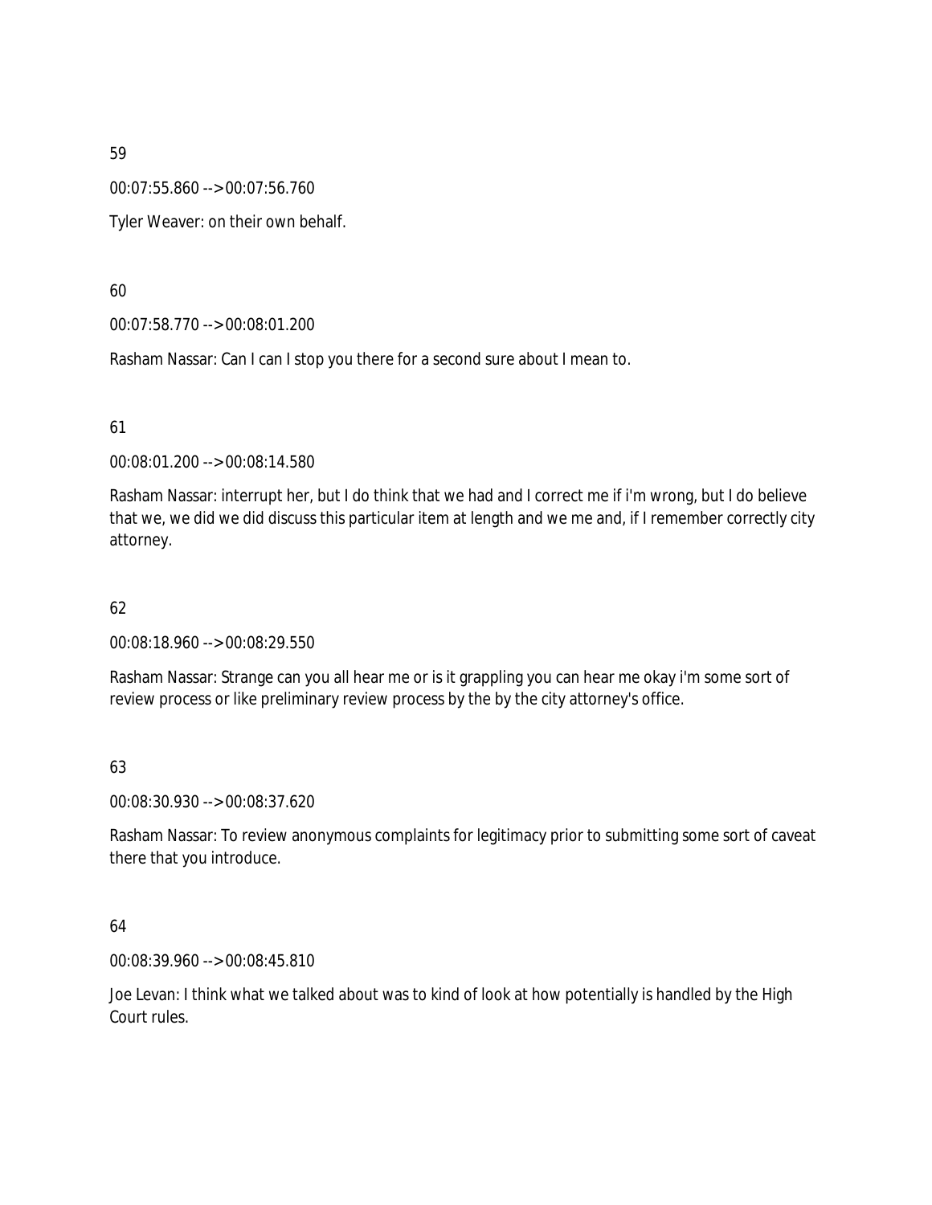59

00:07:55.860 --> 00:07:56.760

Tyler Weaver: on their own behalf.

60

00:07:58.770 --> 00:08:01.200

Rasham Nassar: Can I can I stop you there for a second sure about I mean to.

61

00:08:01.200 --> 00:08:14.580

Rasham Nassar: interrupt her, but I do think that we had and I correct me if i'm wrong, but I do believe that we, we did we did discuss this particular item at length and we me and, if I remember correctly city attorney.

62

00:08:18.960 --> 00:08:29.550

Rasham Nassar: Strange can you all hear me or is it grappling you can hear me okay i'm some sort of review process or like preliminary review process by the by the city attorney's office.

63

00:08:30.930 --> 00:08:37.620

Rasham Nassar: To review anonymous complaints for legitimacy prior to submitting some sort of caveat there that you introduce.

64

00:08:39.960 --> 00:08:45.810

Joe Levan: I think what we talked about was to kind of look at how potentially is handled by the High Court rules.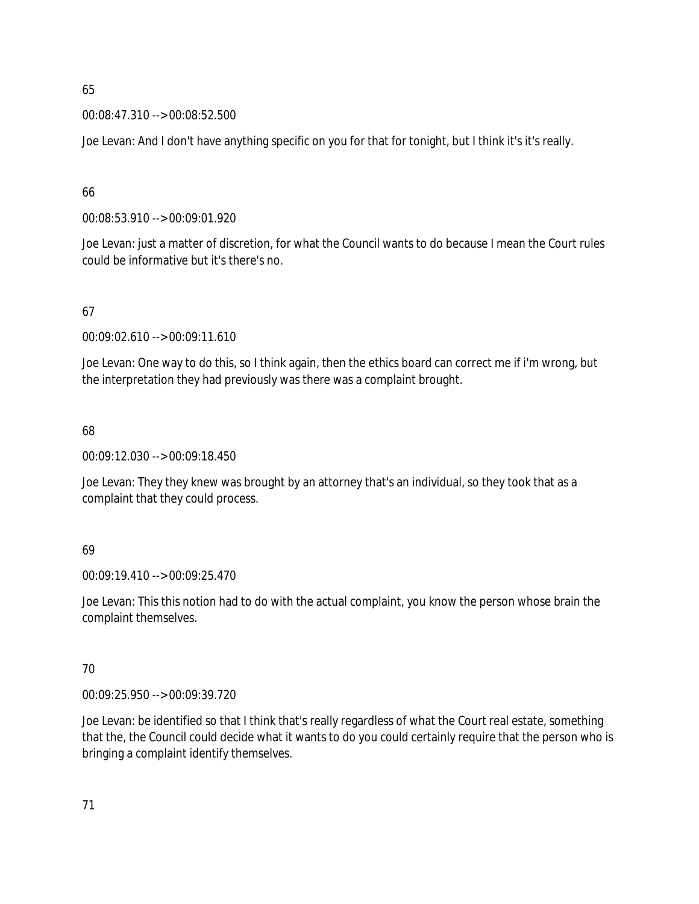65

00:08:47.310 --> 00:08:52.500

Joe Levan: And I don't have anything specific on you for that for tonight, but I think it's it's really.

66

00:08:53.910 --> 00:09:01.920

Joe Levan: just a matter of discretion, for what the Council wants to do because I mean the Court rules could be informative but it's there's no.

67

00:09:02.610 --> 00:09:11.610

Joe Levan: One way to do this, so I think again, then the ethics board can correct me if i'm wrong, but the interpretation they had previously was there was a complaint brought.

68

00:09:12.030 --> 00:09:18.450

Joe Levan: They they knew was brought by an attorney that's an individual, so they took that as a complaint that they could process.

69

00:09:19.410 --> 00:09:25.470

Joe Levan: This this notion had to do with the actual complaint, you know the person whose brain the complaint themselves.

70

00:09:25.950 --> 00:09:39.720

Joe Levan: be identified so that I think that's really regardless of what the Court real estate, something that the, the Council could decide what it wants to do you could certainly require that the person who is bringing a complaint identify themselves.

71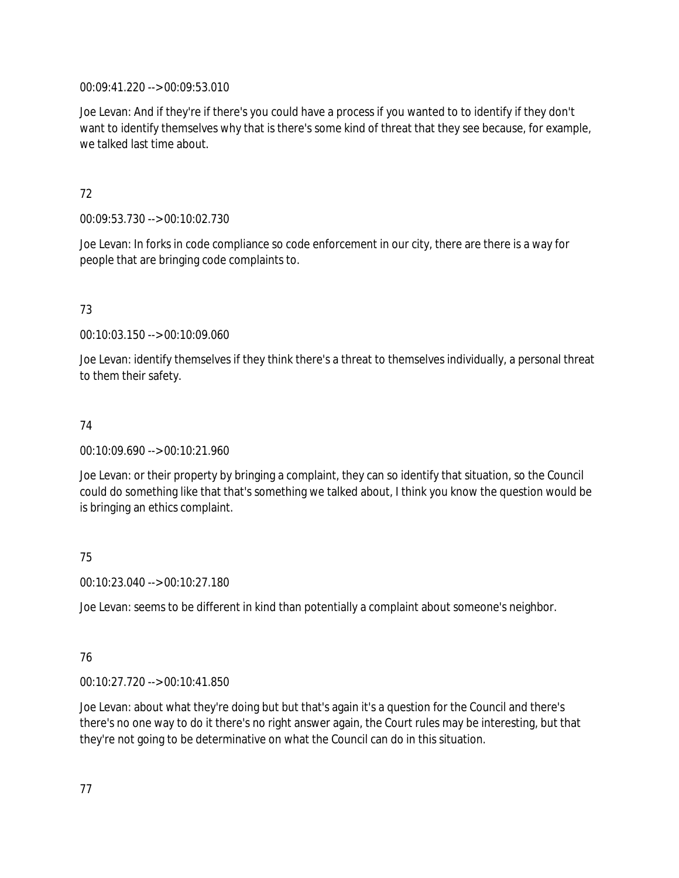00:09:41.220 --> 00:09:53.010

Joe Levan: And if they're if there's you could have a process if you wanted to to identify if they don't want to identify themselves why that is there's some kind of threat that they see because, for example, we talked last time about.

72

00:09:53.730 --> 00:10:02.730

Joe Levan: In forks in code compliance so code enforcement in our city, there are there is a way for people that are bringing code complaints to.

73

00:10:03.150 --> 00:10:09.060

Joe Levan: identify themselves if they think there's a threat to themselves individually, a personal threat to them their safety.

74

00:10:09.690 --> 00:10:21.960

Joe Levan: or their property by bringing a complaint, they can so identify that situation, so the Council could do something like that that's something we talked about, I think you know the question would be is bringing an ethics complaint.

75

00:10:23.040 --> 00:10:27.180

Joe Levan: seems to be different in kind than potentially a complaint about someone's neighbor.

76

00:10:27.720 --> 00:10:41.850

Joe Levan: about what they're doing but but that's again it's a question for the Council and there's there's no one way to do it there's no right answer again, the Court rules may be interesting, but that they're not going to be determinative on what the Council can do in this situation.

77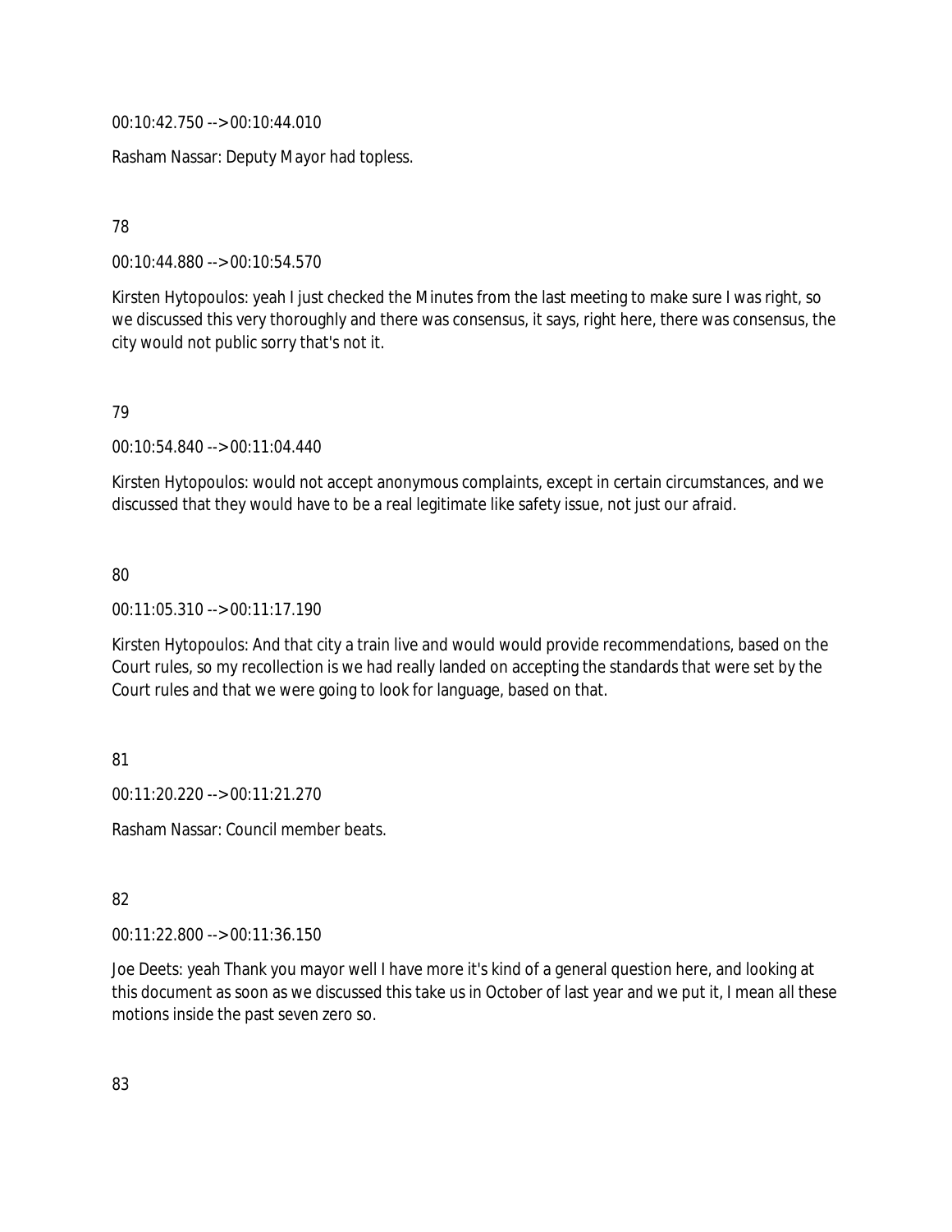00:10:42.750 --> 00:10:44.010

Rasham Nassar: Deputy Mayor had topless.

78

00:10:44.880 --> 00:10:54.570

Kirsten Hytopoulos: yeah I just checked the Minutes from the last meeting to make sure I was right, so we discussed this very thoroughly and there was consensus, it says, right here, there was consensus, the city would not public sorry that's not it.

79

00:10:54.840 --> 00:11:04.440

Kirsten Hytopoulos: would not accept anonymous complaints, except in certain circumstances, and we discussed that they would have to be a real legitimate like safety issue, not just our afraid.

80

00:11:05.310 --> 00:11:17.190

Kirsten Hytopoulos: And that city a train live and would would provide recommendations, based on the Court rules, so my recollection is we had really landed on accepting the standards that were set by the Court rules and that we were going to look for language, based on that.

81

00:11:20.220 --> 00:11:21.270

Rasham Nassar: Council member beats.

82

00:11:22.800 --> 00:11:36.150

Joe Deets: yeah Thank you mayor well I have more it's kind of a general question here, and looking at this document as soon as we discussed this take us in October of last year and we put it, I mean all these motions inside the past seven zero so.

83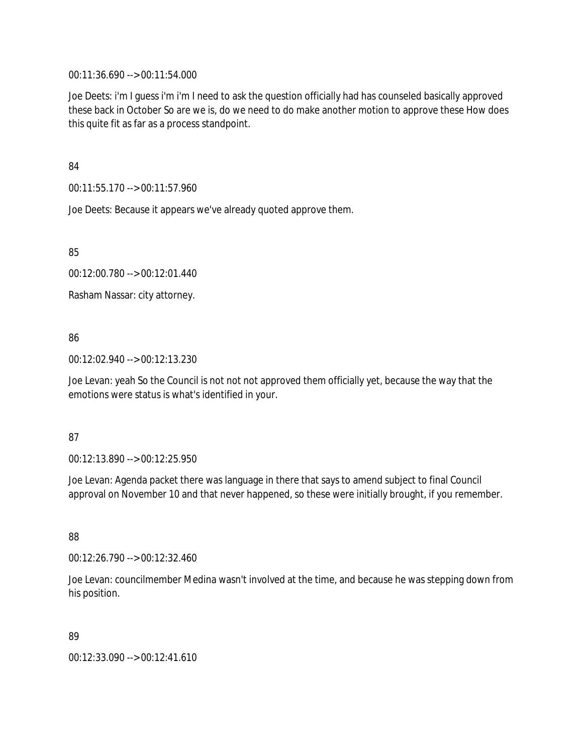00:11:36.690 --> 00:11:54.000

Joe Deets: i'm I guess i'm i'm I need to ask the question officially had has counseled basically approved these back in October So are we is, do we need to do make another motion to approve these How does this quite fit as far as a process standpoint.

84

00:11:55.170 --> 00:11:57.960

Joe Deets: Because it appears we've already quoted approve them.

85

00:12:00.780 --> 00:12:01.440

Rasham Nassar: city attorney.

86

00:12:02.940 --> 00:12:13.230

Joe Levan: yeah So the Council is not not not approved them officially yet, because the way that the emotions were status is what's identified in your.

87

00:12:13.890 --> 00:12:25.950

Joe Levan: Agenda packet there was language in there that says to amend subject to final Council approval on November 10 and that never happened, so these were initially brought, if you remember.

88

00:12:26.790 --> 00:12:32.460

Joe Levan: councilmember Medina wasn't involved at the time, and because he was stepping down from his position.

89

00:12:33.090 --> 00:12:41.610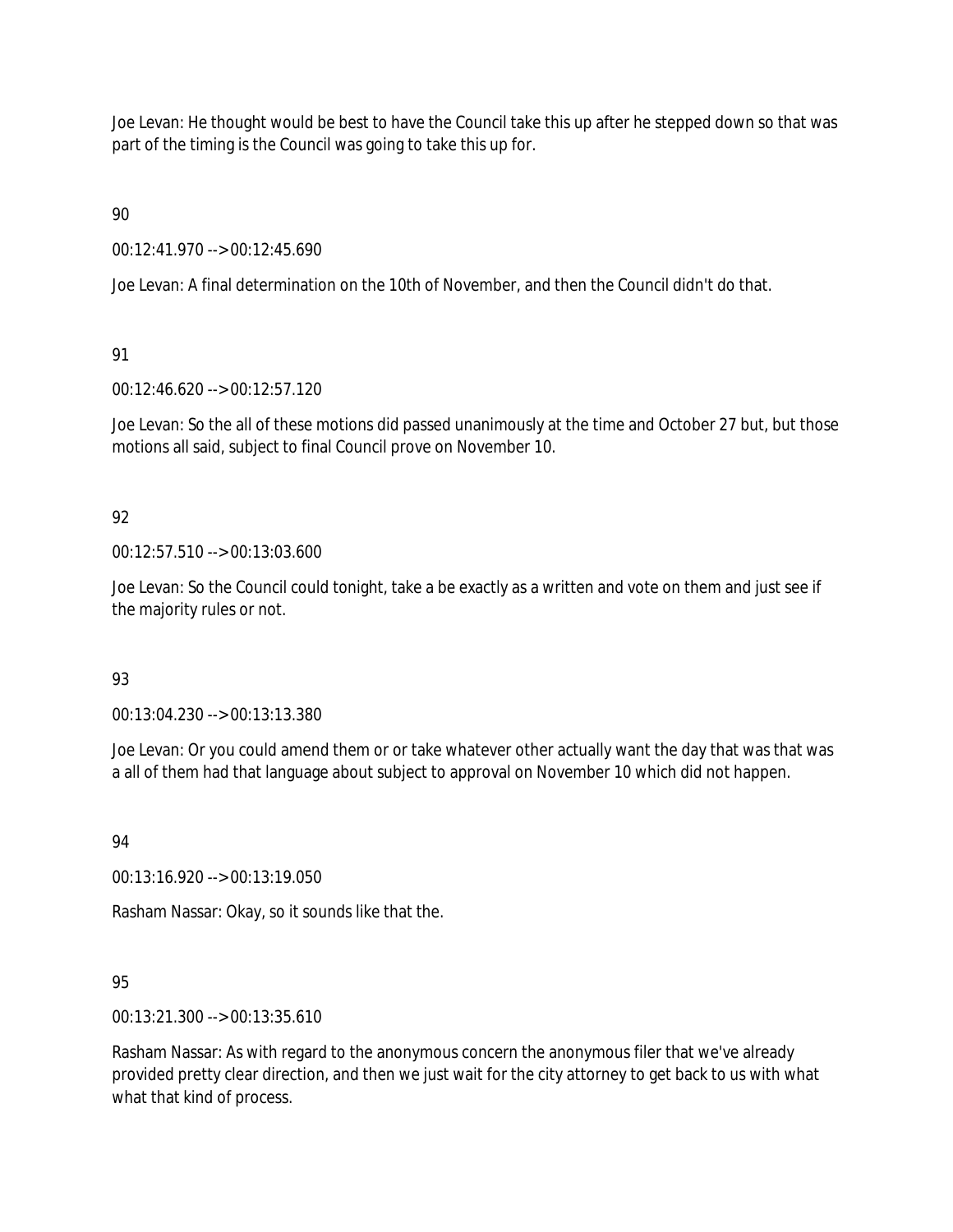Joe Levan: He thought would be best to have the Council take this up after he stepped down so that was part of the timing is the Council was going to take this up for.

90

00:12:41.970 --> 00:12:45.690

Joe Levan: A final determination on the 10th of November, and then the Council didn't do that.

91

00:12:46.620 --> 00:12:57.120

Joe Levan: So the all of these motions did passed unanimously at the time and October 27 but, but those motions all said, subject to final Council prove on November 10.

92

00:12:57.510 --> 00:13:03.600

Joe Levan: So the Council could tonight, take a be exactly as a written and vote on them and just see if the majority rules or not.

93

00:13:04.230 --> 00:13:13.380

Joe Levan: Or you could amend them or or take whatever other actually want the day that was that was a all of them had that language about subject to approval on November 10 which did not happen.

94

00:13:16.920 --> 00:13:19.050

Rasham Nassar: Okay, so it sounds like that the.

95

00:13:21.300 --> 00:13:35.610

Rasham Nassar: As with regard to the anonymous concern the anonymous filer that we've already provided pretty clear direction, and then we just wait for the city attorney to get back to us with what what that kind of process.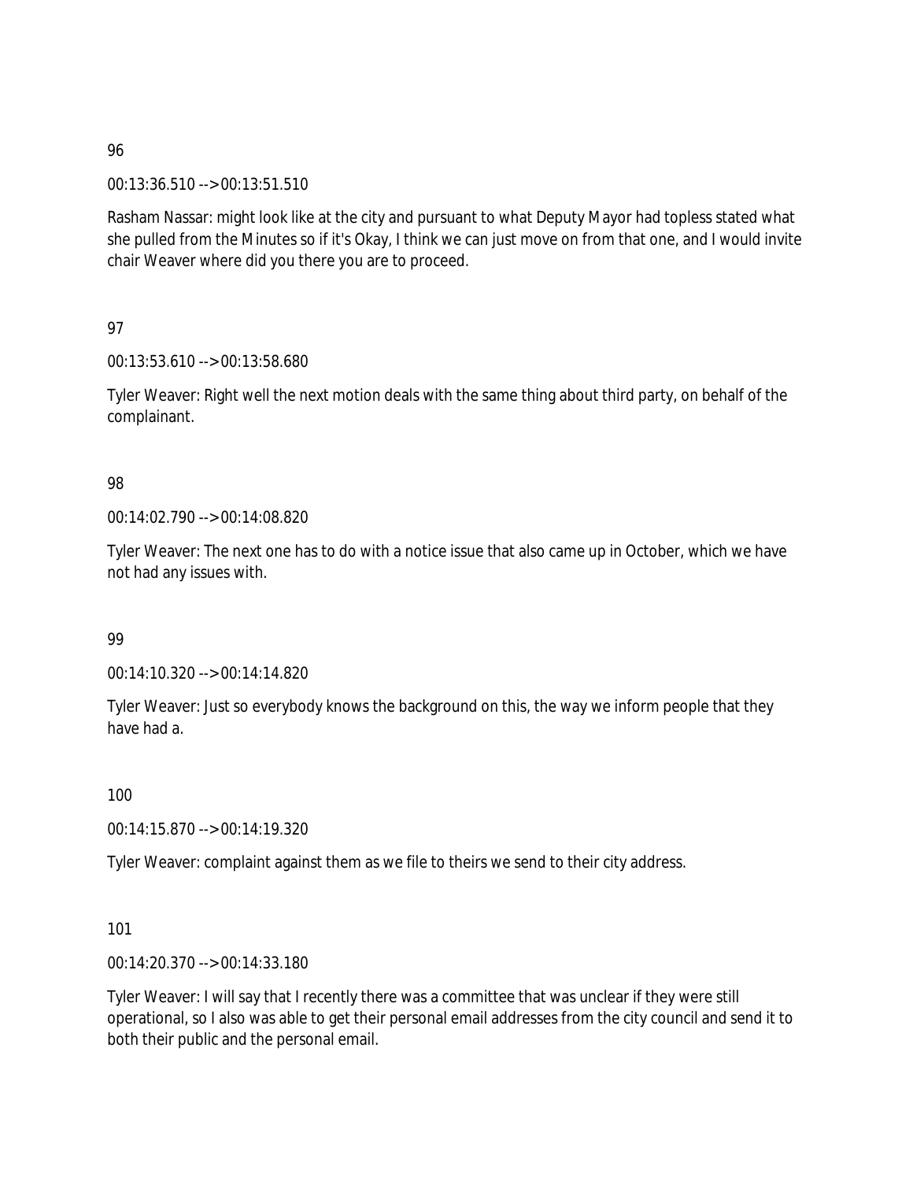96

00:13:36.510 --> 00:13:51.510

Rasham Nassar: might look like at the city and pursuant to what Deputy Mayor had topless stated what she pulled from the Minutes so if it's Okay, I think we can just move on from that one, and I would invite chair Weaver where did you there you are to proceed.

97

00:13:53.610 --> 00:13:58.680

Tyler Weaver: Right well the next motion deals with the same thing about third party, on behalf of the complainant.

98

00:14:02.790 --> 00:14:08.820

Tyler Weaver: The next one has to do with a notice issue that also came up in October, which we have not had any issues with.

99

00:14:10.320 --> 00:14:14.820

Tyler Weaver: Just so everybody knows the background on this, the way we inform people that they have had a.

100

00:14:15.870 --> 00:14:19.320

Tyler Weaver: complaint against them as we file to theirs we send to their city address.

101

00:14:20.370 --> 00:14:33.180

Tyler Weaver: I will say that I recently there was a committee that was unclear if they were still operational, so I also was able to get their personal email addresses from the city council and send it to both their public and the personal email.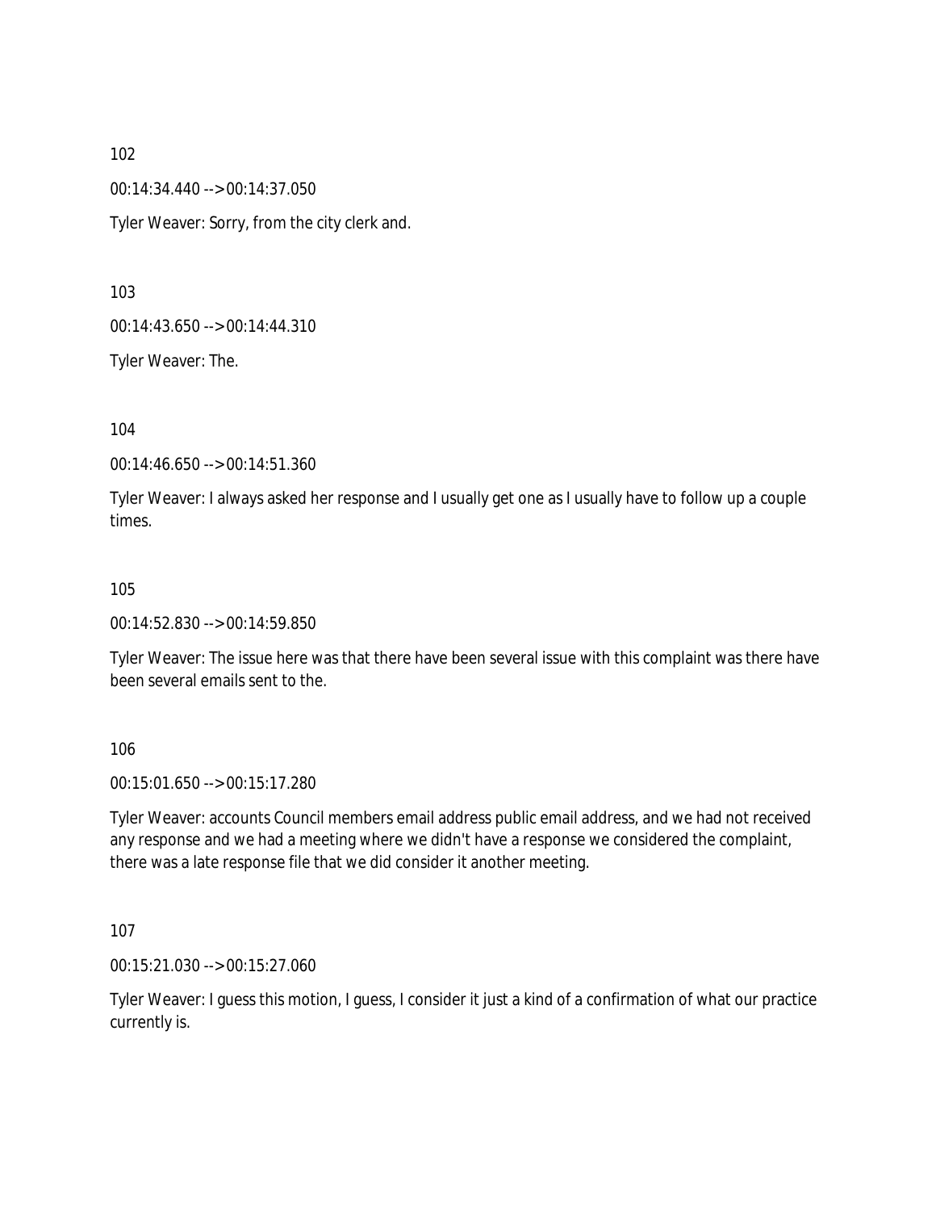102

00:14:34.440 --> 00:14:37.050

Tyler Weaver: Sorry, from the city clerk and.

103

00:14:43.650 --> 00:14:44.310

Tyler Weaver: The.

104

00:14:46.650 --> 00:14:51.360

Tyler Weaver: I always asked her response and I usually get one as I usually have to follow up a couple times.

105

00:14:52.830 --> 00:14:59.850

Tyler Weaver: The issue here was that there have been several issue with this complaint was there have been several emails sent to the.

106

00:15:01.650 --> 00:15:17.280

Tyler Weaver: accounts Council members email address public email address, and we had not received any response and we had a meeting where we didn't have a response we considered the complaint, there was a late response file that we did consider it another meeting.

107

00:15:21.030 --> 00:15:27.060

Tyler Weaver: I guess this motion, I guess, I consider it just a kind of a confirmation of what our practice currently is.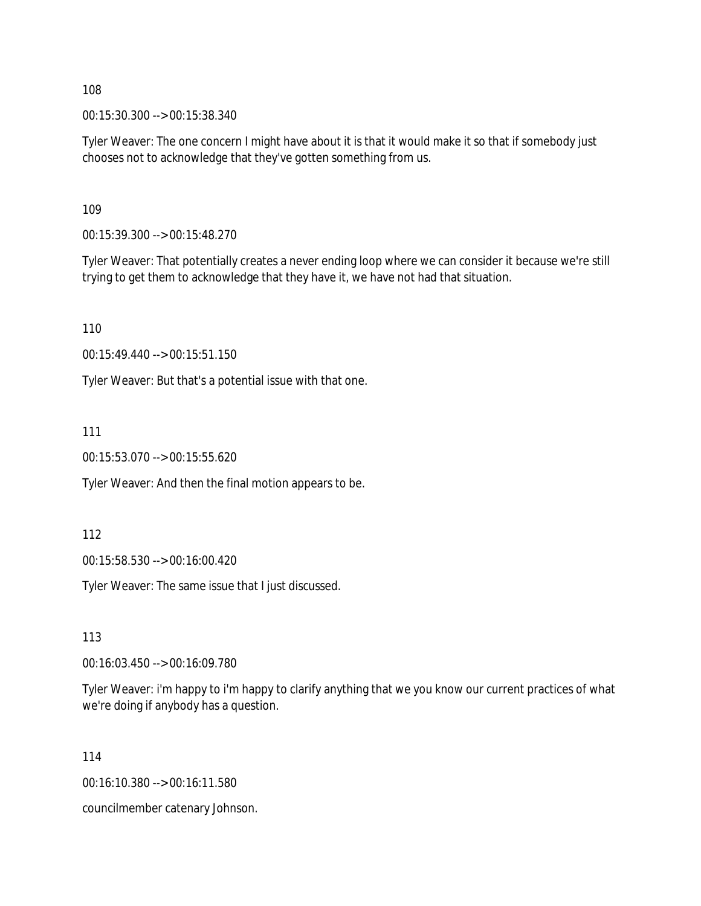108

00:15:30.300 --> 00:15:38.340

Tyler Weaver: The one concern I might have about it is that it would make it so that if somebody just chooses not to acknowledge that they've gotten something from us.

109

00:15:39.300 --> 00:15:48.270

Tyler Weaver: That potentially creates a never ending loop where we can consider it because we're still trying to get them to acknowledge that they have it, we have not had that situation.

110

00:15:49.440 --> 00:15:51.150

Tyler Weaver: But that's a potential issue with that one.

111

00:15:53.070 --> 00:15:55.620

Tyler Weaver: And then the final motion appears to be.

112

00:15:58.530 --> 00:16:00.420

Tyler Weaver: The same issue that I just discussed.

113

00:16:03.450 --> 00:16:09.780

Tyler Weaver: i'm happy to i'm happy to clarify anything that we you know our current practices of what we're doing if anybody has a question.

114

00:16:10.380 --> 00:16:11.580

councilmember catenary Johnson.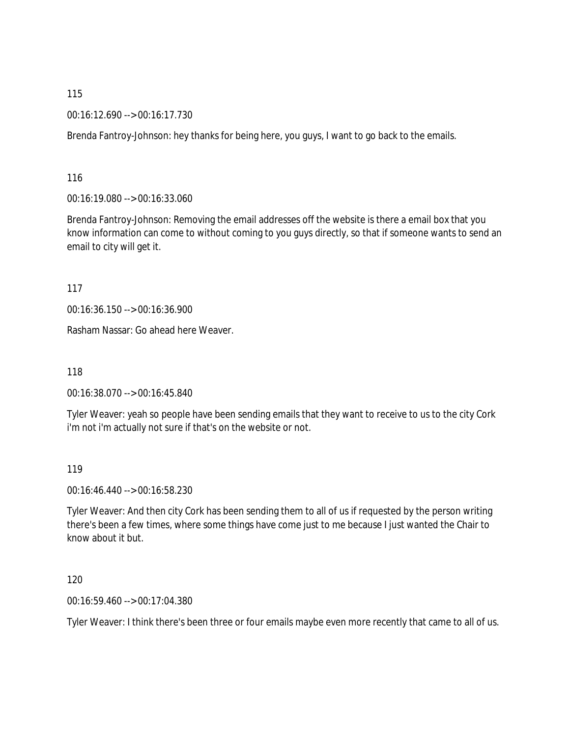115

00:16:12.690 --> 00:16:17.730

Brenda Fantroy-Johnson: hey thanks for being here, you guys, I want to go back to the emails.

116

00:16:19.080 --> 00:16:33.060

Brenda Fantroy-Johnson: Removing the email addresses off the website is there a email box that you know information can come to without coming to you guys directly, so that if someone wants to send an email to city will get it.

117

00:16:36.150 --> 00:16:36.900

Rasham Nassar: Go ahead here Weaver.

118

00:16:38.070 --> 00:16:45.840

Tyler Weaver: yeah so people have been sending emails that they want to receive to us to the city Cork i'm not i'm actually not sure if that's on the website or not.

119

00:16:46.440 --> 00:16:58.230

Tyler Weaver: And then city Cork has been sending them to all of us if requested by the person writing there's been a few times, where some things have come just to me because I just wanted the Chair to know about it but.

120

00:16:59.460 --> 00:17:04.380

Tyler Weaver: I think there's been three or four emails maybe even more recently that came to all of us.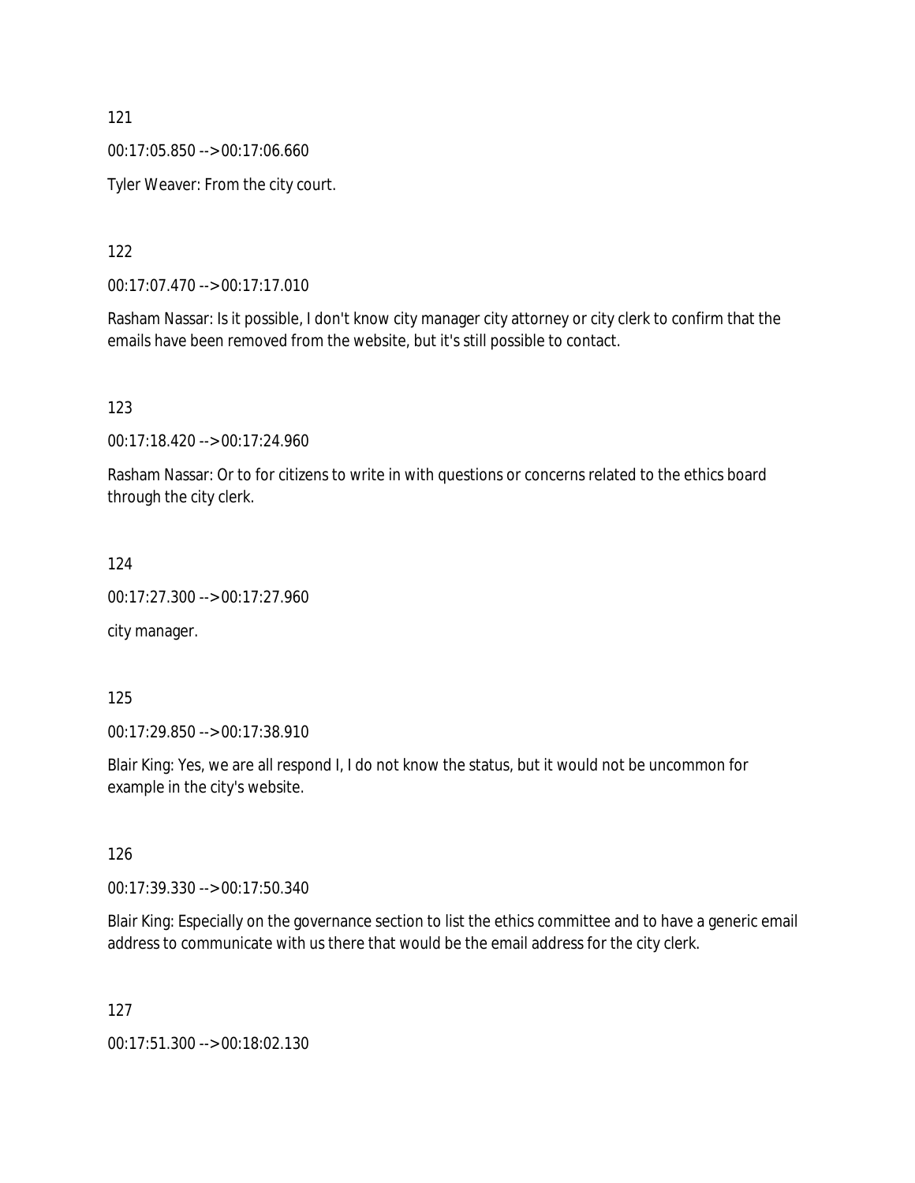121

00:17:05.850 --> 00:17:06.660

Tyler Weaver: From the city court.

122

00:17:07.470 --> 00:17:17.010

Rasham Nassar: Is it possible, I don't know city manager city attorney or city clerk to confirm that the emails have been removed from the website, but it's still possible to contact.

123

00:17:18.420 --> 00:17:24.960

Rasham Nassar: Or to for citizens to write in with questions or concerns related to the ethics board through the city clerk.

124

00:17:27.300 --> 00:17:27.960

city manager.

125

00:17:29.850 --> 00:17:38.910

Blair King: Yes, we are all respond I, I do not know the status, but it would not be uncommon for example in the city's website.

126

00:17:39.330 --> 00:17:50.340

Blair King: Especially on the governance section to list the ethics committee and to have a generic email address to communicate with us there that would be the email address for the city clerk.

127

00:17:51.300 --> 00:18:02.130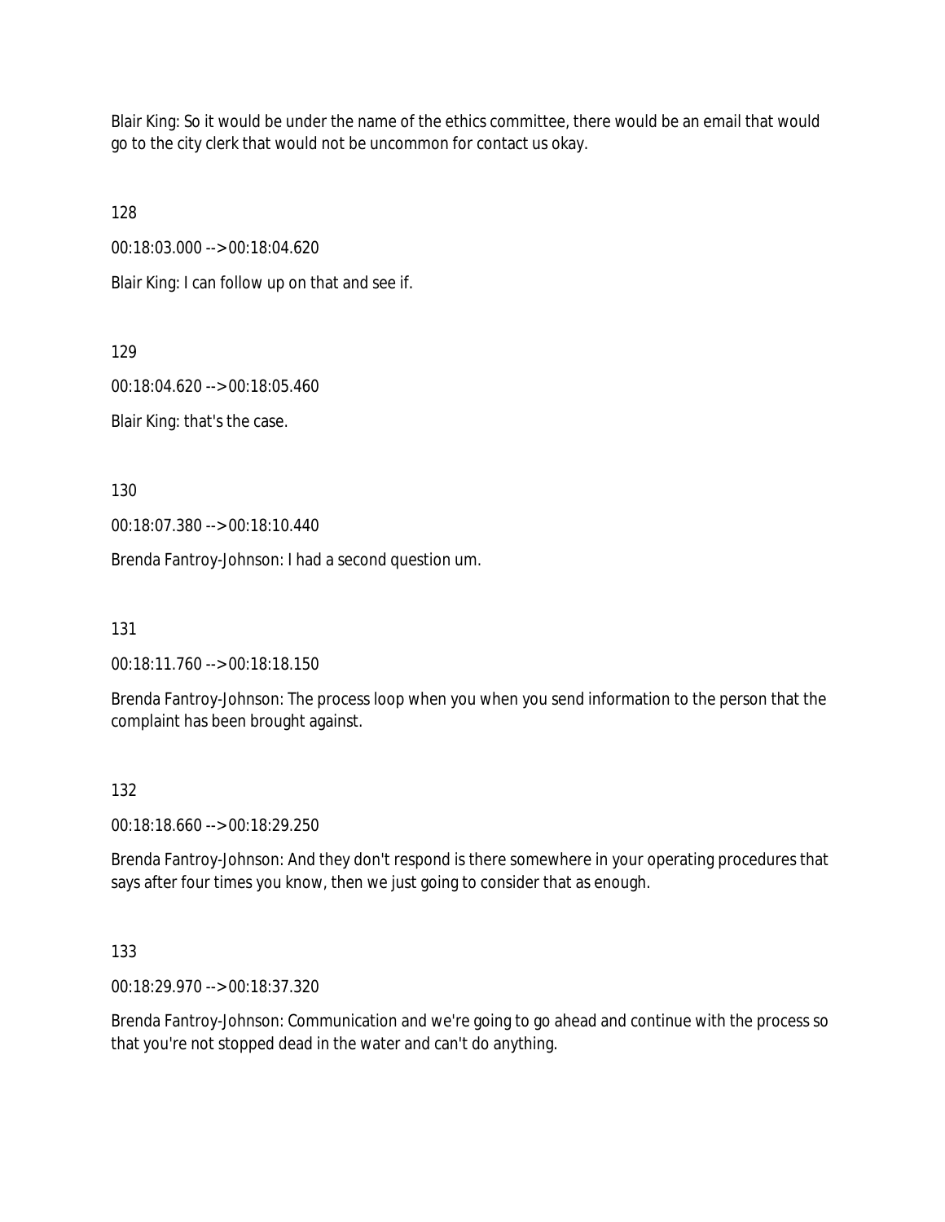Blair King: So it would be under the name of the ethics committee, there would be an email that would go to the city clerk that would not be uncommon for contact us okay.

128

00:18:03.000 --> 00:18:04.620

Blair King: I can follow up on that and see if.

129

00:18:04.620 --> 00:18:05.460

Blair King: that's the case.

130

00:18:07.380 --> 00:18:10.440

Brenda Fantroy-Johnson: I had a second question um.

131

00:18:11.760 --> 00:18:18.150

Brenda Fantroy-Johnson: The process loop when you when you send information to the person that the complaint has been brought against.

132

00:18:18.660 --> 00:18:29.250

Brenda Fantroy-Johnson: And they don't respond is there somewhere in your operating procedures that says after four times you know, then we just going to consider that as enough.

133

00:18:29.970 --> 00:18:37.320

Brenda Fantroy-Johnson: Communication and we're going to go ahead and continue with the process so that you're not stopped dead in the water and can't do anything.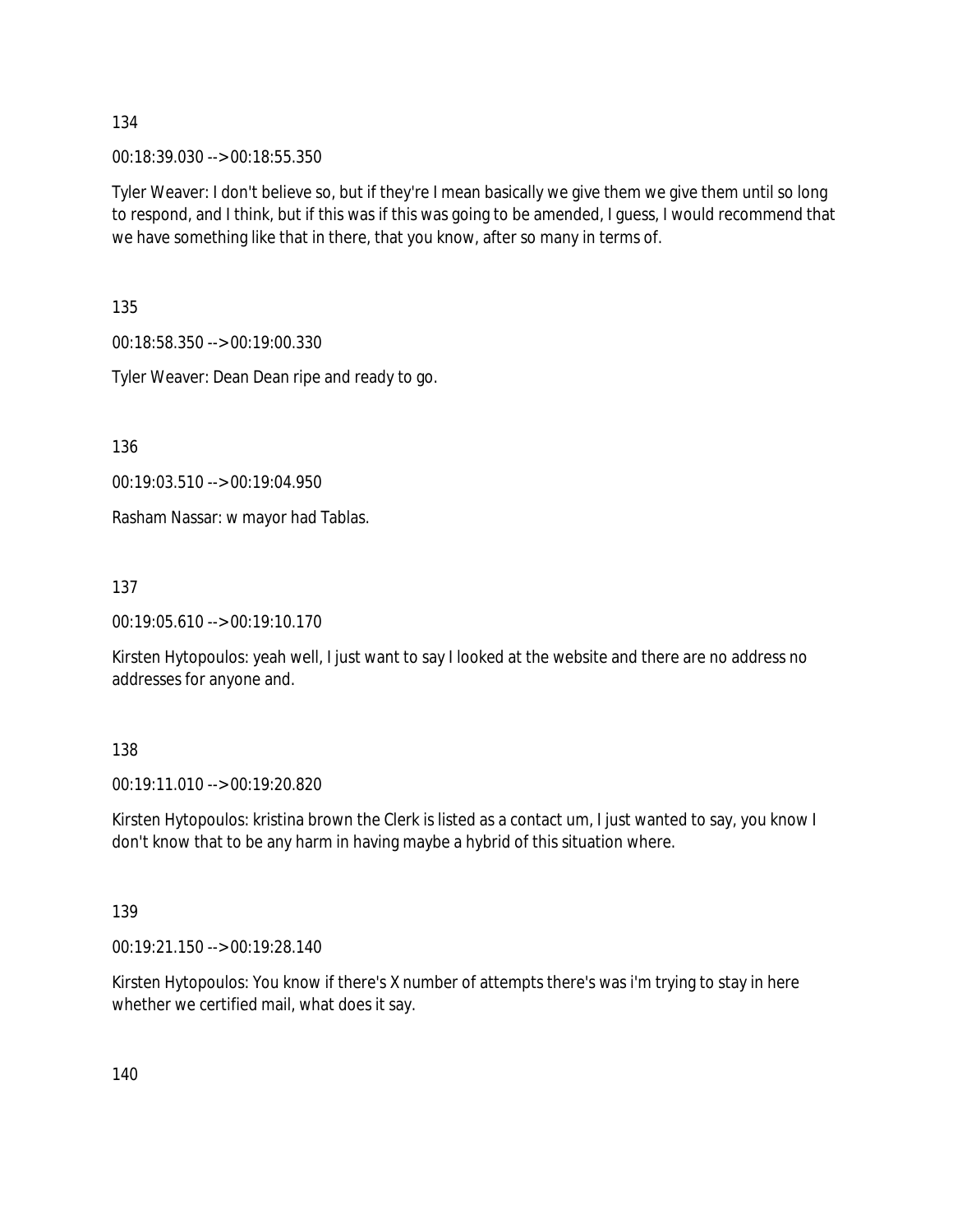134

00:18:39.030 --> 00:18:55.350

Tyler Weaver: I don't believe so, but if they're I mean basically we give them we give them until so long to respond, and I think, but if this was if this was going to be amended, I guess, I would recommend that we have something like that in there, that you know, after so many in terms of.

135

00:18:58.350 --> 00:19:00.330

Tyler Weaver: Dean Dean ripe and ready to go.

136

00:19:03.510 --> 00:19:04.950

Rasham Nassar: w mayor had Tablas.

137

00:19:05.610 --> 00:19:10.170

Kirsten Hytopoulos: yeah well, I just want to say I looked at the website and there are no address no addresses for anyone and.

138

00:19:11.010 --> 00:19:20.820

Kirsten Hytopoulos: kristina brown the Clerk is listed as a contact um, I just wanted to say, you know I don't know that to be any harm in having maybe a hybrid of this situation where.

139

00:19:21.150 --> 00:19:28.140

Kirsten Hytopoulos: You know if there's X number of attempts there's was i'm trying to stay in here whether we certified mail, what does it say.

140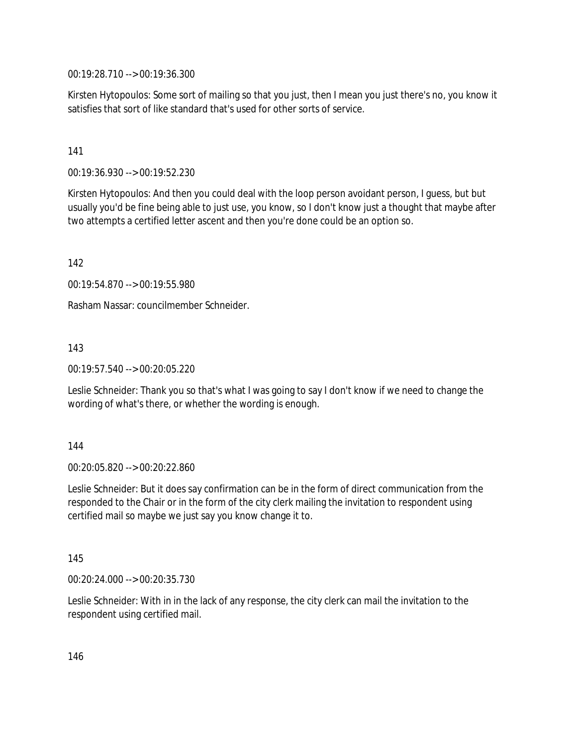00:19:28.710 --> 00:19:36.300

Kirsten Hytopoulos: Some sort of mailing so that you just, then I mean you just there's no, you know it satisfies that sort of like standard that's used for other sorts of service.

141

00:19:36.930 --> 00:19:52.230

Kirsten Hytopoulos: And then you could deal with the loop person avoidant person, I guess, but but usually you'd be fine being able to just use, you know, so I don't know just a thought that maybe after two attempts a certified letter ascent and then you're done could be an option so.

142

00:19:54.870 --> 00:19:55.980

Rasham Nassar: councilmember Schneider.

143

00:19:57.540 --> 00:20:05.220

Leslie Schneider: Thank you so that's what I was going to say I don't know if we need to change the wording of what's there, or whether the wording is enough.

144

00:20:05.820 --> 00:20:22.860

Leslie Schneider: But it does say confirmation can be in the form of direct communication from the responded to the Chair or in the form of the city clerk mailing the invitation to respondent using certified mail so maybe we just say you know change it to.

145

00:20:24.000 --> 00:20:35.730

Leslie Schneider: With in in the lack of any response, the city clerk can mail the invitation to the respondent using certified mail.

146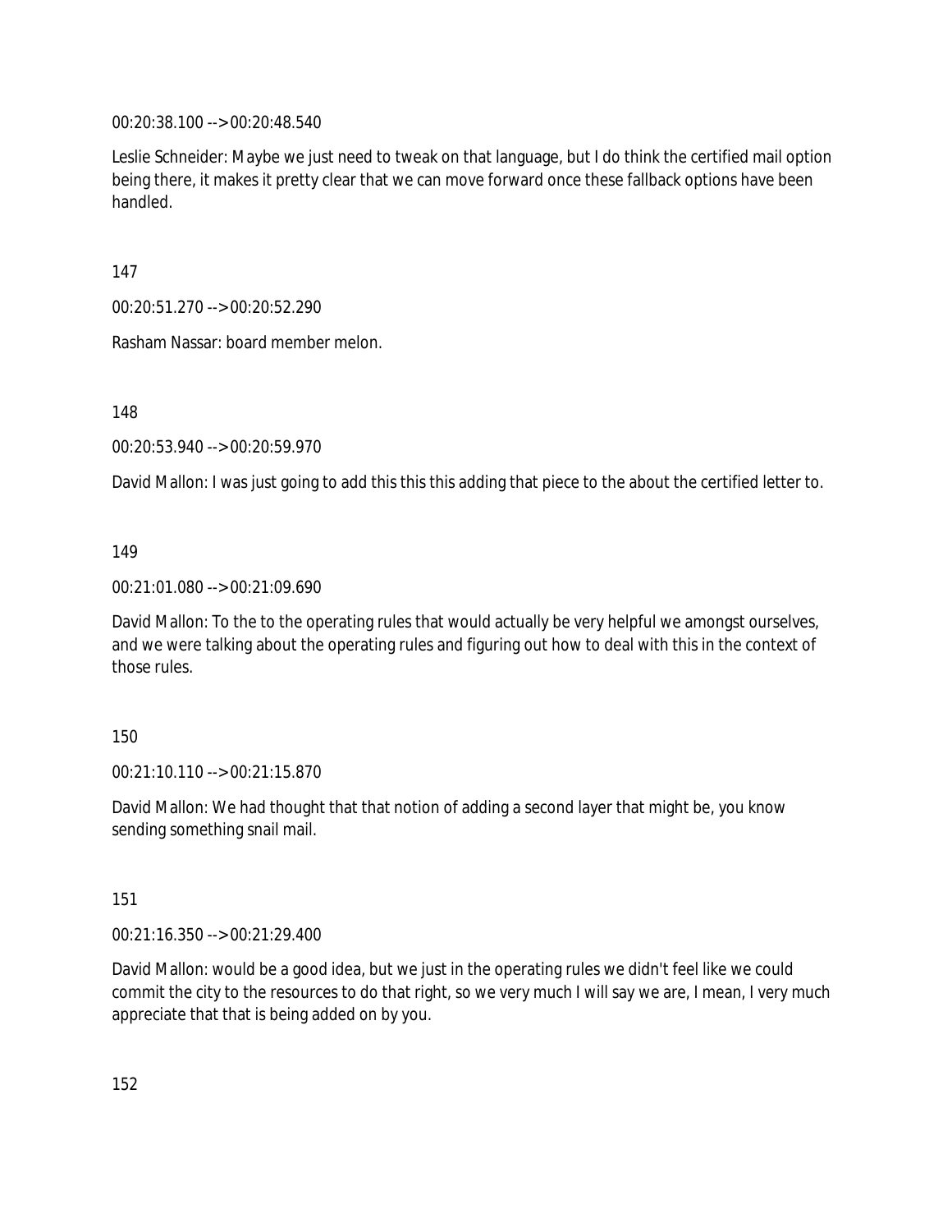00:20:38.100 --> 00:20:48.540

Leslie Schneider: Maybe we just need to tweak on that language, but I do think the certified mail option being there, it makes it pretty clear that we can move forward once these fallback options have been handled.

147

00:20:51.270 --> 00:20:52.290

Rasham Nassar: board member melon.

148

00:20:53.940 --> 00:20:59.970

David Mallon: I was just going to add this this this adding that piece to the about the certified letter to.

149

00:21:01.080 --> 00:21:09.690

David Mallon: To the to the operating rules that would actually be very helpful we amongst ourselves, and we were talking about the operating rules and figuring out how to deal with this in the context of those rules.

150

00:21:10.110 --> 00:21:15.870

David Mallon: We had thought that that notion of adding a second layer that might be, you know sending something snail mail.

151

00:21:16.350 --> 00:21:29.400

David Mallon: would be a good idea, but we just in the operating rules we didn't feel like we could commit the city to the resources to do that right, so we very much I will say we are, I mean, I very much appreciate that that is being added on by you.

152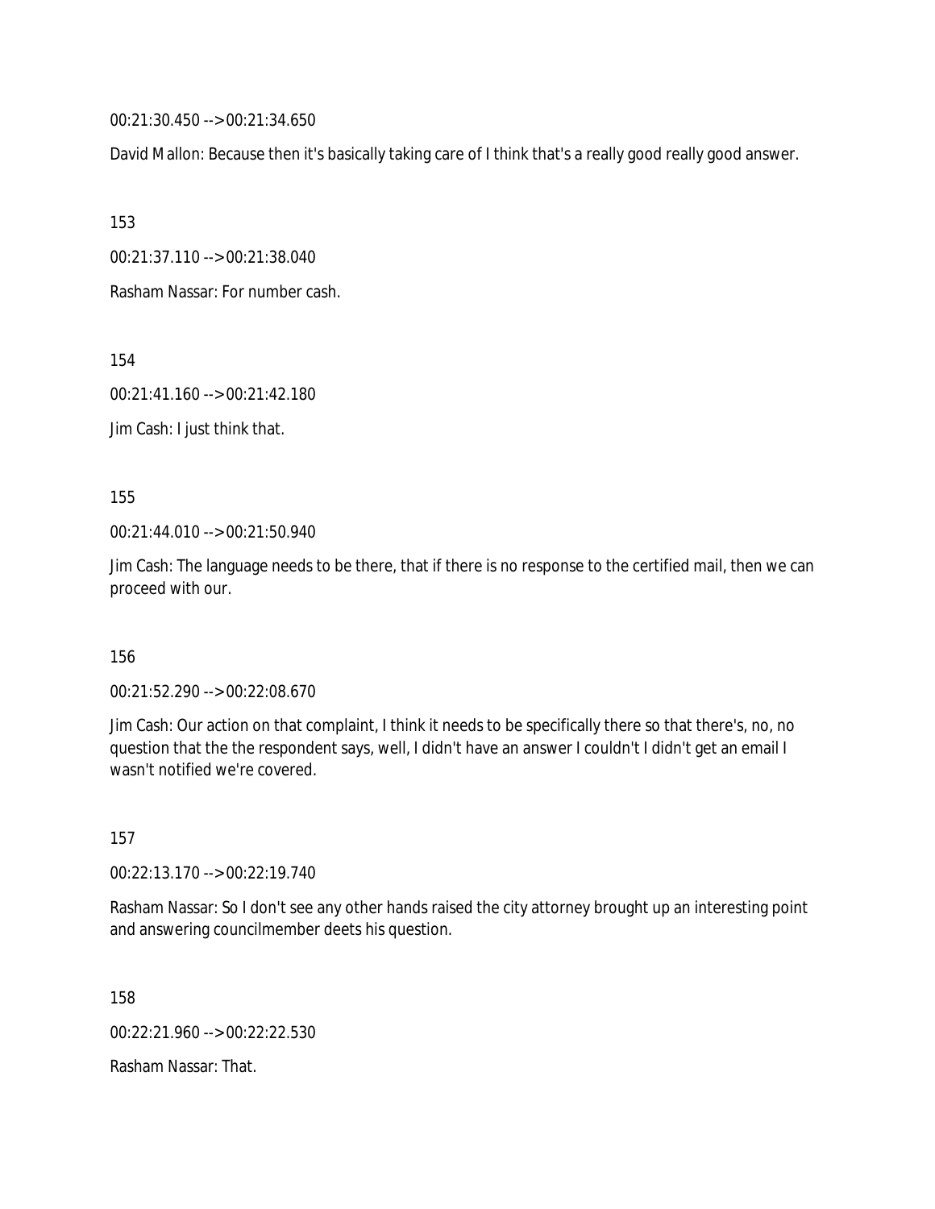00:21:30.450 --> 00:21:34.650

David Mallon: Because then it's basically taking care of I think that's a really good really good answer.

153

00:21:37.110 --> 00:21:38.040

Rasham Nassar: For number cash.

154

00:21:41.160 --> 00:21:42.180

Jim Cash: I just think that.

155

00:21:44.010 --> 00:21:50.940

Jim Cash: The language needs to be there, that if there is no response to the certified mail, then we can proceed with our.

156

00:21:52.290 --> 00:22:08.670

Jim Cash: Our action on that complaint, I think it needs to be specifically there so that there's, no, no question that the the respondent says, well, I didn't have an answer I couldn't I didn't get an email I wasn't notified we're covered.

157

00:22:13.170 --> 00:22:19.740

Rasham Nassar: So I don't see any other hands raised the city attorney brought up an interesting point and answering councilmember deets his question.

158

00:22:21.960 --> 00:22:22.530

Rasham Nassar: That.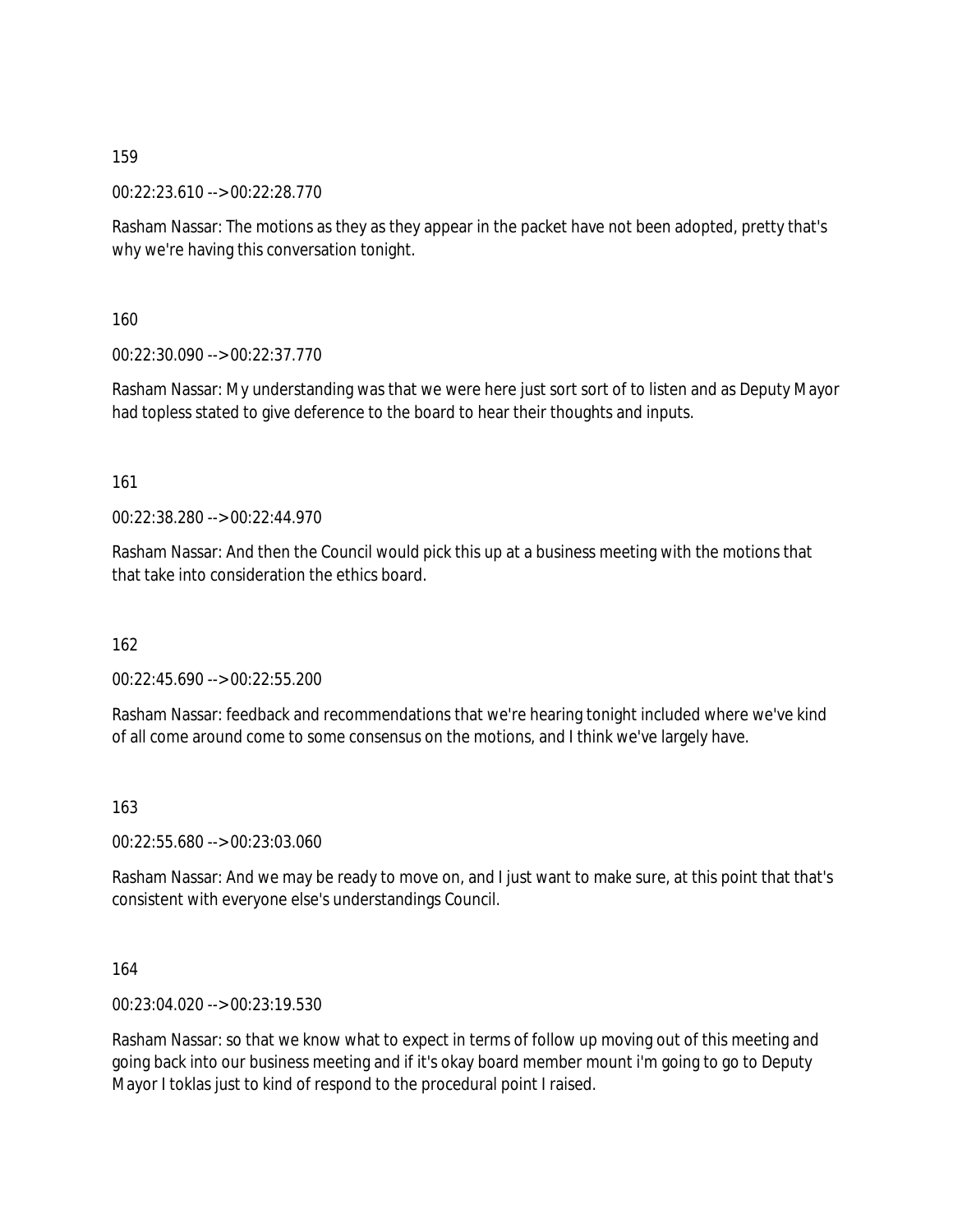159

00:22:23.610 --> 00:22:28.770

Rasham Nassar: The motions as they as they appear in the packet have not been adopted, pretty that's why we're having this conversation tonight.

160

00:22:30.090 --> 00:22:37.770

Rasham Nassar: My understanding was that we were here just sort sort of to listen and as Deputy Mayor had topless stated to give deference to the board to hear their thoughts and inputs.

161

00:22:38.280 --> 00:22:44.970

Rasham Nassar: And then the Council would pick this up at a business meeting with the motions that that take into consideration the ethics board.

162

00:22:45.690 --> 00:22:55.200

Rasham Nassar: feedback and recommendations that we're hearing tonight included where we've kind of all come around come to some consensus on the motions, and I think we've largely have.

163

00:22:55.680 --> 00:23:03.060

Rasham Nassar: And we may be ready to move on, and I just want to make sure, at this point that that's consistent with everyone else's understandings Council.

164

00:23:04.020 --> 00:23:19.530

Rasham Nassar: so that we know what to expect in terms of follow up moving out of this meeting and going back into our business meeting and if it's okay board member mount i'm going to go to Deputy Mayor I toklas just to kind of respond to the procedural point I raised.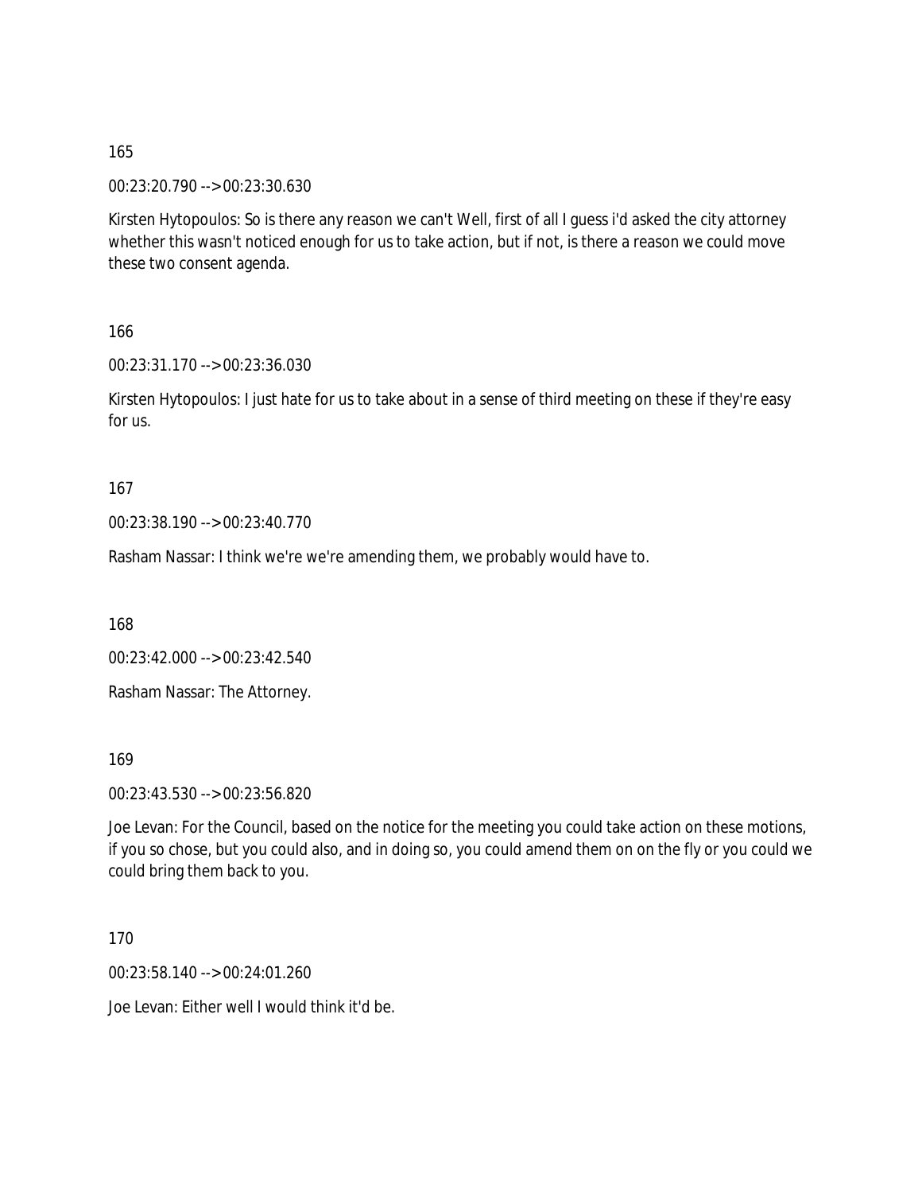165

00:23:20.790 --> 00:23:30.630

Kirsten Hytopoulos: So is there any reason we can't Well, first of all I guess i'd asked the city attorney whether this wasn't noticed enough for us to take action, but if not, is there a reason we could move these two consent agenda.

166

00:23:31.170 --> 00:23:36.030

Kirsten Hytopoulos: I just hate for us to take about in a sense of third meeting on these if they're easy for us.

167

00:23:38.190 --> 00:23:40.770

Rasham Nassar: I think we're we're amending them, we probably would have to.

168

00:23:42.000 --> 00:23:42.540

Rasham Nassar: The Attorney.

169

00:23:43.530 --> 00:23:56.820

Joe Levan: For the Council, based on the notice for the meeting you could take action on these motions, if you so chose, but you could also, and in doing so, you could amend them on on the fly or you could we could bring them back to you.

170

00:23:58.140 --> 00:24:01.260

Joe Levan: Either well I would think it'd be.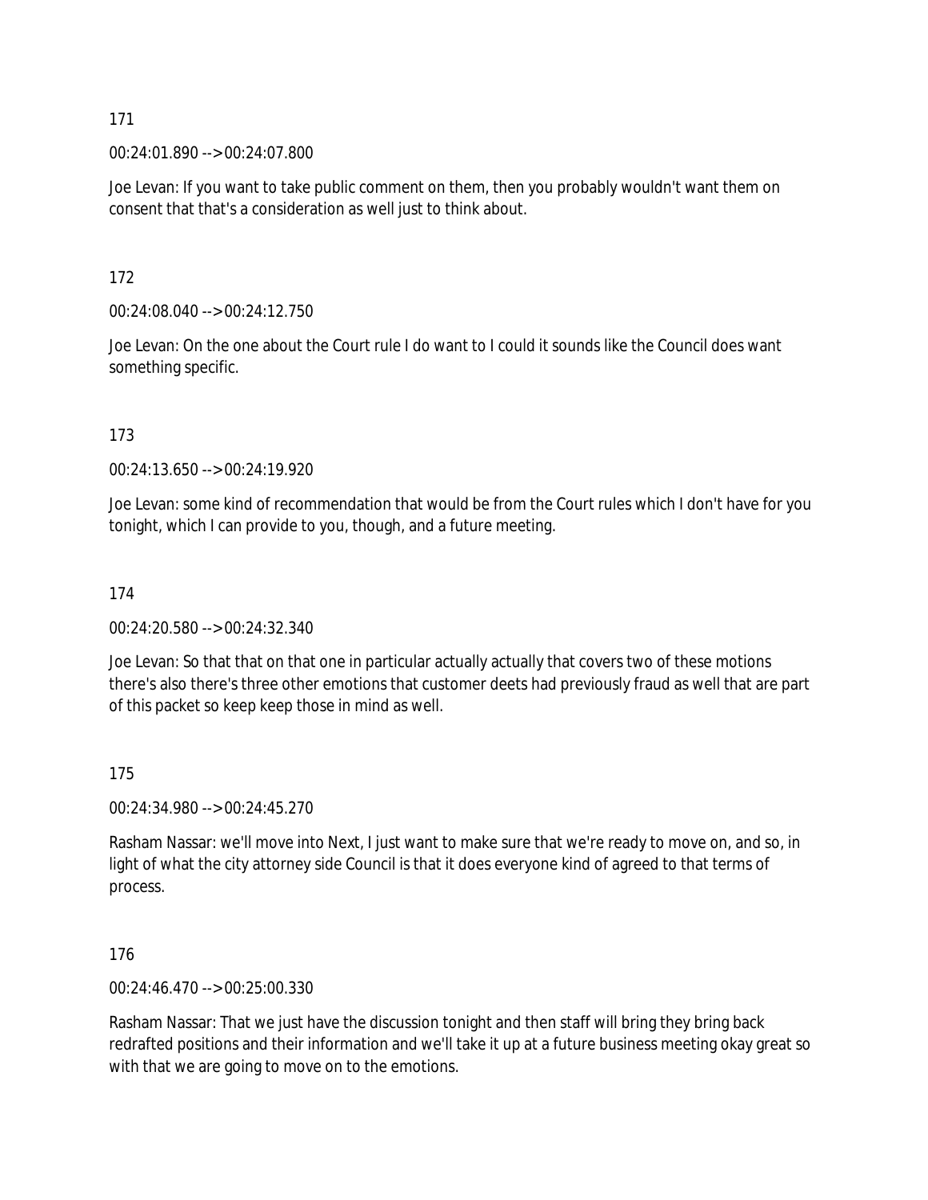171

00:24:01.890 --> 00:24:07.800

Joe Levan: If you want to take public comment on them, then you probably wouldn't want them on consent that that's a consideration as well just to think about.

172

00:24:08.040 --> 00:24:12.750

Joe Levan: On the one about the Court rule I do want to I could it sounds like the Council does want something specific.

173

00:24:13.650 --> 00:24:19.920

Joe Levan: some kind of recommendation that would be from the Court rules which I don't have for you tonight, which I can provide to you, though, and a future meeting.

174

00:24:20.580 --> 00:24:32.340

Joe Levan: So that that on that one in particular actually actually that covers two of these motions there's also there's three other emotions that customer deets had previously fraud as well that are part of this packet so keep keep those in mind as well.

175

00:24:34.980 --> 00:24:45.270

Rasham Nassar: we'll move into Next, I just want to make sure that we're ready to move on, and so, in light of what the city attorney side Council is that it does everyone kind of agreed to that terms of process.

176

00:24:46.470 --> 00:25:00.330

Rasham Nassar: That we just have the discussion tonight and then staff will bring they bring back redrafted positions and their information and we'll take it up at a future business meeting okay great so with that we are going to move on to the emotions.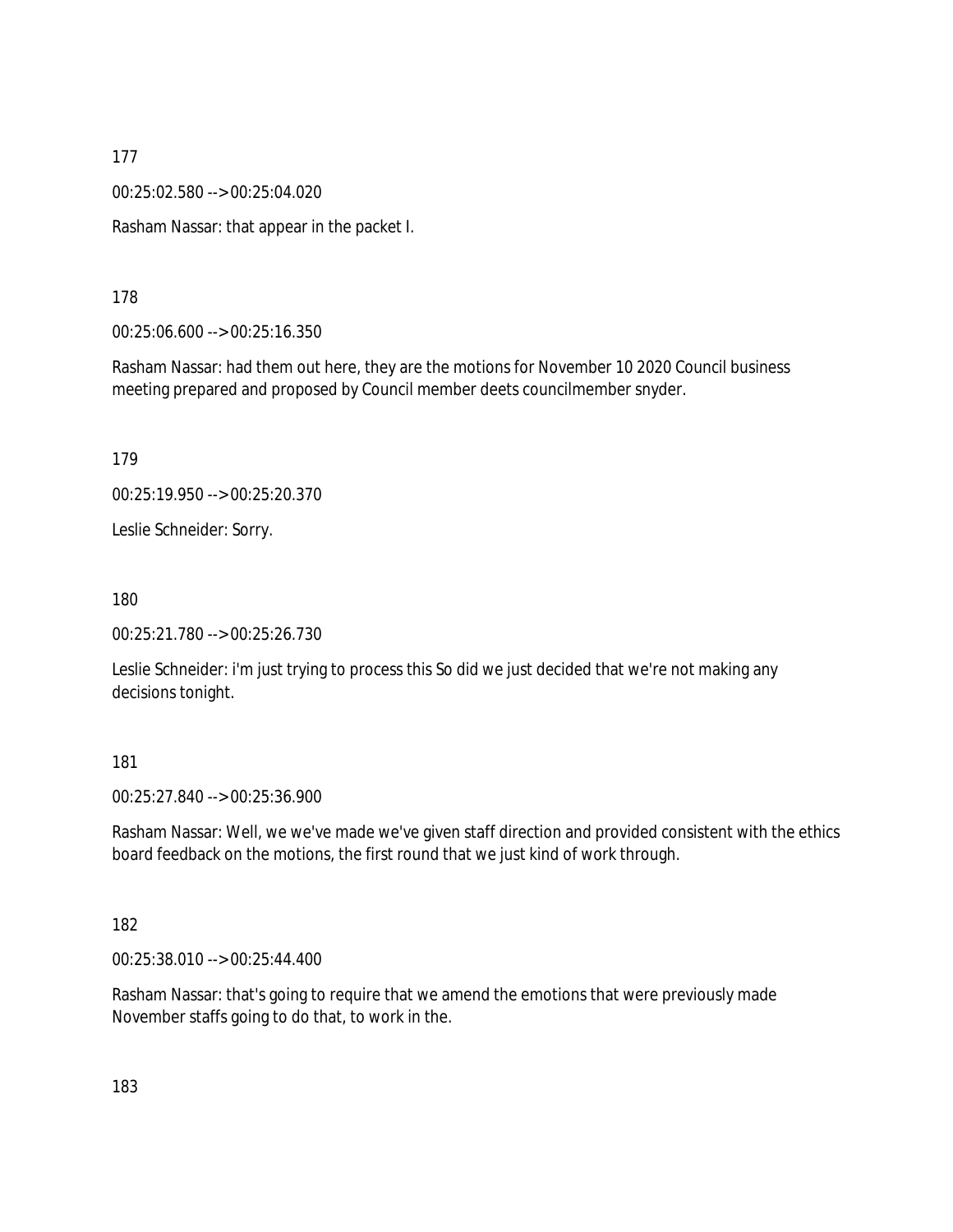177

00:25:02.580 --> 00:25:04.020

Rasham Nassar: that appear in the packet I.

178

00:25:06.600 --> 00:25:16.350

Rasham Nassar: had them out here, they are the motions for November 10 2020 Council business meeting prepared and proposed by Council member deets councilmember snyder.

179

00:25:19.950 --> 00:25:20.370

Leslie Schneider: Sorry.

180

00:25:21.780 --> 00:25:26.730

Leslie Schneider: i'm just trying to process this So did we just decided that we're not making any decisions tonight.

181

00:25:27.840 --> 00:25:36.900

Rasham Nassar: Well, we we've made we've given staff direction and provided consistent with the ethics board feedback on the motions, the first round that we just kind of work through.

182

00:25:38.010 --> 00:25:44.400

Rasham Nassar: that's going to require that we amend the emotions that were previously made November staffs going to do that, to work in the.

183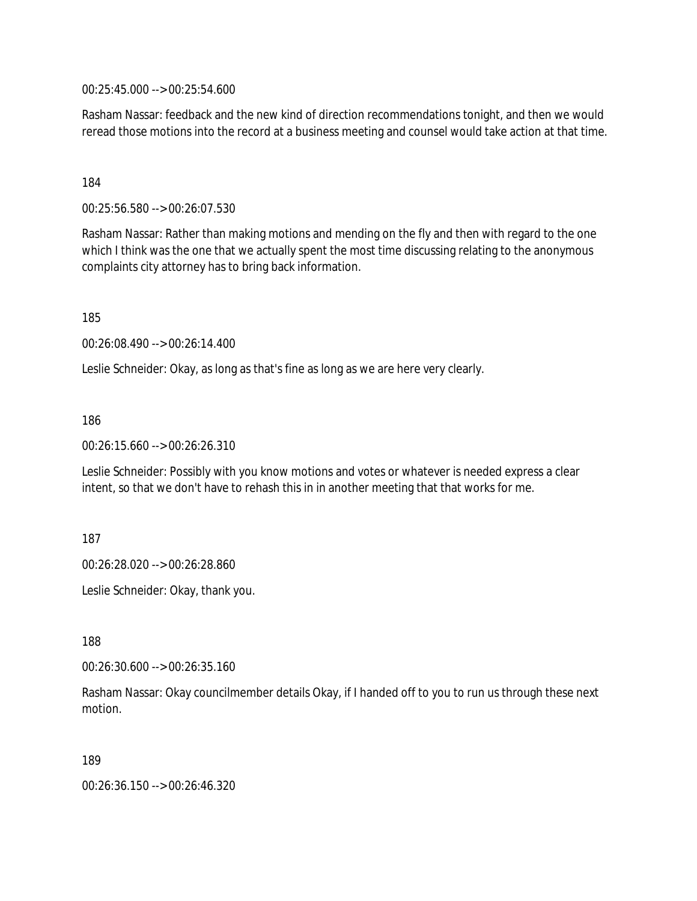00:25:45.000 --> 00:25:54.600

Rasham Nassar: feedback and the new kind of direction recommendations tonight, and then we would reread those motions into the record at a business meeting and counsel would take action at that time.

184

00:25:56.580 --> 00:26:07.530

Rasham Nassar: Rather than making motions and mending on the fly and then with regard to the one which I think was the one that we actually spent the most time discussing relating to the anonymous complaints city attorney has to bring back information.

185

00:26:08.490 --> 00:26:14.400

Leslie Schneider: Okay, as long as that's fine as long as we are here very clearly.

186

00:26:15.660 --> 00:26:26.310

Leslie Schneider: Possibly with you know motions and votes or whatever is needed express a clear intent, so that we don't have to rehash this in in another meeting that that works for me.

187

00:26:28.020 --> 00:26:28.860

Leslie Schneider: Okay, thank you.

188

00:26:30.600 --> 00:26:35.160

Rasham Nassar: Okay councilmember details Okay, if I handed off to you to run us through these next motion.

189

00:26:36.150 --> 00:26:46.320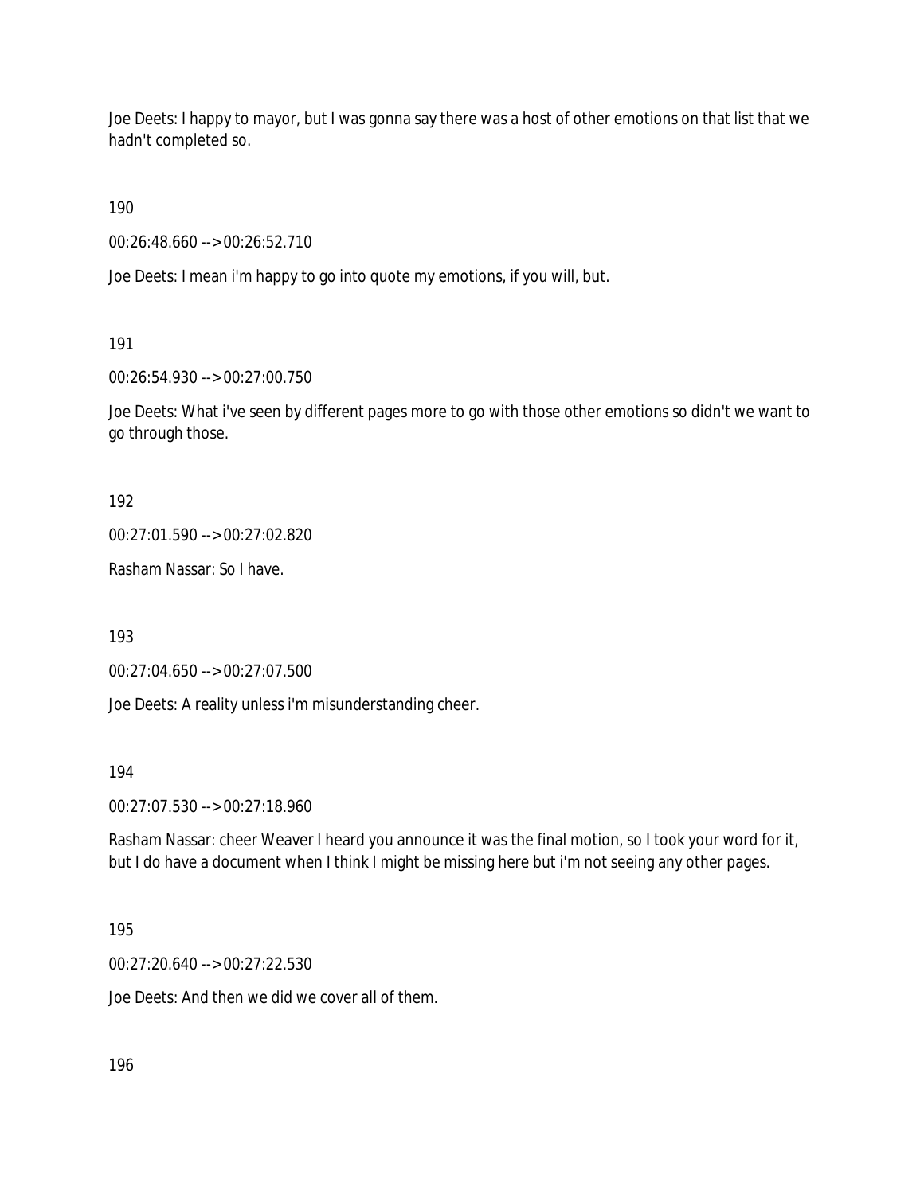Joe Deets: I happy to mayor, but I was gonna say there was a host of other emotions on that list that we hadn't completed so.

190

00:26:48.660 --> 00:26:52.710

Joe Deets: I mean i'm happy to go into quote my emotions, if you will, but.

191

00:26:54.930 --> 00:27:00.750

Joe Deets: What i've seen by different pages more to go with those other emotions so didn't we want to go through those.

192

00:27:01.590 --> 00:27:02.820

Rasham Nassar: So I have.

193

00:27:04.650 --> 00:27:07.500

Joe Deets: A reality unless i'm misunderstanding cheer.

194

00:27:07.530 --> 00:27:18.960

Rasham Nassar: cheer Weaver I heard you announce it was the final motion, so I took your word for it, but I do have a document when I think I might be missing here but i'm not seeing any other pages.

195

00:27:20.640 --> 00:27:22.530

Joe Deets: And then we did we cover all of them.

196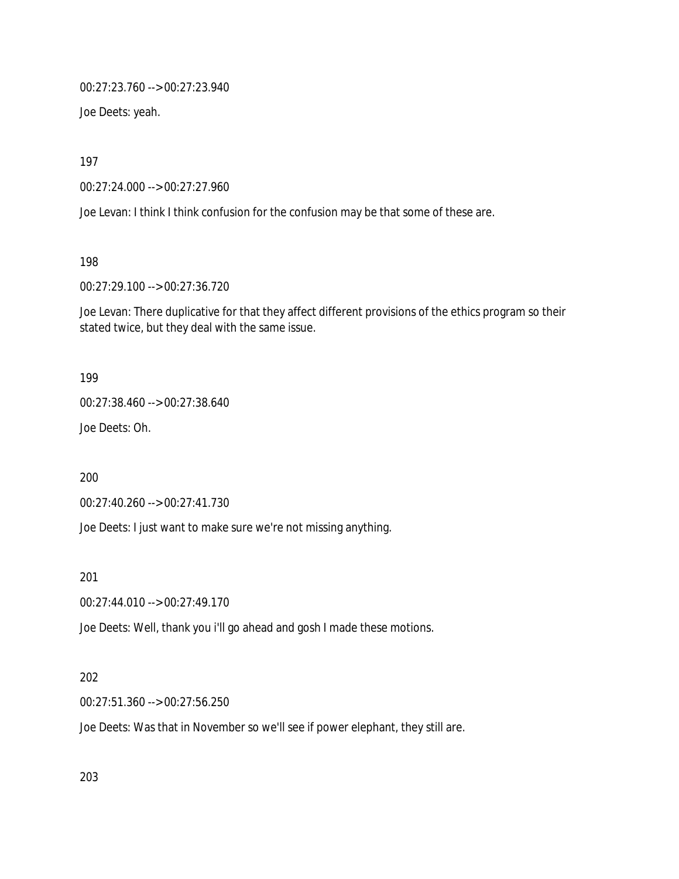00:27:23.760 --> 00:27:23.940

Joe Deets: yeah.

197

00:27:24.000 --> 00:27:27.960

Joe Levan: I think I think confusion for the confusion may be that some of these are.

198

00:27:29.100 --> 00:27:36.720

Joe Levan: There duplicative for that they affect different provisions of the ethics program so their stated twice, but they deal with the same issue.

199

00:27:38.460 --> 00:27:38.640

Joe Deets: Oh.

200

00:27:40.260 --> 00:27:41.730

Joe Deets: I just want to make sure we're not missing anything.

201

00:27:44.010 --> 00:27:49.170

Joe Deets: Well, thank you i'll go ahead and gosh I made these motions.

202

00:27:51.360 --> 00:27:56.250

Joe Deets: Was that in November so we'll see if power elephant, they still are.

203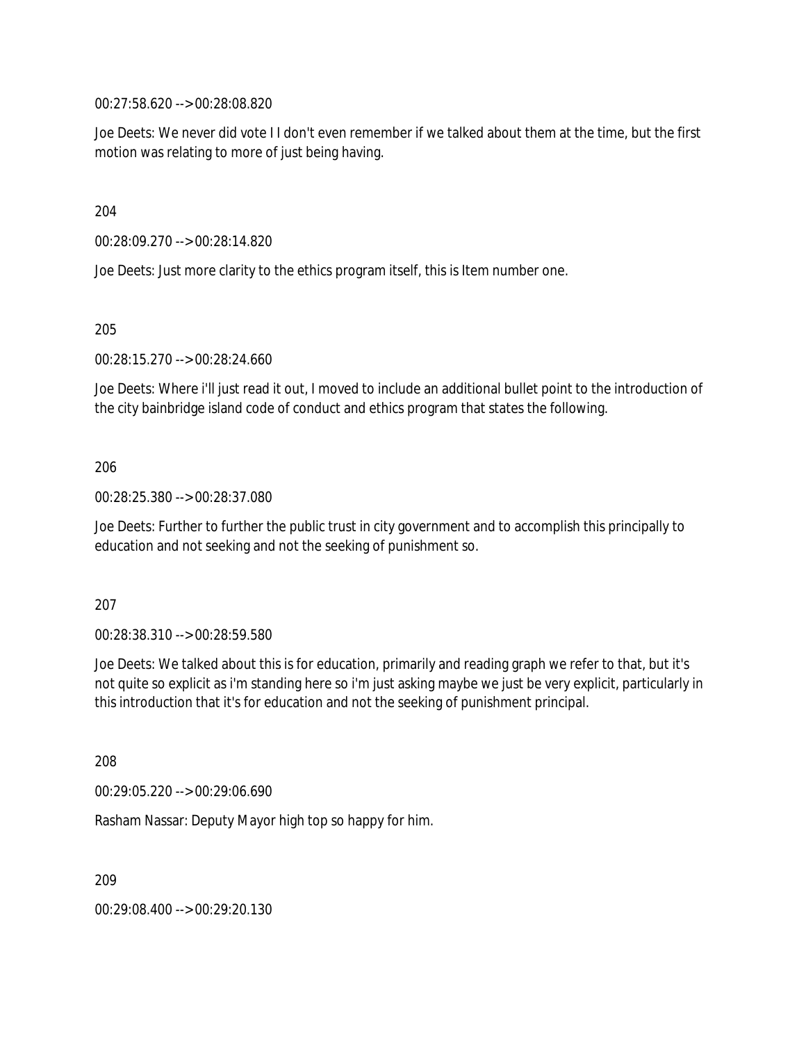00:27:58.620 --> 00:28:08.820

Joe Deets: We never did vote I I don't even remember if we talked about them at the time, but the first motion was relating to more of just being having.

204

00:28:09.270 --> 00:28:14.820

Joe Deets: Just more clarity to the ethics program itself, this is Item number one.

205

00:28:15.270 --> 00:28:24.660

Joe Deets: Where i'll just read it out, I moved to include an additional bullet point to the introduction of the city bainbridge island code of conduct and ethics program that states the following.

206

00:28:25.380 --> 00:28:37.080

Joe Deets: Further to further the public trust in city government and to accomplish this principally to education and not seeking and not the seeking of punishment so.

207

00:28:38.310 --> 00:28:59.580

Joe Deets: We talked about this is for education, primarily and reading graph we refer to that, but it's not quite so explicit as i'm standing here so i'm just asking maybe we just be very explicit, particularly in this introduction that it's for education and not the seeking of punishment principal.

208

00:29:05.220 --> 00:29:06.690

Rasham Nassar: Deputy Mayor high top so happy for him.

209

00:29:08.400 --> 00:29:20.130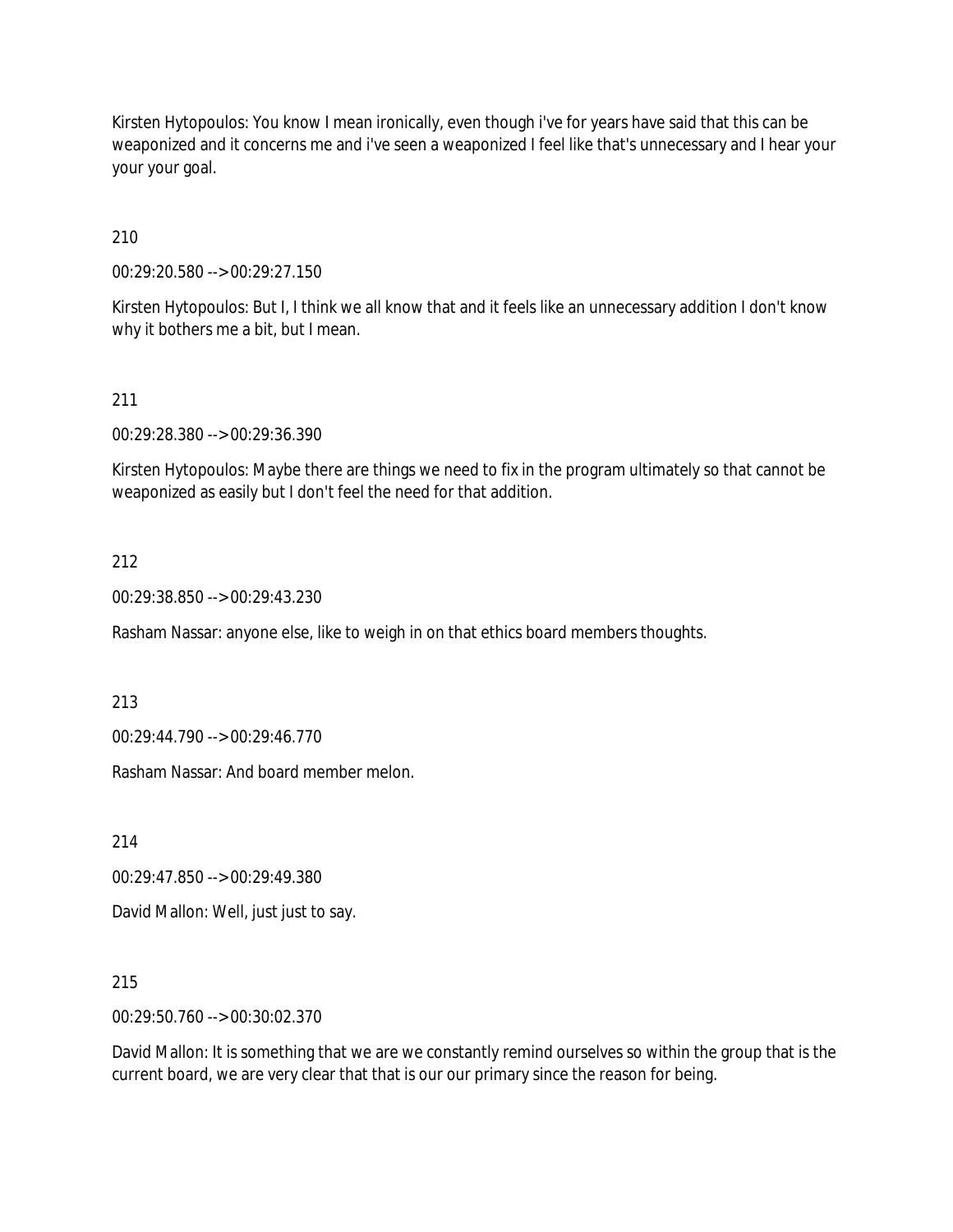Kirsten Hytopoulos: You know I mean ironically, even though i've for years have said that this can be weaponized and it concerns me and i've seen a weaponized I feel like that's unnecessary and I hear your your your goal.

210

00:29:20.580 --> 00:29:27.150

Kirsten Hytopoulos: But I, I think we all know that and it feels like an unnecessary addition I don't know why it bothers me a bit, but I mean.

211

00:29:28.380 --> 00:29:36.390

Kirsten Hytopoulos: Maybe there are things we need to fix in the program ultimately so that cannot be weaponized as easily but I don't feel the need for that addition.

212

00:29:38.850 --> 00:29:43.230

Rasham Nassar: anyone else, like to weigh in on that ethics board members thoughts.

213

00:29:44.790 --> 00:29:46.770

Rasham Nassar: And board member melon.

214

00:29:47.850 --> 00:29:49.380

David Mallon: Well, just just to say.

215

00:29:50.760 --> 00:30:02.370

David Mallon: It is something that we are we constantly remind ourselves so within the group that is the current board, we are very clear that that is our our primary since the reason for being.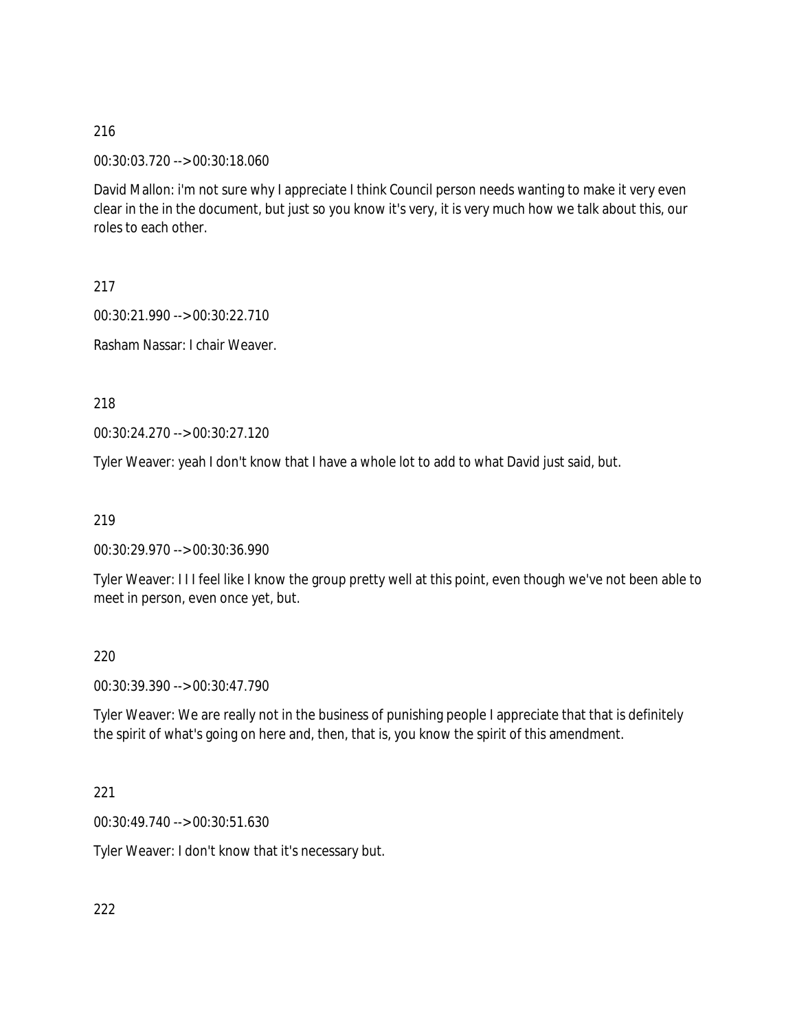216

00:30:03.720 --> 00:30:18.060

David Mallon: i'm not sure why I appreciate I think Council person needs wanting to make it very even clear in the in the document, but just so you know it's very, it is very much how we talk about this, our roles to each other.

217

00:30:21.990 --> 00:30:22.710

Rasham Nassar: I chair Weaver.

218

00:30:24.270 --> 00:30:27.120

Tyler Weaver: yeah I don't know that I have a whole lot to add to what David just said, but.

219

00:30:29.970 --> 00:30:36.990

Tyler Weaver: I I I feel like I know the group pretty well at this point, even though we've not been able to meet in person, even once yet, but.

220

00:30:39.390 --> 00:30:47.790

Tyler Weaver: We are really not in the business of punishing people I appreciate that that is definitely the spirit of what's going on here and, then, that is, you know the spirit of this amendment.

221

00:30:49.740 --> 00:30:51.630

Tyler Weaver: I don't know that it's necessary but.

222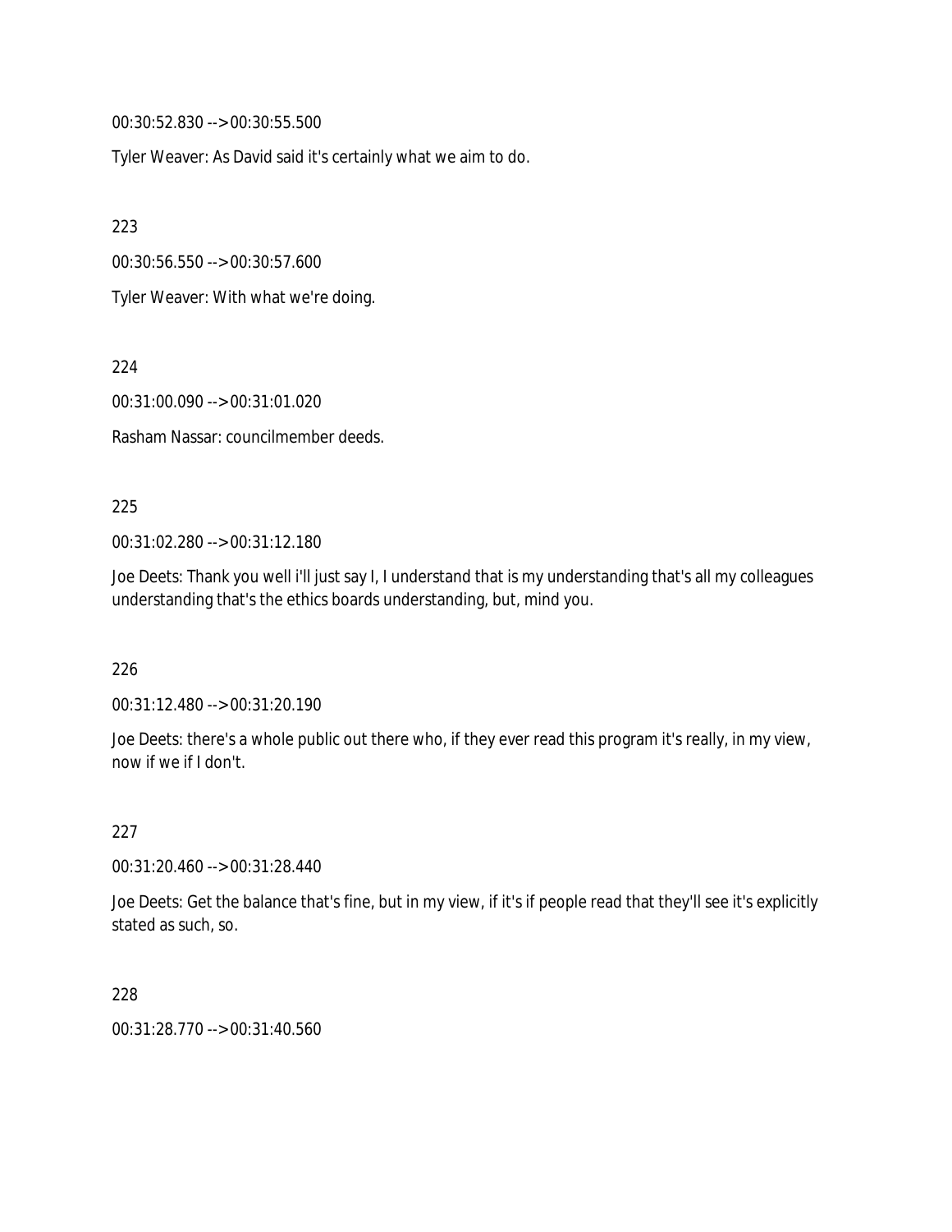00:30:52.830 --> 00:30:55.500

Tyler Weaver: As David said it's certainly what we aim to do.

223

00:30:56.550 --> 00:30:57.600

Tyler Weaver: With what we're doing.

224

00:31:00.090 --> 00:31:01.020

Rasham Nassar: councilmember deeds.

225

00:31:02.280 --> 00:31:12.180

Joe Deets: Thank you well i'll just say I, I understand that is my understanding that's all my colleagues understanding that's the ethics boards understanding, but, mind you.

226

00:31:12.480 --> 00:31:20.190

Joe Deets: there's a whole public out there who, if they ever read this program it's really, in my view, now if we if I don't.

227

00:31:20.460 --> 00:31:28.440

Joe Deets: Get the balance that's fine, but in my view, if it's if people read that they'll see it's explicitly stated as such, so.

228

00:31:28.770 --> 00:31:40.560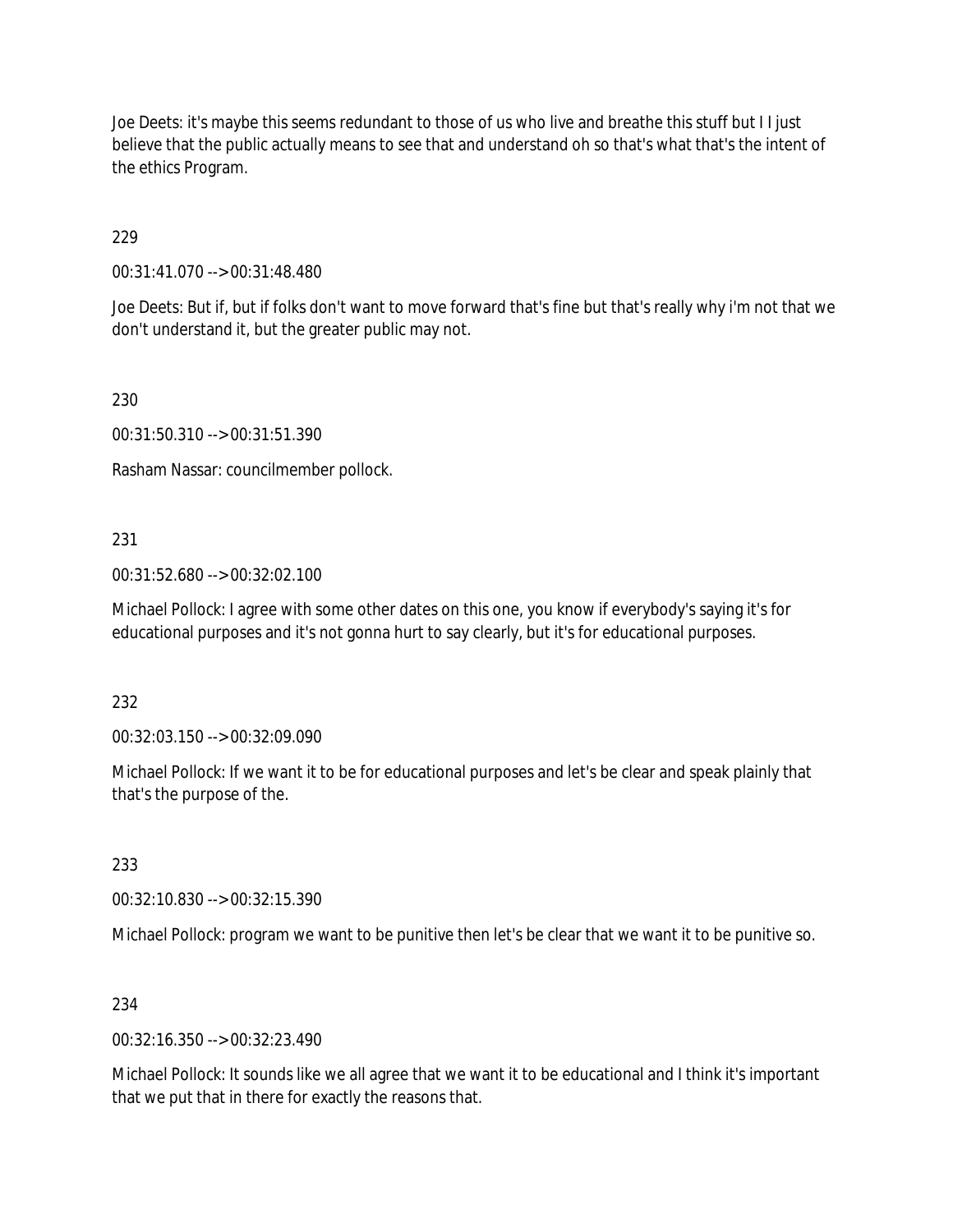Joe Deets: it's maybe this seems redundant to those of us who live and breathe this stuff but I I just believe that the public actually means to see that and understand oh so that's what that's the intent of the ethics Program.

229

00:31:41.070 --> 00:31:48.480

Joe Deets: But if, but if folks don't want to move forward that's fine but that's really why i'm not that we don't understand it, but the greater public may not.

230

00:31:50.310 --> 00:31:51.390

Rasham Nassar: councilmember pollock.

231

00:31:52.680 --> 00:32:02.100

Michael Pollock: I agree with some other dates on this one, you know if everybody's saying it's for educational purposes and it's not gonna hurt to say clearly, but it's for educational purposes.

232

00:32:03.150 --> 00:32:09.090

Michael Pollock: If we want it to be for educational purposes and let's be clear and speak plainly that that's the purpose of the.

233

00:32:10.830 --> 00:32:15.390

Michael Pollock: program we want to be punitive then let's be clear that we want it to be punitive so.

234

00:32:16.350 --> 00:32:23.490

Michael Pollock: It sounds like we all agree that we want it to be educational and I think it's important that we put that in there for exactly the reasons that.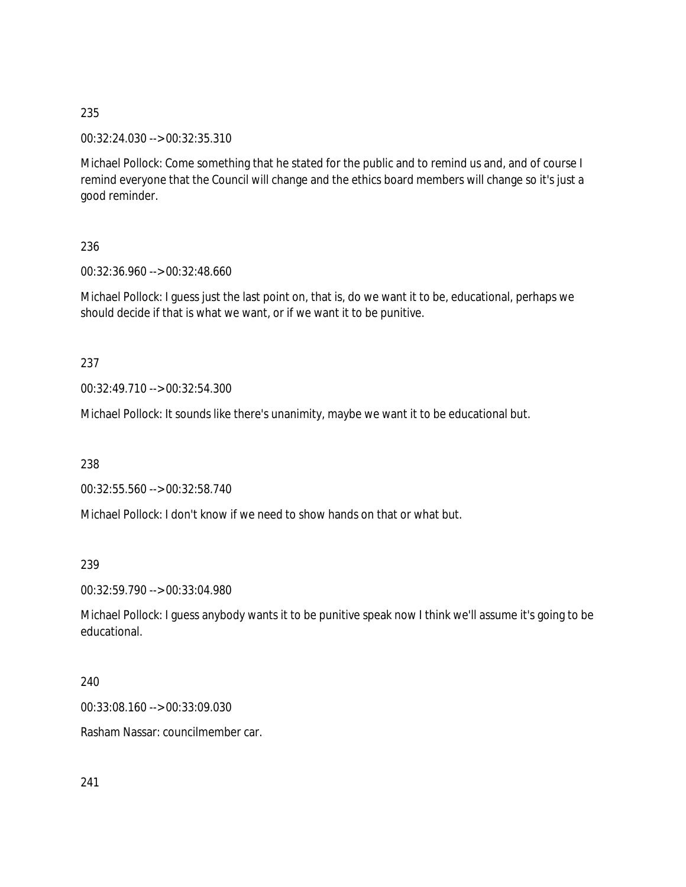235

00:32:24.030 --> 00:32:35.310

Michael Pollock: Come something that he stated for the public and to remind us and, and of course I remind everyone that the Council will change and the ethics board members will change so it's just a good reminder.

236

00:32:36.960 --> 00:32:48.660

Michael Pollock: I guess just the last point on, that is, do we want it to be, educational, perhaps we should decide if that is what we want, or if we want it to be punitive.

237

00:32:49.710 --> 00:32:54.300

Michael Pollock: It sounds like there's unanimity, maybe we want it to be educational but.

238

00:32:55.560 --> 00:32:58.740

Michael Pollock: I don't know if we need to show hands on that or what but.

239

00:32:59.790 --> 00:33:04.980

Michael Pollock: I guess anybody wants it to be punitive speak now I think we'll assume it's going to be educational.

240

00:33:08.160 --> 00:33:09.030

Rasham Nassar: councilmember car.

241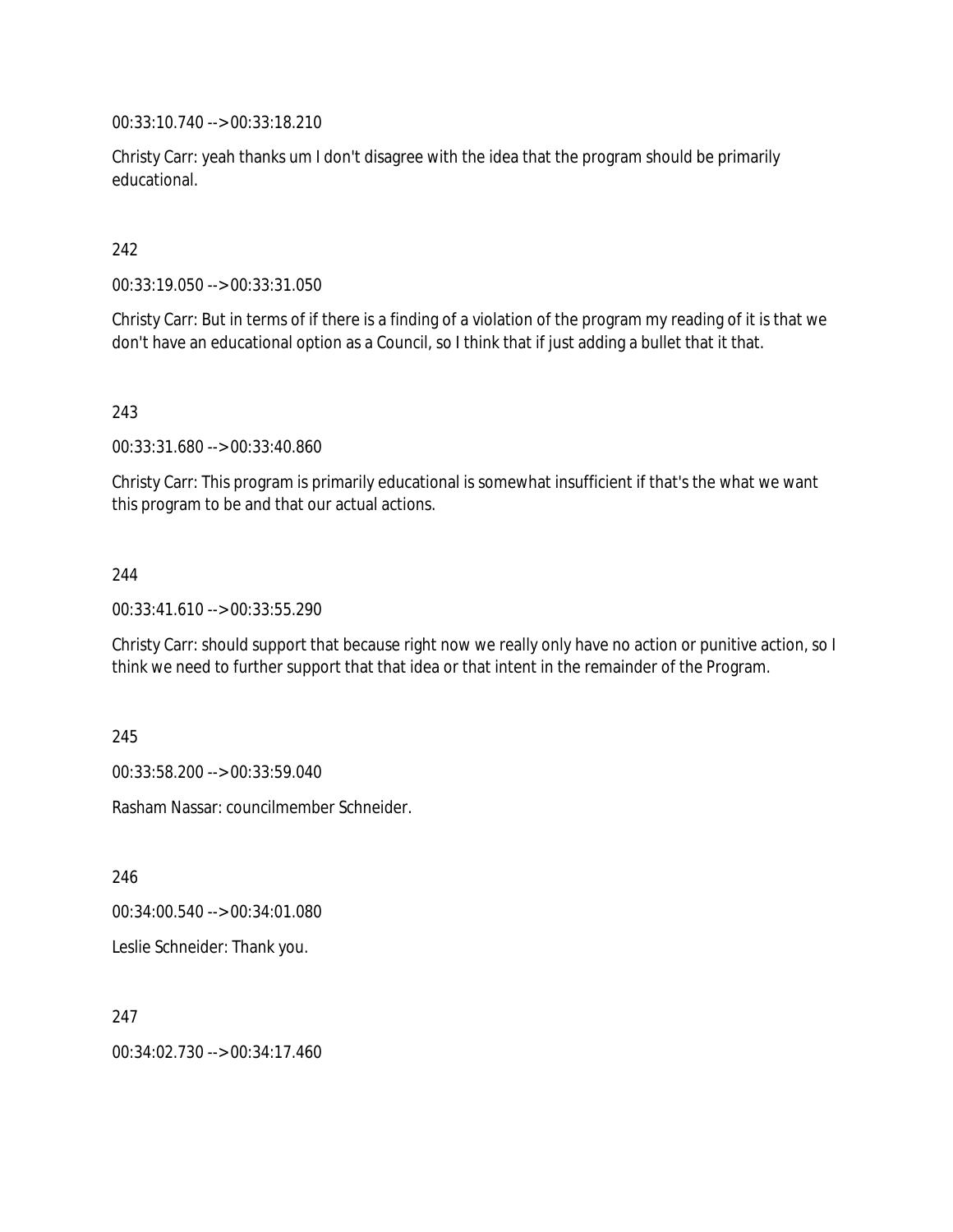00:33:10.740 --> 00:33:18.210

Christy Carr: yeah thanks um I don't disagree with the idea that the program should be primarily educational.

242

00:33:19.050 --> 00:33:31.050

Christy Carr: But in terms of if there is a finding of a violation of the program my reading of it is that we don't have an educational option as a Council, so I think that if just adding a bullet that it that.

243

00:33:31.680 --> 00:33:40.860

Christy Carr: This program is primarily educational is somewhat insufficient if that's the what we want this program to be and that our actual actions.

244

00:33:41.610 --> 00:33:55.290

Christy Carr: should support that because right now we really only have no action or punitive action, so I think we need to further support that that idea or that intent in the remainder of the Program.

245

00:33:58.200 --> 00:33:59.040

Rasham Nassar: councilmember Schneider.

246

00:34:00.540 --> 00:34:01.080

Leslie Schneider: Thank you.

247

00:34:02.730 --> 00:34:17.460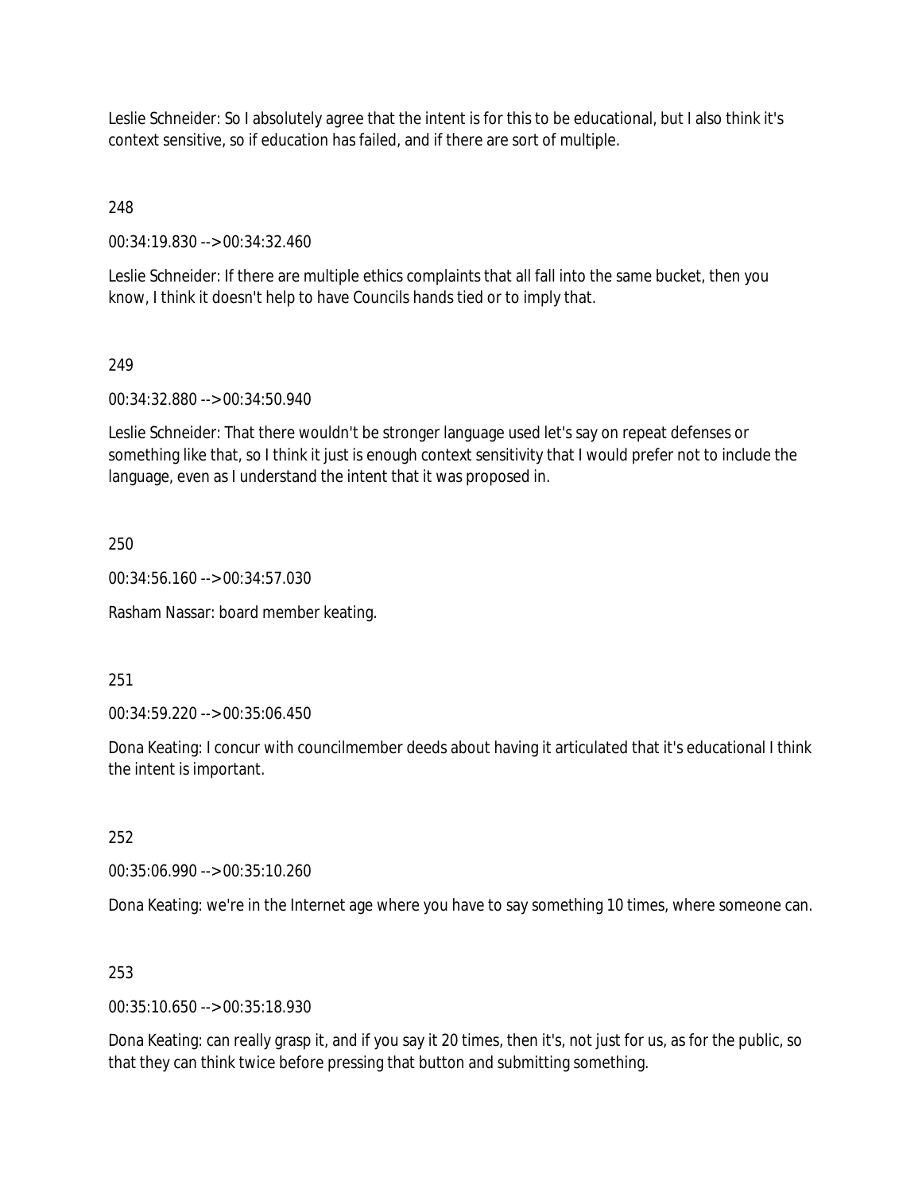Leslie Schneider: So I absolutely agree that the intent is for this to be educational, but I also think it's context sensitive, so if education has failed, and if there are sort of multiple.

248

00:34:19.830 --> 00:34:32.460

Leslie Schneider: If there are multiple ethics complaints that all fall into the same bucket, then you know, I think it doesn't help to have Councils hands tied or to imply that.

249

00:34:32.880 --> 00:34:50.940

Leslie Schneider: That there wouldn't be stronger language used let's say on repeat defenses or something like that, so I think it just is enough context sensitivity that I would prefer not to include the language, even as I understand the intent that it was proposed in.

250

00:34:56.160 --> 00:34:57.030

Rasham Nassar: board member keating.

251

00:34:59.220 --> 00:35:06.450

Dona Keating: I concur with councilmember deeds about having it articulated that it's educational I think the intent is important.

252

00:35:06.990 --> 00:35:10.260

Dona Keating: we're in the Internet age where you have to say something 10 times, where someone can.

253

00:35:10.650 --> 00:35:18.930

Dona Keating: can really grasp it, and if you say it 20 times, then it's, not just for us, as for the public, so that they can think twice before pressing that button and submitting something.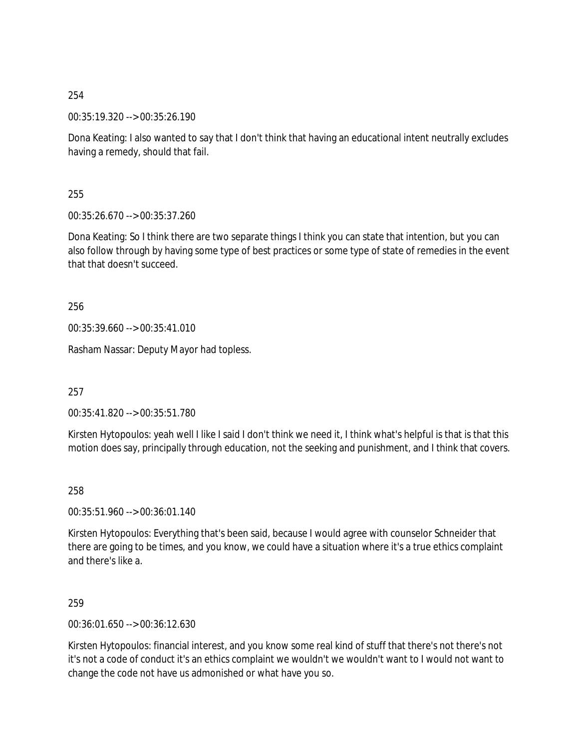254

00:35:19.320 --> 00:35:26.190

Dona Keating: I also wanted to say that I don't think that having an educational intent neutrally excludes having a remedy, should that fail.

255

00:35:26.670 --> 00:35:37.260

Dona Keating: So I think there are two separate things I think you can state that intention, but you can also follow through by having some type of best practices or some type of state of remedies in the event that that doesn't succeed.

256

00:35:39.660 --> 00:35:41.010

Rasham Nassar: Deputy Mayor had topless.

257

00:35:41.820 --> 00:35:51.780

Kirsten Hytopoulos: yeah well I like I said I don't think we need it, I think what's helpful is that is that this motion does say, principally through education, not the seeking and punishment, and I think that covers.

258

00:35:51.960 --> 00:36:01.140

Kirsten Hytopoulos: Everything that's been said, because I would agree with counselor Schneider that there are going to be times, and you know, we could have a situation where it's a true ethics complaint and there's like a.

259

00:36:01.650 --> 00:36:12.630

Kirsten Hytopoulos: financial interest, and you know some real kind of stuff that there's not there's not it's not a code of conduct it's an ethics complaint we wouldn't we wouldn't want to I would not want to change the code not have us admonished or what have you so.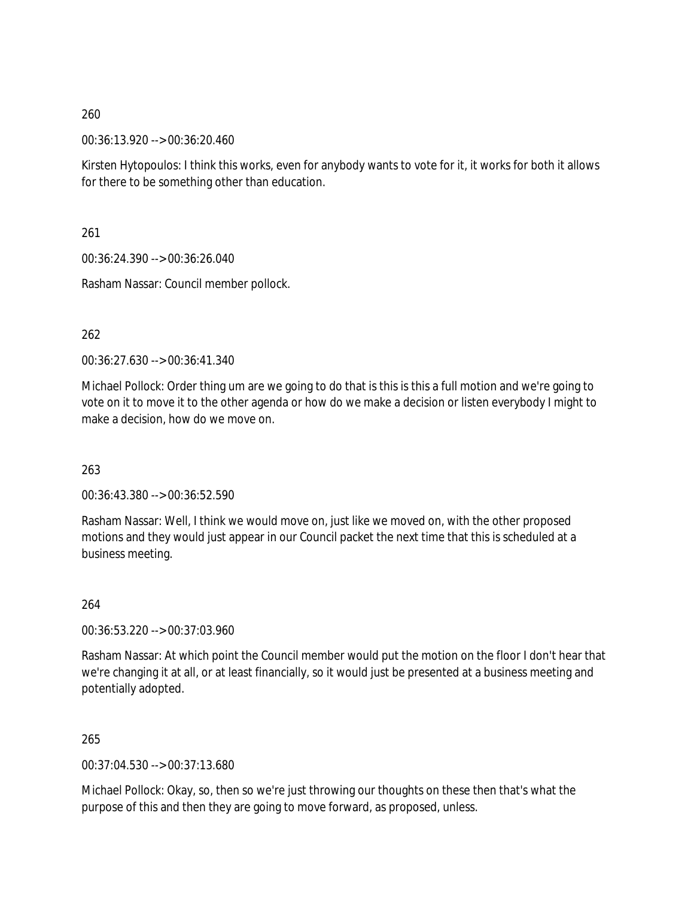260

00:36:13.920 --> 00:36:20.460

Kirsten Hytopoulos: I think this works, even for anybody wants to vote for it, it works for both it allows for there to be something other than education.

261

00:36:24.390 --> 00:36:26.040

Rasham Nassar: Council member pollock.

262

00:36:27.630 --> 00:36:41.340

Michael Pollock: Order thing um are we going to do that is this is this a full motion and we're going to vote on it to move it to the other agenda or how do we make a decision or listen everybody I might to make a decision, how do we move on.

263

00:36:43.380 --> 00:36:52.590

Rasham Nassar: Well, I think we would move on, just like we moved on, with the other proposed motions and they would just appear in our Council packet the next time that this is scheduled at a business meeting.

264

00:36:53.220 --> 00:37:03.960

Rasham Nassar: At which point the Council member would put the motion on the floor I don't hear that we're changing it at all, or at least financially, so it would just be presented at a business meeting and potentially adopted.

265

00:37:04.530 --> 00:37:13.680

Michael Pollock: Okay, so, then so we're just throwing our thoughts on these then that's what the purpose of this and then they are going to move forward, as proposed, unless.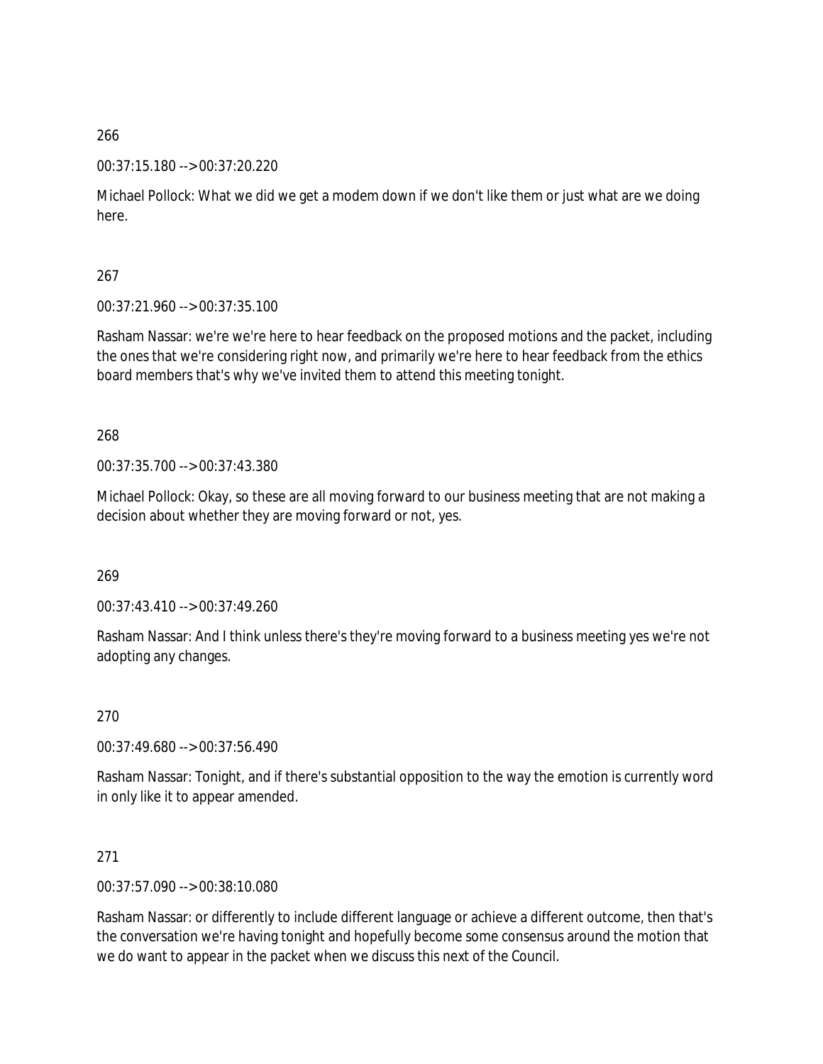266

00:37:15.180 --> 00:37:20.220

Michael Pollock: What we did we get a modem down if we don't like them or just what are we doing here.

267

00:37:21.960 --> 00:37:35.100

Rasham Nassar: we're we're here to hear feedback on the proposed motions and the packet, including the ones that we're considering right now, and primarily we're here to hear feedback from the ethics board members that's why we've invited them to attend this meeting tonight.

268

00:37:35.700 --> 00:37:43.380

Michael Pollock: Okay, so these are all moving forward to our business meeting that are not making a decision about whether they are moving forward or not, yes.

269

00:37:43.410 --> 00:37:49.260

Rasham Nassar: And I think unless there's they're moving forward to a business meeting yes we're not adopting any changes.

270

00:37:49.680 --> 00:37:56.490

Rasham Nassar: Tonight, and if there's substantial opposition to the way the emotion is currently word in only like it to appear amended.

271

00:37:57.090 --> 00:38:10.080

Rasham Nassar: or differently to include different language or achieve a different outcome, then that's the conversation we're having tonight and hopefully become some consensus around the motion that we do want to appear in the packet when we discuss this next of the Council.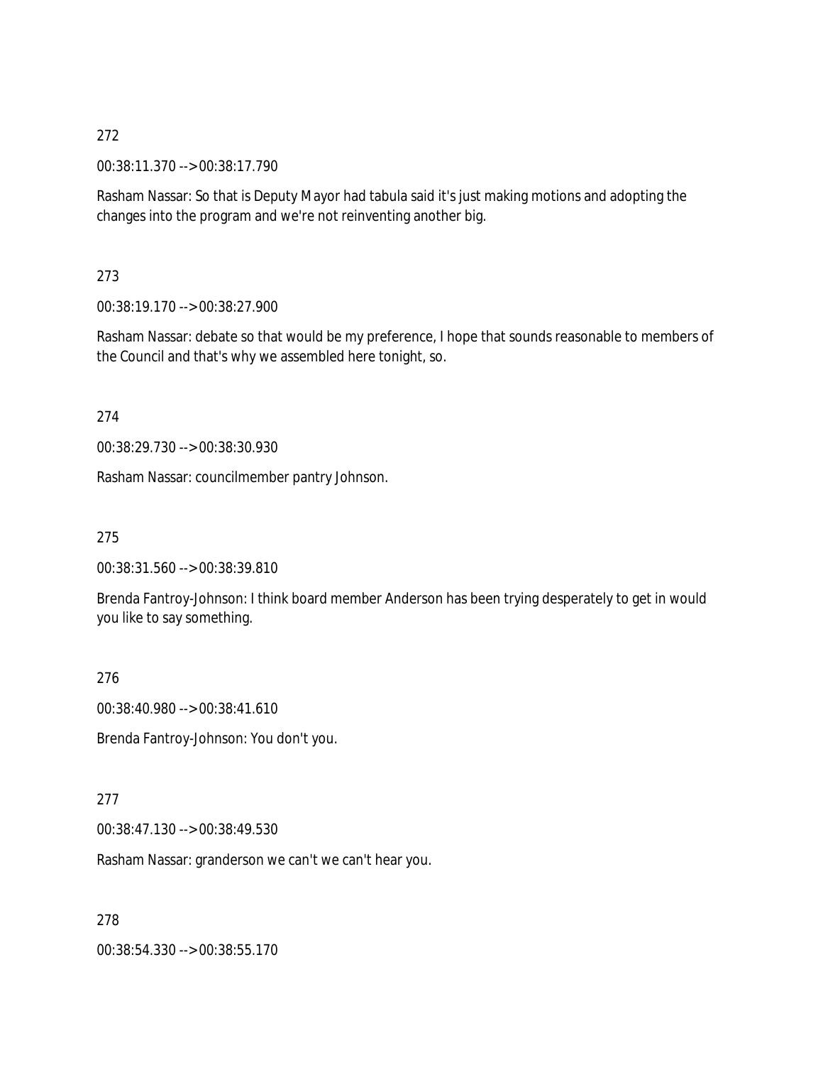272

00:38:11.370 --> 00:38:17.790

Rasham Nassar: So that is Deputy Mayor had tabula said it's just making motions and adopting the changes into the program and we're not reinventing another big.

273

00:38:19.170 --> 00:38:27.900

Rasham Nassar: debate so that would be my preference, I hope that sounds reasonable to members of the Council and that's why we assembled here tonight, so.

274

00:38:29.730 --> 00:38:30.930

Rasham Nassar: councilmember pantry Johnson.

275

00:38:31.560 --> 00:38:39.810

Brenda Fantroy-Johnson: I think board member Anderson has been trying desperately to get in would you like to say something.

276

00:38:40.980 --> 00:38:41.610

Brenda Fantroy-Johnson: You don't you.

277

00:38:47.130 --> 00:38:49.530

Rasham Nassar: granderson we can't we can't hear you.

278

00:38:54.330 --> 00:38:55.170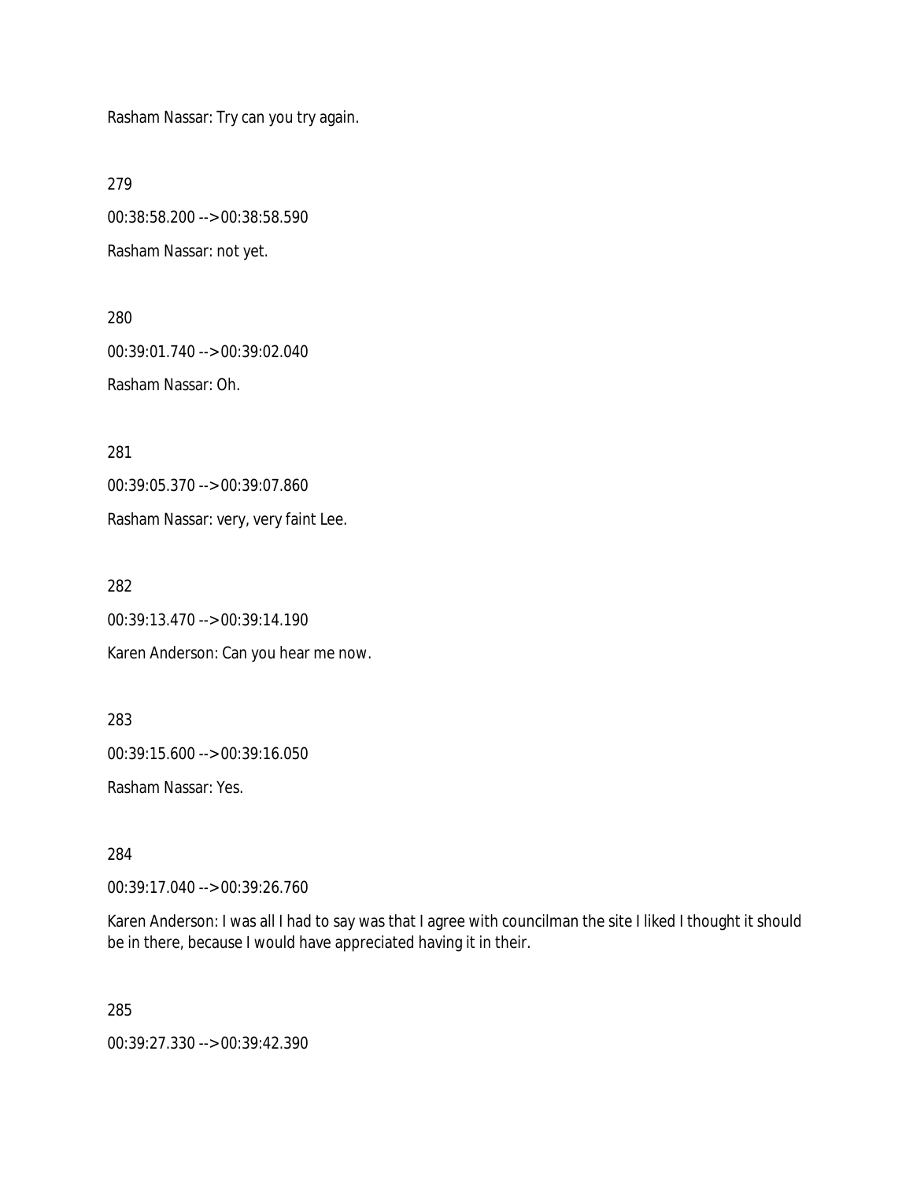Rasham Nassar: Try can you try again.

279

00:38:58.200 --> 00:38:58.590

Rasham Nassar: not yet.

280

00:39:01.740 --> 00:39:02.040

Rasham Nassar: Oh.

281

00:39:05.370 --> 00:39:07.860

Rasham Nassar: very, very faint Lee.

282

00:39:13.470 --> 00:39:14.190

Karen Anderson: Can you hear me now.

283

00:39:15.600 --> 00:39:16.050

Rasham Nassar: Yes.

284

00:39:17.040 --> 00:39:26.760

Karen Anderson: I was all I had to say was that I agree with councilman the site I liked I thought it should be in there, because I would have appreciated having it in their.

285

00:39:27.330 --> 00:39:42.390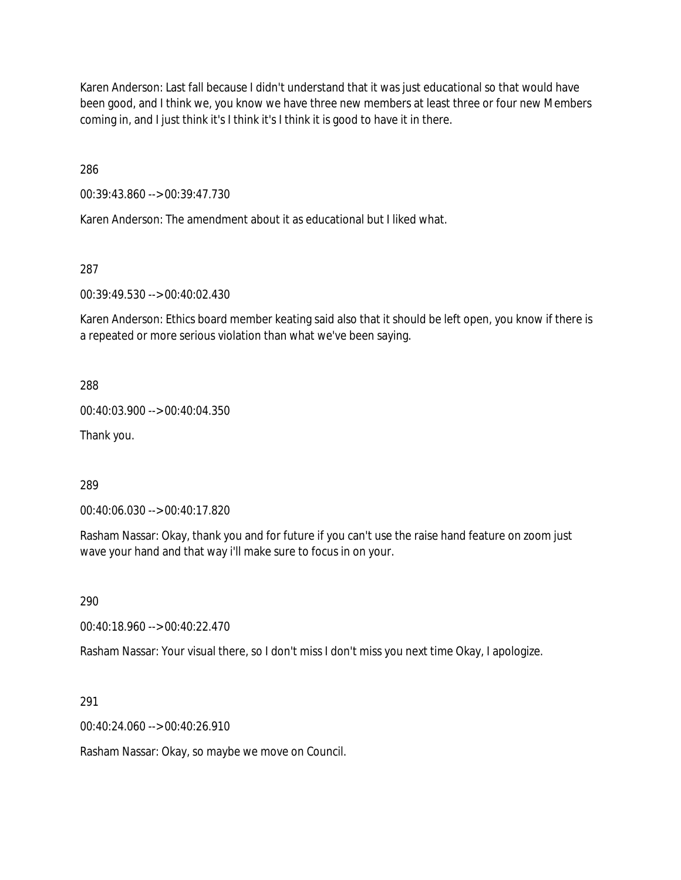Karen Anderson: Last fall because I didn't understand that it was just educational so that would have been good, and I think we, you know we have three new members at least three or four new Members coming in, and I just think it's I think it's I think it is good to have it in there.

286

00:39:43.860 --> 00:39:47.730

Karen Anderson: The amendment about it as educational but I liked what.

287

00:39:49.530 --> 00:40:02.430

Karen Anderson: Ethics board member keating said also that it should be left open, you know if there is a repeated or more serious violation than what we've been saying.

288

00:40:03.900 --> 00:40:04.350

Thank you.

289

00:40:06.030 --> 00:40:17.820

Rasham Nassar: Okay, thank you and for future if you can't use the raise hand feature on zoom just wave your hand and that way i'll make sure to focus in on your.

290

00:40:18.960 --> 00:40:22.470

Rasham Nassar: Your visual there, so I don't miss I don't miss you next time Okay, I apologize.

291

00:40:24.060 --> 00:40:26.910

Rasham Nassar: Okay, so maybe we move on Council.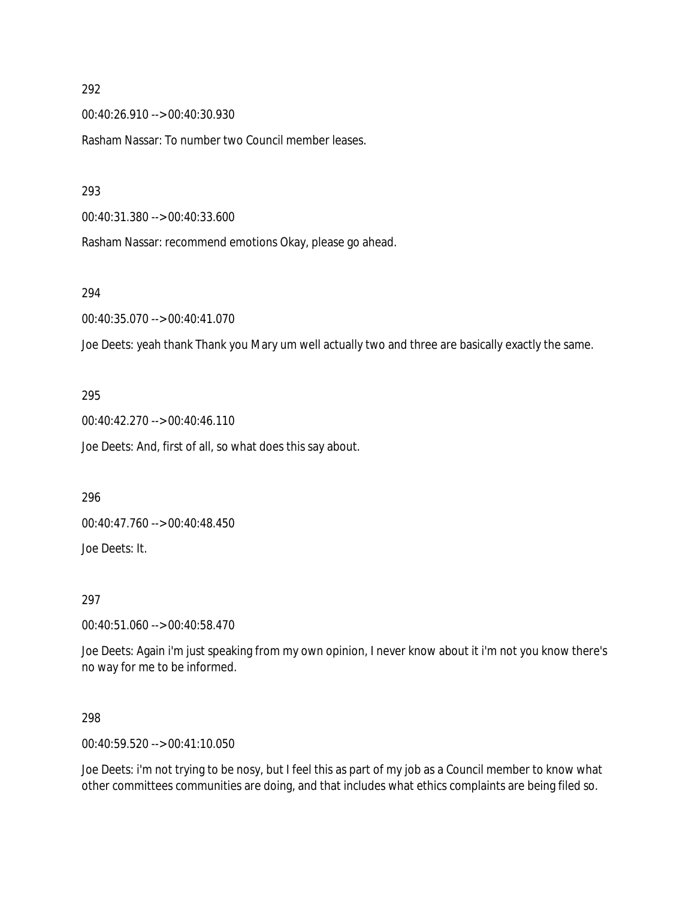292

00:40:26.910 --> 00:40:30.930

Rasham Nassar: To number two Council member leases.

293

00:40:31.380 --> 00:40:33.600

Rasham Nassar: recommend emotions Okay, please go ahead.

294

00:40:35.070 --> 00:40:41.070

Joe Deets: yeah thank Thank you Mary um well actually two and three are basically exactly the same.

295

00:40:42.270 --> 00:40:46.110

Joe Deets: And, first of all, so what does this say about.

296

00:40:47.760 --> 00:40:48.450

Joe Deets: It.

297

00:40:51.060 --> 00:40:58.470

Joe Deets: Again i'm just speaking from my own opinion, I never know about it i'm not you know there's no way for me to be informed.

298

00:40:59.520 --> 00:41:10.050

Joe Deets: i'm not trying to be nosy, but I feel this as part of my job as a Council member to know what other committees communities are doing, and that includes what ethics complaints are being filed so.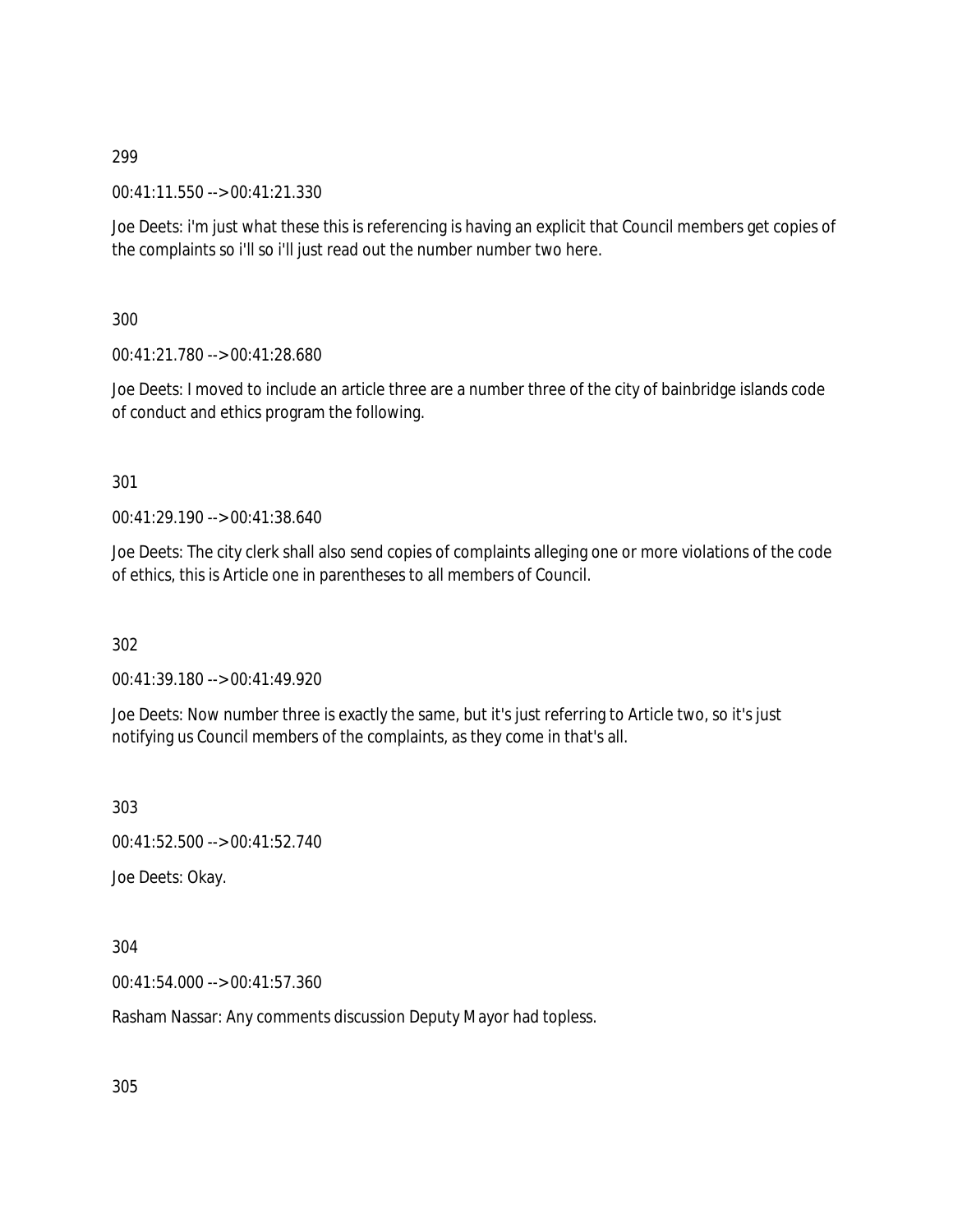299

00:41:11.550 --> 00:41:21.330

Joe Deets: i'm just what these this is referencing is having an explicit that Council members get copies of the complaints so i'll so i'll just read out the number number two here.

300

00:41:21.780 --> 00:41:28.680

Joe Deets: I moved to include an article three are a number three of the city of bainbridge islands code of conduct and ethics program the following.

301

00:41:29.190 --> 00:41:38.640

Joe Deets: The city clerk shall also send copies of complaints alleging one or more violations of the code of ethics, this is Article one in parentheses to all members of Council.

302

00:41:39.180 --> 00:41:49.920

Joe Deets: Now number three is exactly the same, but it's just referring to Article two, so it's just notifying us Council members of the complaints, as they come in that's all.

303

00:41:52.500 --> 00:41:52.740

Joe Deets: Okay.

304

00:41:54.000 --> 00:41:57.360

Rasham Nassar: Any comments discussion Deputy Mayor had topless.

305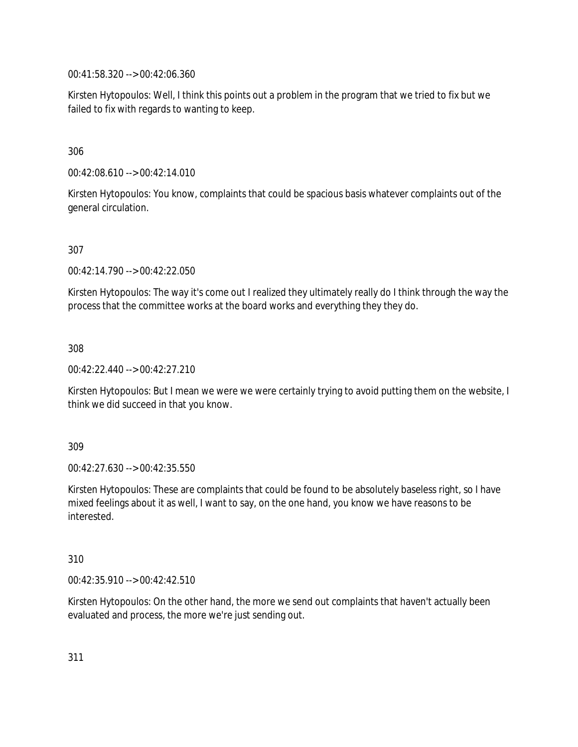00:41:58.320 --> 00:42:06.360

Kirsten Hytopoulos: Well, I think this points out a problem in the program that we tried to fix but we failed to fix with regards to wanting to keep.

306

00:42:08.610 --> 00:42:14.010

Kirsten Hytopoulos: You know, complaints that could be spacious basis whatever complaints out of the general circulation.

307

00:42:14.790 --> 00:42:22.050

Kirsten Hytopoulos: The way it's come out I realized they ultimately really do I think through the way the process that the committee works at the board works and everything they they do.

308

00:42:22.440 --> 00:42:27.210

Kirsten Hytopoulos: But I mean we were we were certainly trying to avoid putting them on the website, I think we did succeed in that you know.

309

00:42:27.630 --> 00:42:35.550

Kirsten Hytopoulos: These are complaints that could be found to be absolutely baseless right, so I have mixed feelings about it as well, I want to say, on the one hand, you know we have reasons to be interested.

310

00:42:35.910 --> 00:42:42.510

Kirsten Hytopoulos: On the other hand, the more we send out complaints that haven't actually been evaluated and process, the more we're just sending out.

311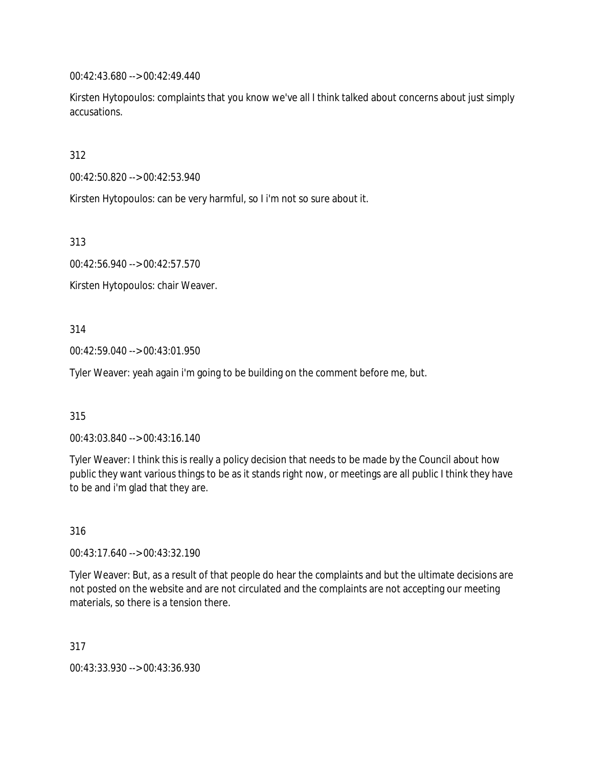00:42:43.680 --> 00:42:49.440

Kirsten Hytopoulos: complaints that you know we've all I think talked about concerns about just simply accusations.

312

00:42:50.820 --> 00:42:53.940

Kirsten Hytopoulos: can be very harmful, so I i'm not so sure about it.

313

00:42:56.940 --> 00:42:57.570

Kirsten Hytopoulos: chair Weaver.

314

00:42:59.040 --> 00:43:01.950

Tyler Weaver: yeah again i'm going to be building on the comment before me, but.

315

00:43:03.840 --> 00:43:16.140

Tyler Weaver: I think this is really a policy decision that needs to be made by the Council about how public they want various things to be as it stands right now, or meetings are all public I think they have to be and i'm glad that they are.

316

00:43:17.640 --> 00:43:32.190

Tyler Weaver: But, as a result of that people do hear the complaints and but the ultimate decisions are posted on the website and are not circulated and the complaints are not accepting our meeting materials, so there is a tension there.

317

00:43:33.930 --> 00:43:36.930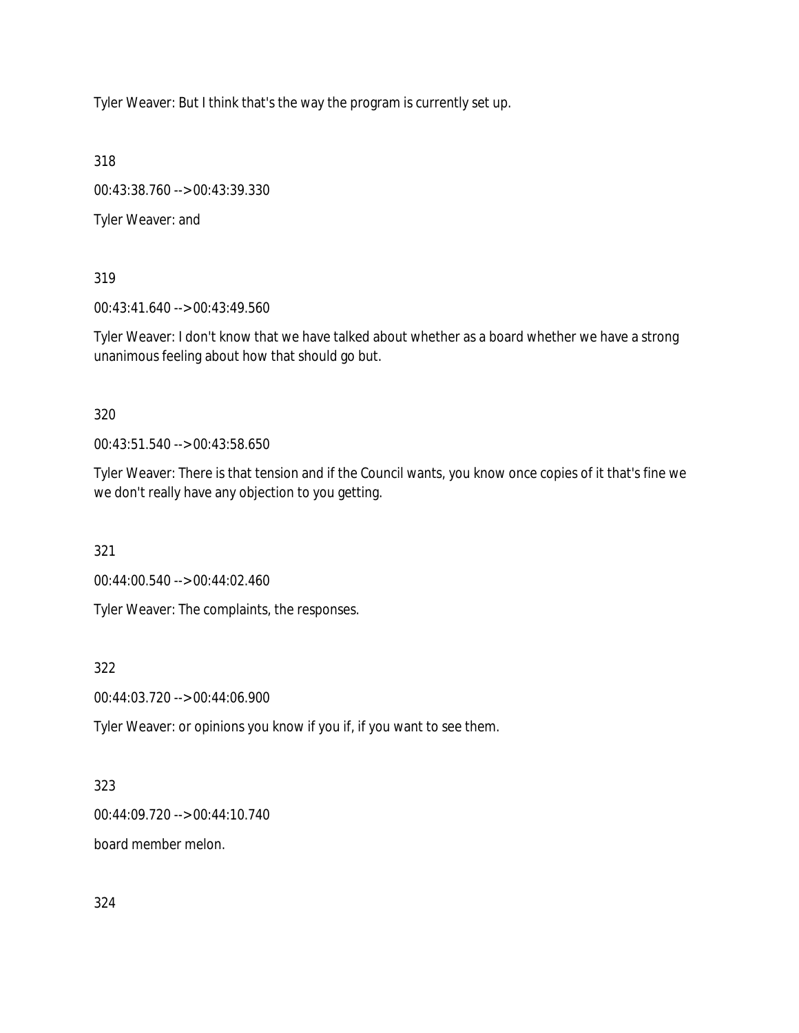Tyler Weaver: But I think that's the way the program is currently set up.

318

00:43:38.760 --> 00:43:39.330

Tyler Weaver: and

319

00:43:41.640 --> 00:43:49.560

Tyler Weaver: I don't know that we have talked about whether as a board whether we have a strong unanimous feeling about how that should go but.

320

00:43:51.540 --> 00:43:58.650

Tyler Weaver: There is that tension and if the Council wants, you know once copies of it that's fine we we don't really have any objection to you getting.

321

00:44:00.540 --> 00:44:02.460

Tyler Weaver: The complaints, the responses.

322

00:44:03.720 --> 00:44:06.900

Tyler Weaver: or opinions you know if you if, if you want to see them.

323

00:44:09.720 --> 00:44:10.740

board member melon.

324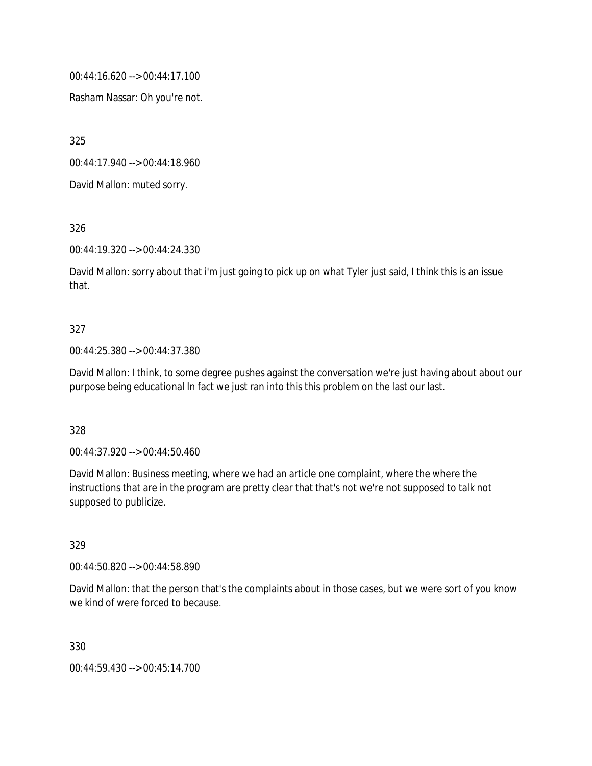00:44:16.620 --> 00:44:17.100

Rasham Nassar: Oh you're not.

325

00:44:17.940 --> 00:44:18.960

David Mallon: muted sorry.

326

00:44:19.320 --> 00:44:24.330

David Mallon: sorry about that i'm just going to pick up on what Tyler just said, I think this is an issue that.

327

00:44:25.380 --> 00:44:37.380

David Mallon: I think, to some degree pushes against the conversation we're just having about about our purpose being educational In fact we just ran into this this problem on the last our last.

328

00:44:37.920 --> 00:44:50.460

David Mallon: Business meeting, where we had an article one complaint, where the where the instructions that are in the program are pretty clear that that's not we're not supposed to talk not supposed to publicize.

329

00:44:50.820 --> 00:44:58.890

David Mallon: that the person that's the complaints about in those cases, but we were sort of you know we kind of were forced to because.

330

00:44:59.430 --> 00:45:14.700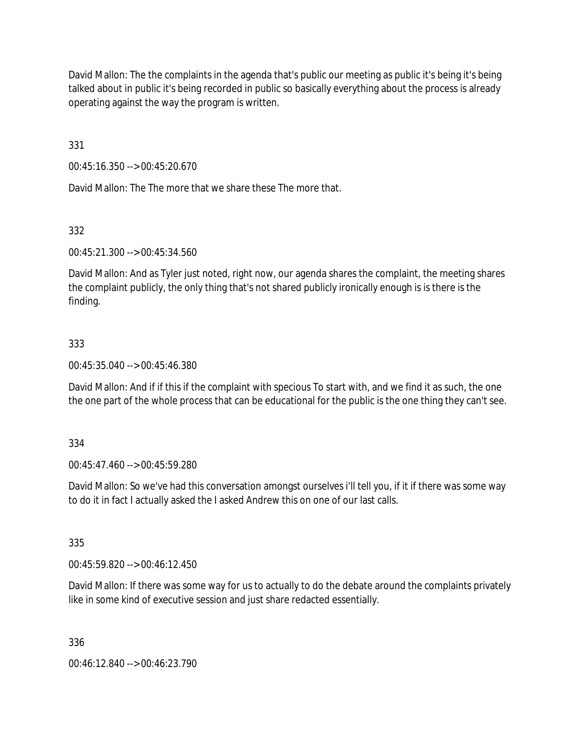David Mallon: The the complaints in the agenda that's public our meeting as public it's being it's being talked about in public it's being recorded in public so basically everything about the process is already operating against the way the program is written.

331

00:45:16.350 --> 00:45:20.670

David Mallon: The The more that we share these The more that.

332

00:45:21.300 --> 00:45:34.560

David Mallon: And as Tyler just noted, right now, our agenda shares the complaint, the meeting shares the complaint publicly, the only thing that's not shared publicly ironically enough is is there is the finding.

333

00:45:35.040 --> 00:45:46.380

David Mallon: And if if this if the complaint with specious To start with, and we find it as such, the one the one part of the whole process that can be educational for the public is the one thing they can't see.

334

00:45:47.460 --> 00:45:59.280

David Mallon: So we've had this conversation amongst ourselves i'll tell you, if it if there was some way to do it in fact I actually asked the I asked Andrew this on one of our last calls.

335

00:45:59.820 --> 00:46:12.450

David Mallon: If there was some way for us to actually to do the debate around the complaints privately like in some kind of executive session and just share redacted essentially.

336

00:46:12.840 --> 00:46:23.790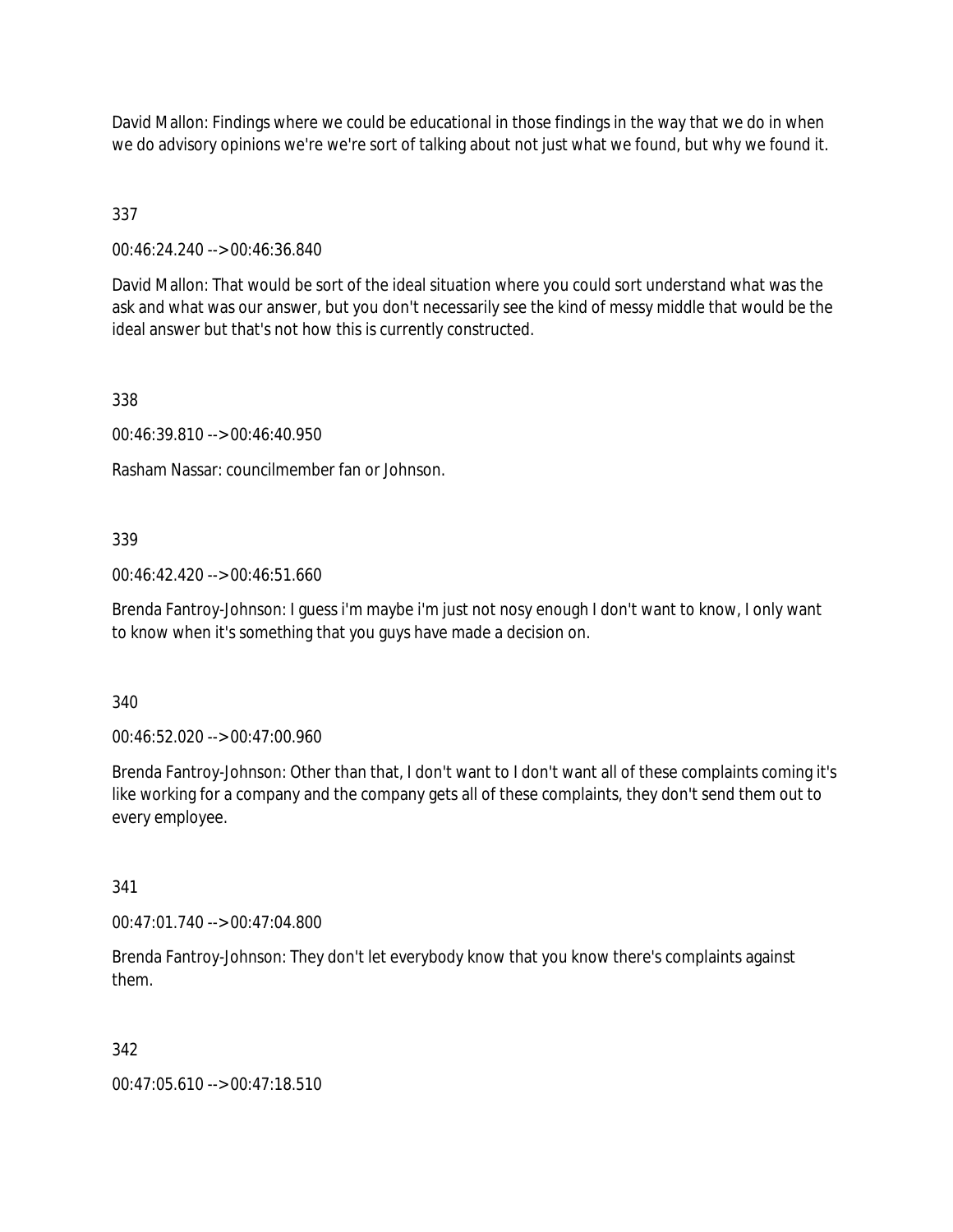David Mallon: Findings where we could be educational in those findings in the way that we do in when we do advisory opinions we're we're sort of talking about not just what we found, but why we found it.

337

00:46:24.240 --> 00:46:36.840

David Mallon: That would be sort of the ideal situation where you could sort understand what was the ask and what was our answer, but you don't necessarily see the kind of messy middle that would be the ideal answer but that's not how this is currently constructed.

338

00:46:39.810 --> 00:46:40.950

Rasham Nassar: councilmember fan or Johnson.

339

00:46:42.420 --> 00:46:51.660

Brenda Fantroy-Johnson: I guess i'm maybe i'm just not nosy enough I don't want to know, I only want to know when it's something that you guys have made a decision on.

340

00:46:52.020 --> 00:47:00.960

Brenda Fantroy-Johnson: Other than that, I don't want to I don't want all of these complaints coming it's like working for a company and the company gets all of these complaints, they don't send them out to every employee.

341

00:47:01.740 --> 00:47:04.800

Brenda Fantroy-Johnson: They don't let everybody know that you know there's complaints against them.

342

00:47:05.610 --> 00:47:18.510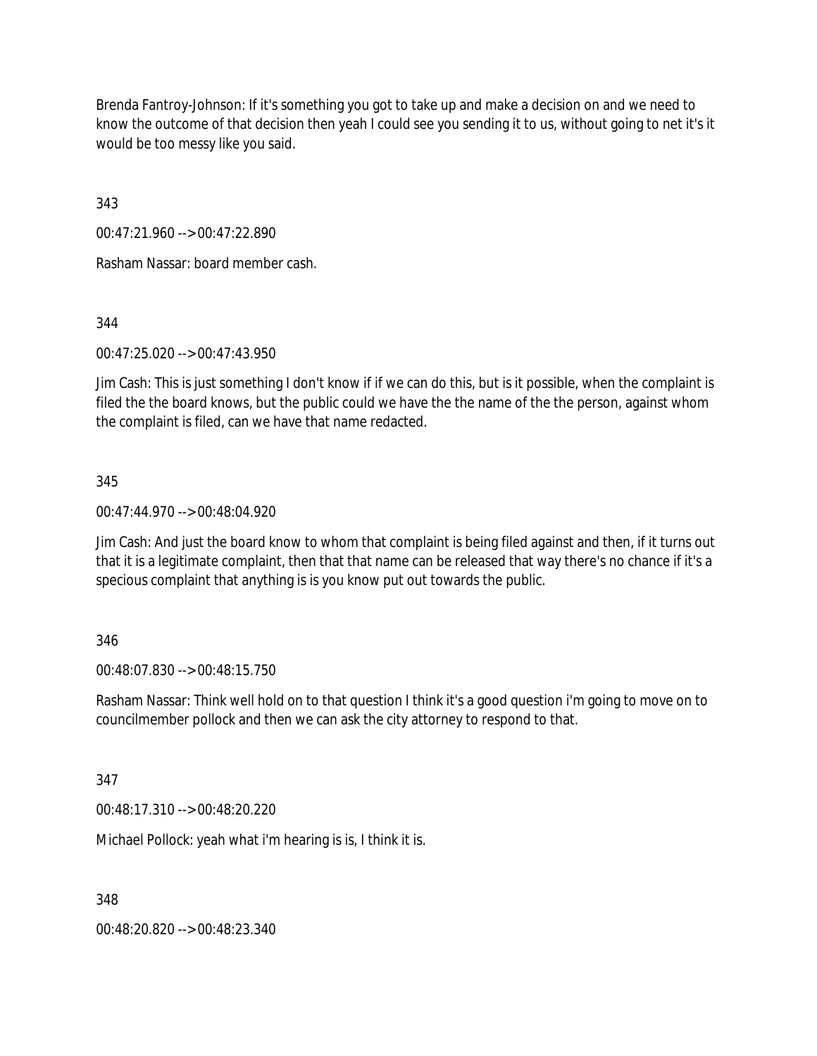Brenda Fantroy-Johnson: If it's something you got to take up and make a decision on and we need to know the outcome of that decision then yeah I could see you sending it to us, without going to net it's it would be too messy like you said.

343

00:47:21.960 --> 00:47:22.890

Rasham Nassar: board member cash.

344

00:47:25.020 --> 00:47:43.950

Jim Cash: This is just something I don't know if if we can do this, but is it possible, when the complaint is filed the the board knows, but the public could we have the the name of the the person, against whom the complaint is filed, can we have that name redacted.

345

00:47:44.970 --> 00:48:04.920

Jim Cash: And just the board know to whom that complaint is being filed against and then, if it turns out that it is a legitimate complaint, then that that name can be released that way there's no chance if it's a specious complaint that anything is is you know put out towards the public.

346

00:48:07.830 --> 00:48:15.750

Rasham Nassar: Think well hold on to that question I think it's a good question i'm going to move on to councilmember pollock and then we can ask the city attorney to respond to that.

347

00:48:17.310 --> 00:48:20.220

Michael Pollock: yeah what i'm hearing is is, I think it is.

348

00:48:20.820 --> 00:48:23.340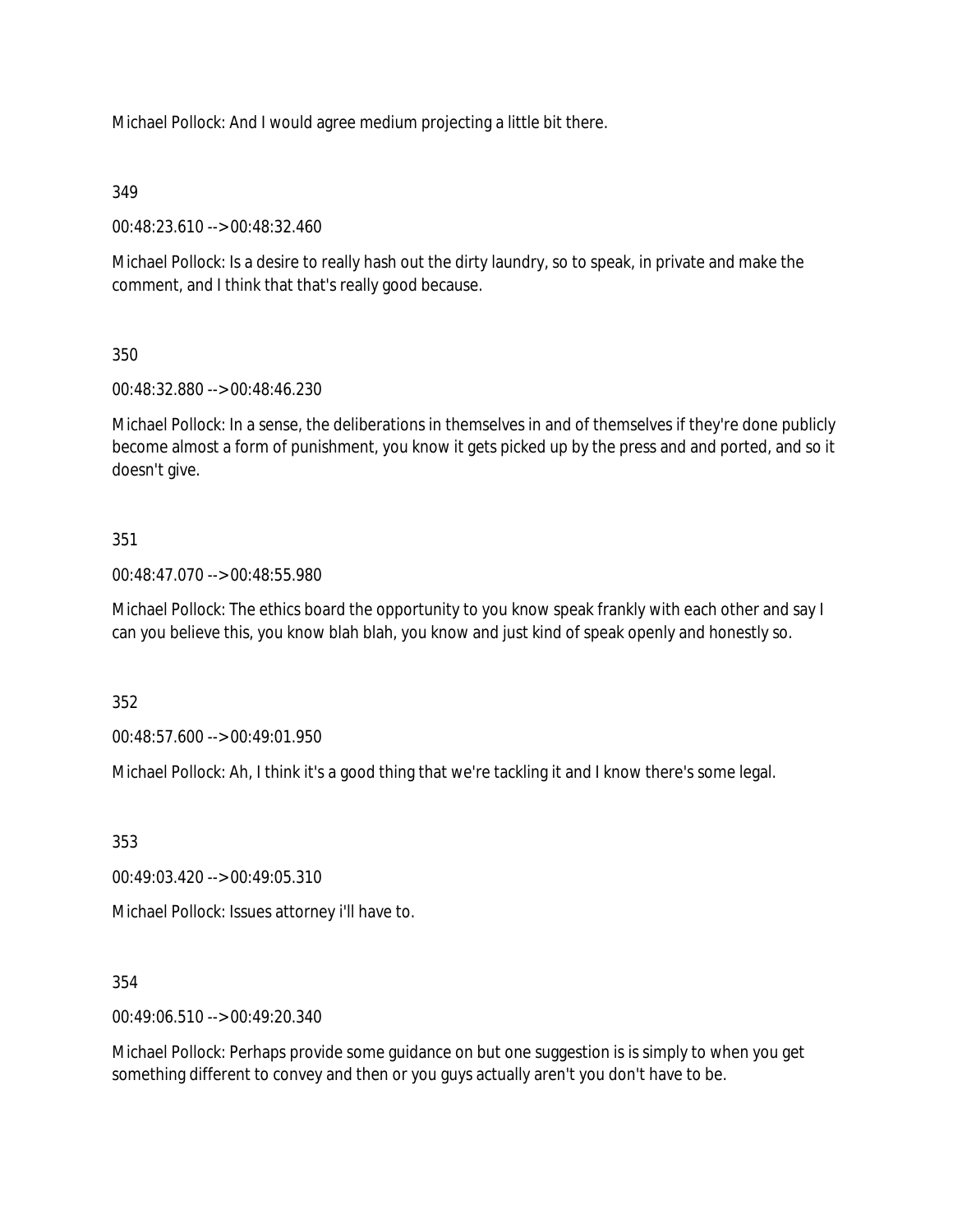Michael Pollock: And I would agree medium projecting a little bit there.

349

00:48:23.610 --> 00:48:32.460

Michael Pollock: Is a desire to really hash out the dirty laundry, so to speak, in private and make the comment, and I think that that's really good because.

350

00:48:32.880 --> 00:48:46.230

Michael Pollock: In a sense, the deliberations in themselves in and of themselves if they're done publicly become almost a form of punishment, you know it gets picked up by the press and and ported, and so it doesn't give.

351

00:48:47.070 --> 00:48:55.980

Michael Pollock: The ethics board the opportunity to you know speak frankly with each other and say I can you believe this, you know blah blah, you know and just kind of speak openly and honestly so.

352

00:48:57.600 --> 00:49:01.950

Michael Pollock: Ah, I think it's a good thing that we're tackling it and I know there's some legal.

353

00:49:03.420 --> 00:49:05.310

Michael Pollock: Issues attorney i'll have to.

354

00:49:06.510 --> 00:49:20.340

Michael Pollock: Perhaps provide some guidance on but one suggestion is is simply to when you get something different to convey and then or you guys actually aren't you don't have to be.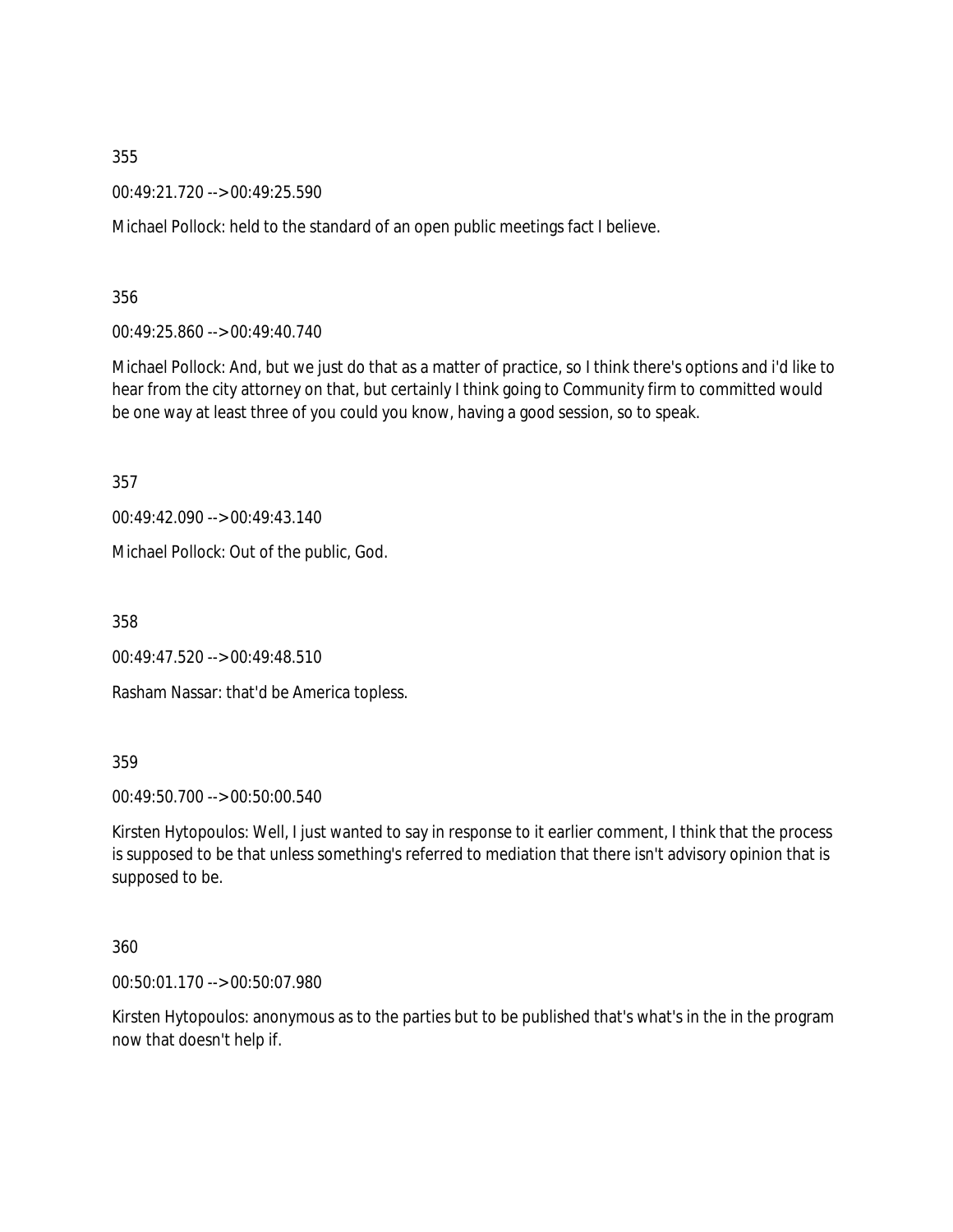355

00:49:21.720 --> 00:49:25.590

Michael Pollock: held to the standard of an open public meetings fact I believe.

356

00:49:25.860 --> 00:49:40.740

Michael Pollock: And, but we just do that as a matter of practice, so I think there's options and i'd like to hear from the city attorney on that, but certainly I think going to Community firm to committed would be one way at least three of you could you know, having a good session, so to speak.

357

00:49:42.090 --> 00:49:43.140

Michael Pollock: Out of the public, God.

358

00:49:47.520 --> 00:49:48.510

Rasham Nassar: that'd be America topless.

359

00:49:50.700 --> 00:50:00.540

Kirsten Hytopoulos: Well, I just wanted to say in response to it earlier comment, I think that the process is supposed to be that unless something's referred to mediation that there isn't advisory opinion that is supposed to be.

360

00:50:01.170 --> 00:50:07.980

Kirsten Hytopoulos: anonymous as to the parties but to be published that's what's in the in the program now that doesn't help if.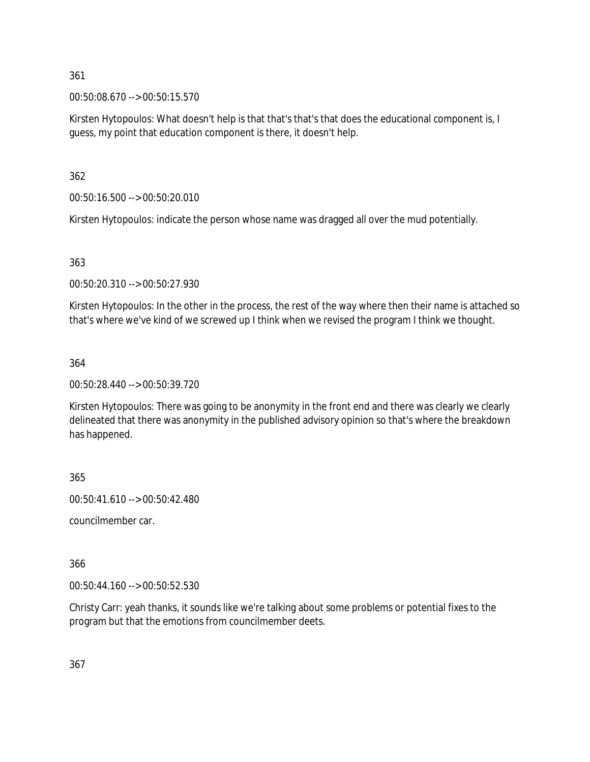361

00:50:08.670 --> 00:50:15.570

Kirsten Hytopoulos: What doesn't help is that that's that's that does the educational component is, I guess, my point that education component is there, it doesn't help.

362

00:50:16.500 --> 00:50:20.010

Kirsten Hytopoulos: indicate the person whose name was dragged all over the mud potentially.

363

00:50:20.310 --> 00:50:27.930

Kirsten Hytopoulos: In the other in the process, the rest of the way where then their name is attached so that's where we've kind of we screwed up I think when we revised the program I think we thought.

364

00:50:28.440 --> 00:50:39.720

Kirsten Hytopoulos: There was going to be anonymity in the front end and there was clearly we clearly delineated that there was anonymity in the published advisory opinion so that's where the breakdown has happened.

365

00:50:41.610 --> 00:50:42.480

councilmember car.

366

00:50:44.160 --> 00:50:52.530

Christy Carr: yeah thanks, it sounds like we're talking about some problems or potential fixes to the program but that the emotions from councilmember deets.

367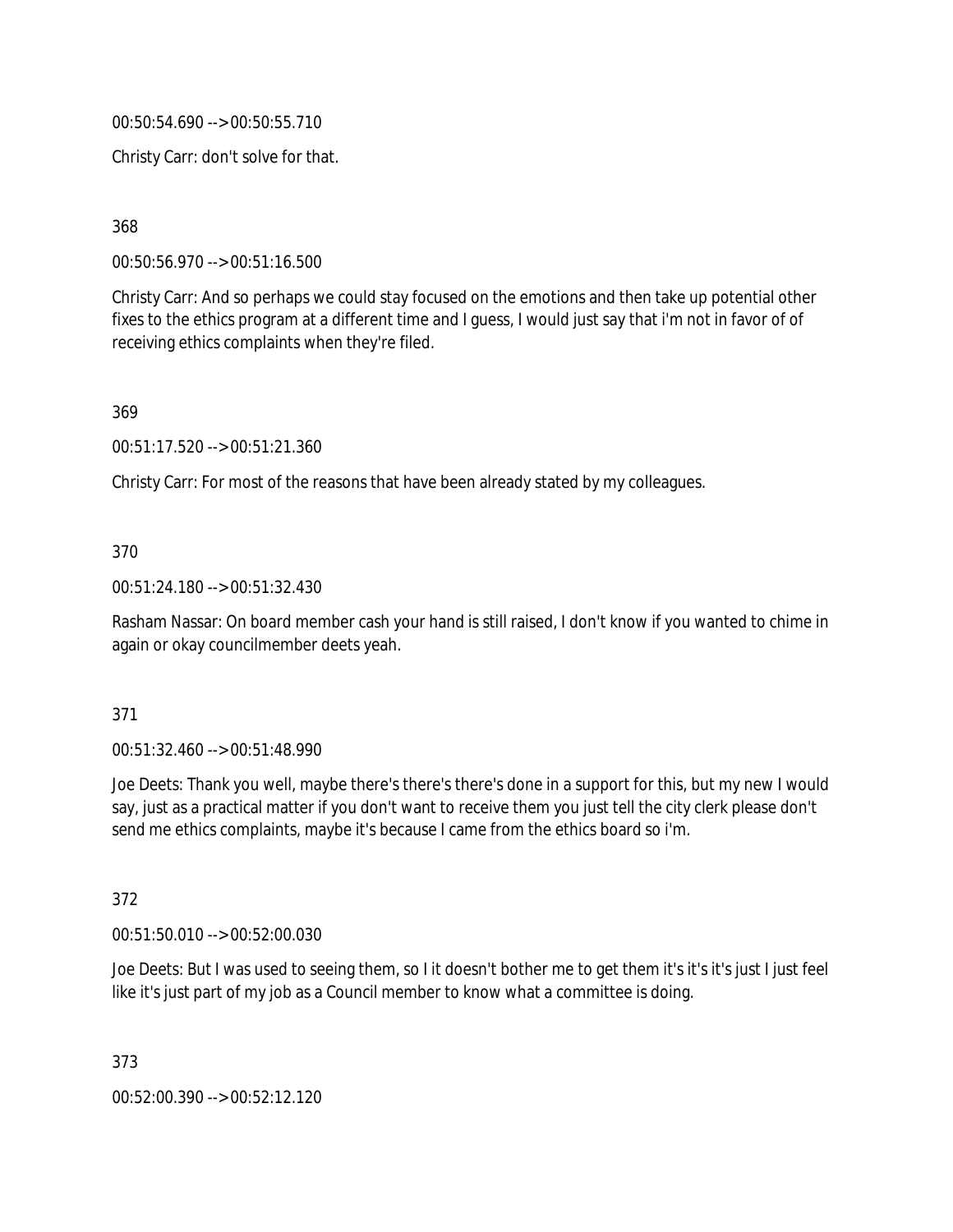00:50:54.690 --> 00:50:55.710

Christy Carr: don't solve for that.

368

00:50:56.970 --> 00:51:16.500

Christy Carr: And so perhaps we could stay focused on the emotions and then take up potential other fixes to the ethics program at a different time and I guess, I would just say that i'm not in favor of of receiving ethics complaints when they're filed.

369

00:51:17.520 --> 00:51:21.360

Christy Carr: For most of the reasons that have been already stated by my colleagues.

370

00:51:24.180 --> 00:51:32.430

Rasham Nassar: On board member cash your hand is still raised, I don't know if you wanted to chime in again or okay councilmember deets yeah.

371

00:51:32.460 --> 00:51:48.990

Joe Deets: Thank you well, maybe there's there's there's done in a support for this, but my new I would say, just as a practical matter if you don't want to receive them you just tell the city clerk please don't send me ethics complaints, maybe it's because I came from the ethics board so i'm.

372

00:51:50.010 --> 00:52:00.030

Joe Deets: But I was used to seeing them, so I it doesn't bother me to get them it's it's it's just I just feel like it's just part of my job as a Council member to know what a committee is doing.

373

00:52:00.390 --> 00:52:12.120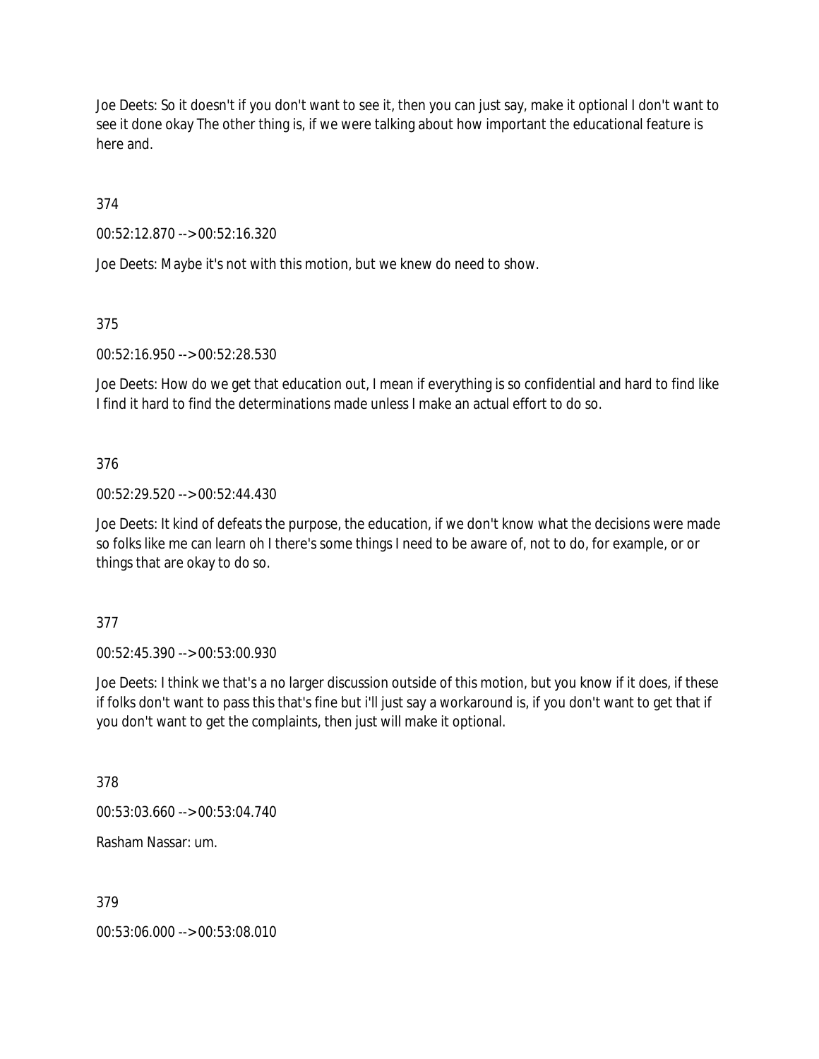Joe Deets: So it doesn't if you don't want to see it, then you can just say, make it optional I don't want to see it done okay The other thing is, if we were talking about how important the educational feature is here and.

374

00:52:12.870 --> 00:52:16.320

Joe Deets: Maybe it's not with this motion, but we knew do need to show.

375

00:52:16.950 --> 00:52:28.530

Joe Deets: How do we get that education out, I mean if everything is so confidential and hard to find like I find it hard to find the determinations made unless I make an actual effort to do so.

376

00:52:29.520 --> 00:52:44.430

Joe Deets: It kind of defeats the purpose, the education, if we don't know what the decisions were made so folks like me can learn oh I there's some things I need to be aware of, not to do, for example, or or things that are okay to do so.

377

00:52:45.390 --> 00:53:00.930

Joe Deets: I think we that's a no larger discussion outside of this motion, but you know if it does, if these if folks don't want to pass this that's fine but i'll just say a workaround is, if you don't want to get that if you don't want to get the complaints, then just will make it optional.

378

00:53:03.660 --> 00:53:04.740

Rasham Nassar: um.

379

00:53:06.000 --> 00:53:08.010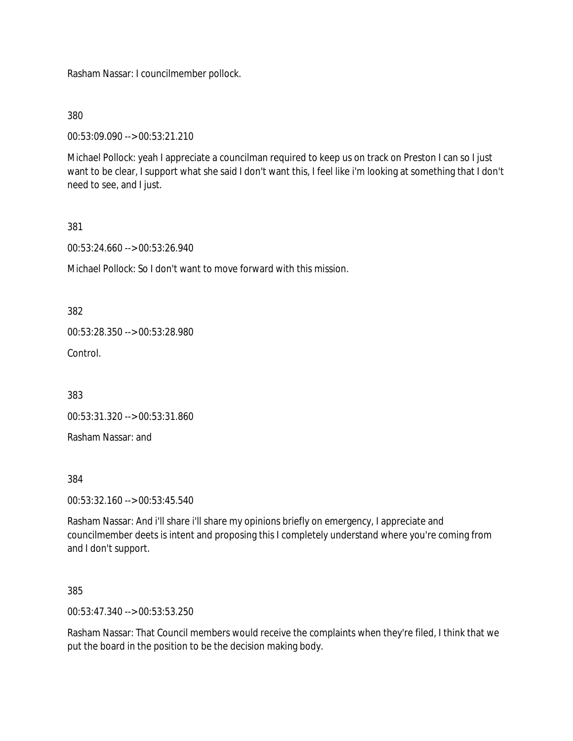Rasham Nassar: I councilmember pollock.

380

00:53:09.090 --> 00:53:21.210

Michael Pollock: yeah I appreciate a councilman required to keep us on track on Preston I can so I just want to be clear, I support what she said I don't want this, I feel like i'm looking at something that I don't need to see, and I just.

381

00:53:24.660 --> 00:53:26.940

Michael Pollock: So I don't want to move forward with this mission.

382

00:53:28.350 --> 00:53:28.980

Control.

383

00:53:31.320 --> 00:53:31.860

Rasham Nassar: and

384

00:53:32.160 --> 00:53:45.540

Rasham Nassar: And i'll share i'll share my opinions briefly on emergency, I appreciate and councilmember deets is intent and proposing this I completely understand where you're coming from and I don't support.

385

00:53:47.340 --> 00:53:53.250

Rasham Nassar: That Council members would receive the complaints when they're filed, I think that we put the board in the position to be the decision making body.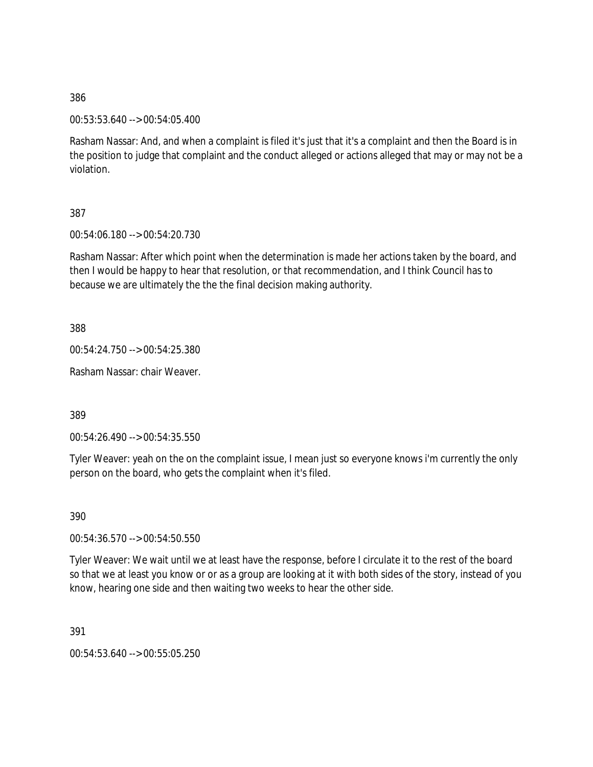386

00:53:53.640 --> 00:54:05.400

Rasham Nassar: And, and when a complaint is filed it's just that it's a complaint and then the Board is in the position to judge that complaint and the conduct alleged or actions alleged that may or may not be a violation.

387

00:54:06.180 --> 00:54:20.730

Rasham Nassar: After which point when the determination is made her actions taken by the board, and then I would be happy to hear that resolution, or that recommendation, and I think Council has to because we are ultimately the the the final decision making authority.

388

00:54:24.750 --> 00:54:25.380

Rasham Nassar: chair Weaver.

389

00:54:26.490 --> 00:54:35.550

Tyler Weaver: yeah on the on the complaint issue, I mean just so everyone knows i'm currently the only person on the board, who gets the complaint when it's filed.

390

00:54:36.570 --> 00:54:50.550

Tyler Weaver: We wait until we at least have the response, before I circulate it to the rest of the board so that we at least you know or or as a group are looking at it with both sides of the story, instead of you know, hearing one side and then waiting two weeks to hear the other side.

391

00:54:53.640 --> 00:55:05.250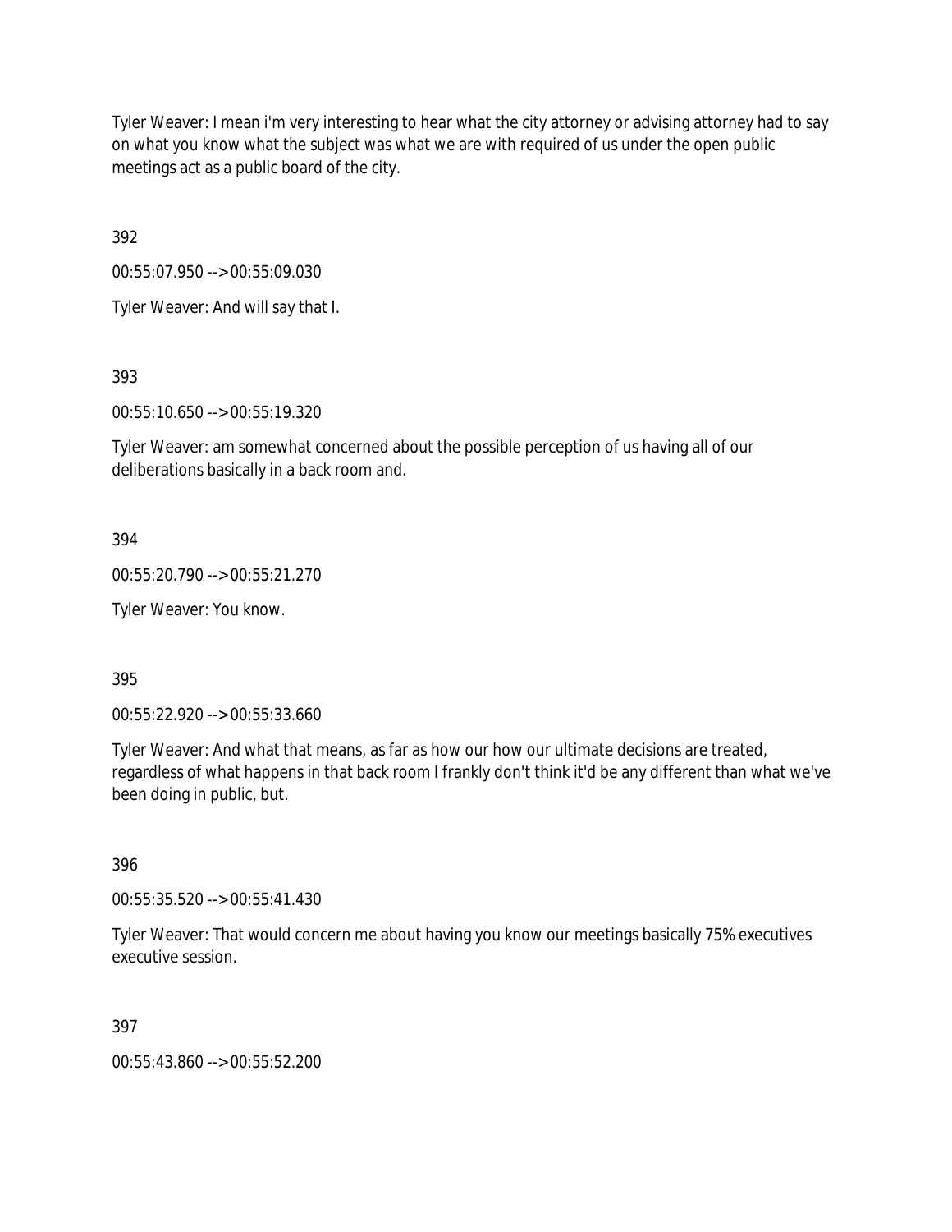Tyler Weaver: I mean i'm very interesting to hear what the city attorney or advising attorney had to say on what you know what the subject was what we are with required of us under the open public meetings act as a public board of the city.

392

00:55:07.950 --> 00:55:09.030

Tyler Weaver: And will say that I.

393

00:55:10.650 --> 00:55:19.320

Tyler Weaver: am somewhat concerned about the possible perception of us having all of our deliberations basically in a back room and.

394

00:55:20.790 --> 00:55:21.270

Tyler Weaver: You know.

395

00:55:22.920 --> 00:55:33.660

Tyler Weaver: And what that means, as far as how our how our ultimate decisions are treated, regardless of what happens in that back room I frankly don't think it'd be any different than what we've been doing in public, but.

396

00:55:35.520 --> 00:55:41.430

Tyler Weaver: That would concern me about having you know our meetings basically 75% executives executive session.

397

00:55:43.860 --> 00:55:52.200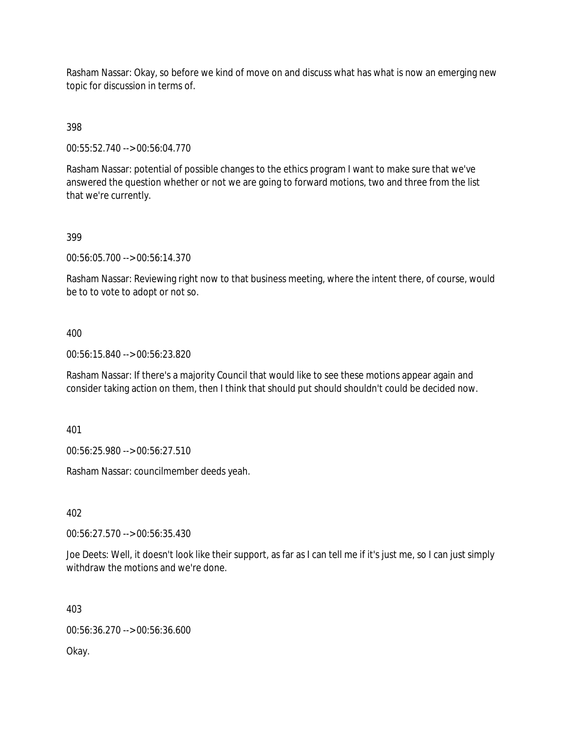Rasham Nassar: Okay, so before we kind of move on and discuss what has what is now an emerging new topic for discussion in terms of.

398

00:55:52.740 --> 00:56:04.770

Rasham Nassar: potential of possible changes to the ethics program I want to make sure that we've answered the question whether or not we are going to forward motions, two and three from the list that we're currently.

399

00:56:05.700 --> 00:56:14.370

Rasham Nassar: Reviewing right now to that business meeting, where the intent there, of course, would be to to vote to adopt or not so.

400

00:56:15.840 --> 00:56:23.820

Rasham Nassar: If there's a majority Council that would like to see these motions appear again and consider taking action on them, then I think that should put should shouldn't could be decided now.

401

00:56:25.980 --> 00:56:27.510

Rasham Nassar: councilmember deeds yeah.

402

00:56:27.570 --> 00:56:35.430

Joe Deets: Well, it doesn't look like their support, as far as I can tell me if it's just me, so I can just simply withdraw the motions and we're done.

403

00:56:36.270 --> 00:56:36.600

Okay.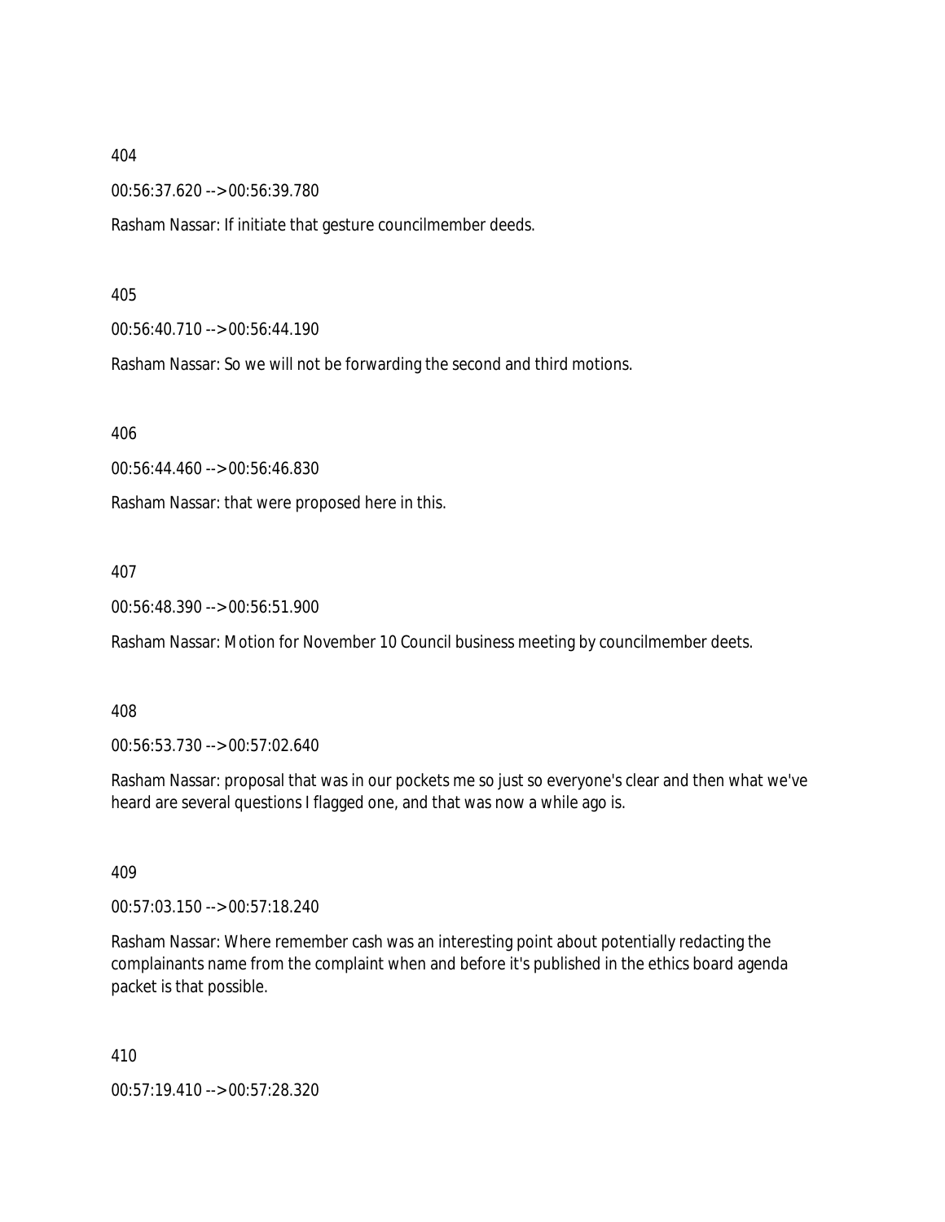404

00:56:37.620 --> 00:56:39.780

Rasham Nassar: If initiate that gesture councilmember deeds.

405

00:56:40.710 --> 00:56:44.190

Rasham Nassar: So we will not be forwarding the second and third motions.

406

00:56:44.460 --> 00:56:46.830

Rasham Nassar: that were proposed here in this.

407

00:56:48.390 --> 00:56:51.900

Rasham Nassar: Motion for November 10 Council business meeting by councilmember deets.

408

00:56:53.730 --> 00:57:02.640

Rasham Nassar: proposal that was in our pockets me so just so everyone's clear and then what we've heard are several questions I flagged one, and that was now a while ago is.

409

00:57:03.150 --> 00:57:18.240

Rasham Nassar: Where remember cash was an interesting point about potentially redacting the complainants name from the complaint when and before it's published in the ethics board agenda packet is that possible.

410

00:57:19.410 --> 00:57:28.320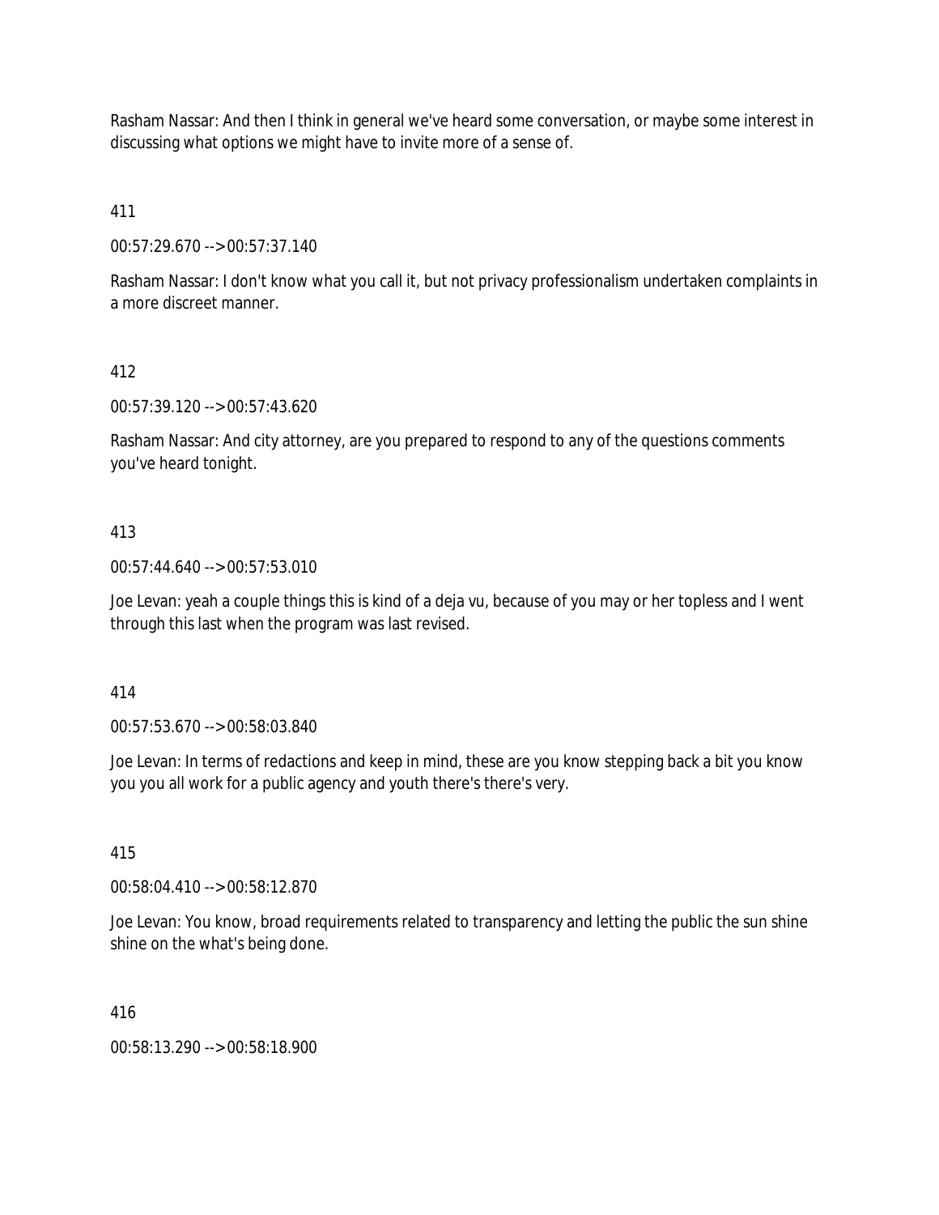Rasham Nassar: And then I think in general we've heard some conversation, or maybe some interest in discussing what options we might have to invite more of a sense of.

411

00:57:29.670 --> 00:57:37.140

Rasham Nassar: I don't know what you call it, but not privacy professionalism undertaken complaints in a more discreet manner.

412

00:57:39.120 --> 00:57:43.620

Rasham Nassar: And city attorney, are you prepared to respond to any of the questions comments you've heard tonight.

413

00:57:44.640 --> 00:57:53.010

Joe Levan: yeah a couple things this is kind of a deja vu, because of you may or her topless and I went through this last when the program was last revised.

414

00:57:53.670 --> 00:58:03.840

Joe Levan: In terms of redactions and keep in mind, these are you know stepping back a bit you know you you all work for a public agency and youth there's there's very.

415

00:58:04.410 --> 00:58:12.870

Joe Levan: You know, broad requirements related to transparency and letting the public the sun shine shine on the what's being done.

416

00:58:13.290 --> 00:58:18.900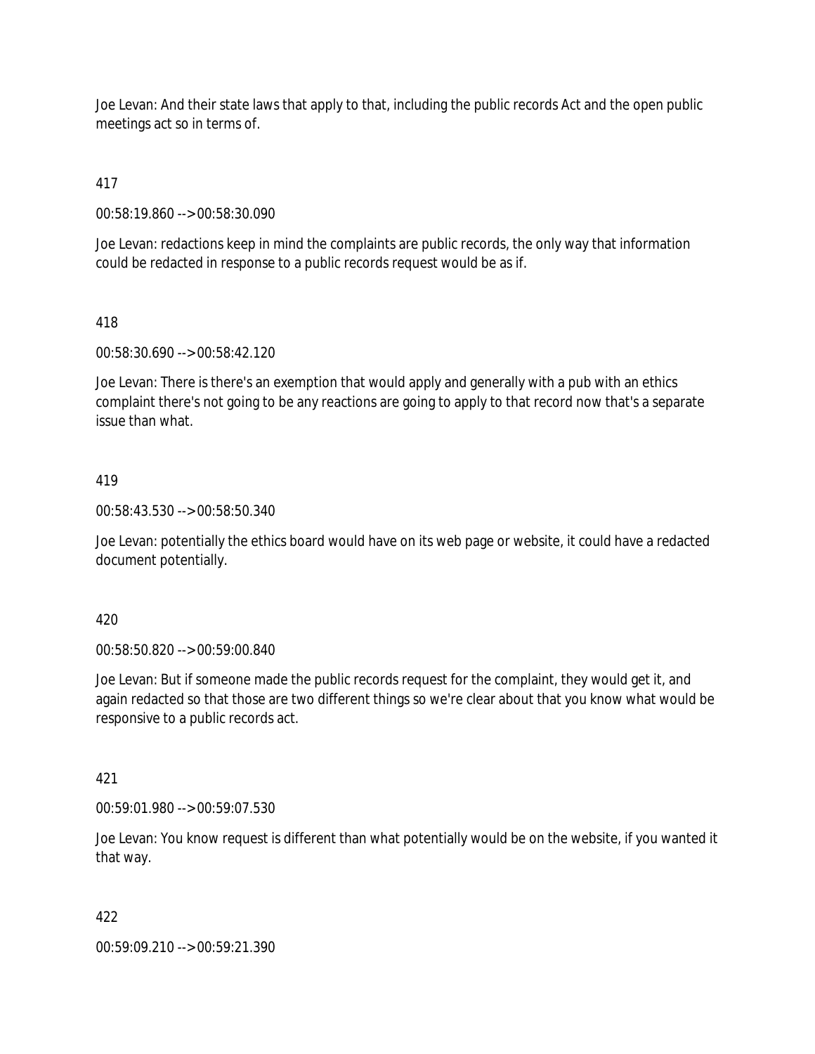Joe Levan: And their state laws that apply to that, including the public records Act and the open public meetings act so in terms of.

417

00:58:19.860 --> 00:58:30.090

Joe Levan: redactions keep in mind the complaints are public records, the only way that information could be redacted in response to a public records request would be as if.

418

00:58:30.690 --> 00:58:42.120

Joe Levan: There is there's an exemption that would apply and generally with a pub with an ethics complaint there's not going to be any reactions are going to apply to that record now that's a separate issue than what.

419

00:58:43.530 --> 00:58:50.340

Joe Levan: potentially the ethics board would have on its web page or website, it could have a redacted document potentially.

420

00:58:50.820 --> 00:59:00.840

Joe Levan: But if someone made the public records request for the complaint, they would get it, and again redacted so that those are two different things so we're clear about that you know what would be responsive to a public records act.

421

00:59:01.980 --> 00:59:07.530

Joe Levan: You know request is different than what potentially would be on the website, if you wanted it that way.

422

00:59:09.210 --> 00:59:21.390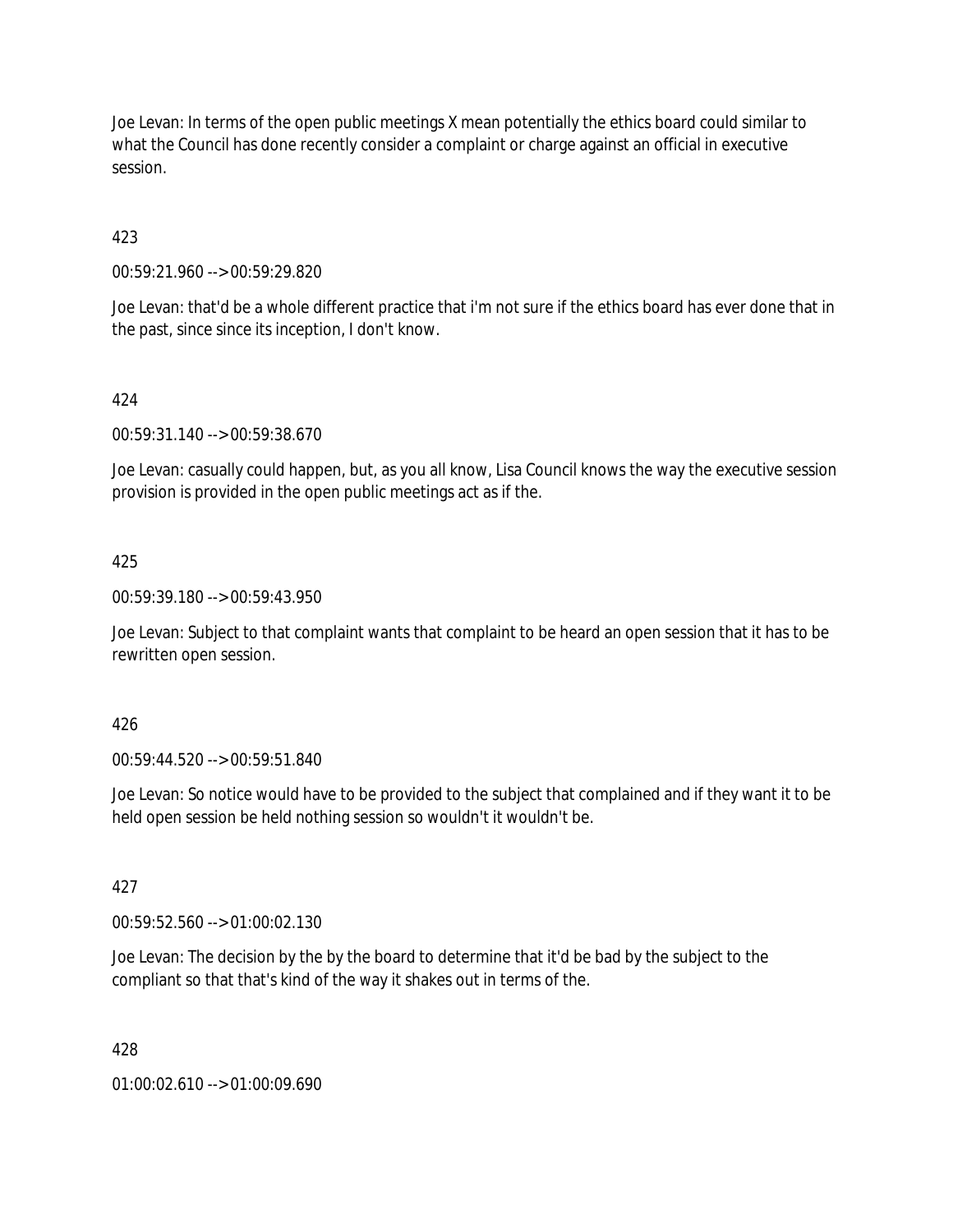Joe Levan: In terms of the open public meetings X mean potentially the ethics board could similar to what the Council has done recently consider a complaint or charge against an official in executive session.

423

00:59:21.960 --> 00:59:29.820

Joe Levan: that'd be a whole different practice that i'm not sure if the ethics board has ever done that in the past, since since its inception, I don't know.

424

00:59:31.140 --> 00:59:38.670

Joe Levan: casually could happen, but, as you all know, Lisa Council knows the way the executive session provision is provided in the open public meetings act as if the.

425

00:59:39.180 --> 00:59:43.950

Joe Levan: Subject to that complaint wants that complaint to be heard an open session that it has to be rewritten open session.

426

00:59:44.520 --> 00:59:51.840

Joe Levan: So notice would have to be provided to the subject that complained and if they want it to be held open session be held nothing session so wouldn't it wouldn't be.

427

00:59:52.560 --> 01:00:02.130

Joe Levan: The decision by the by the board to determine that it'd be bad by the subject to the compliant so that that's kind of the way it shakes out in terms of the.

428

01:00:02.610 --> 01:00:09.690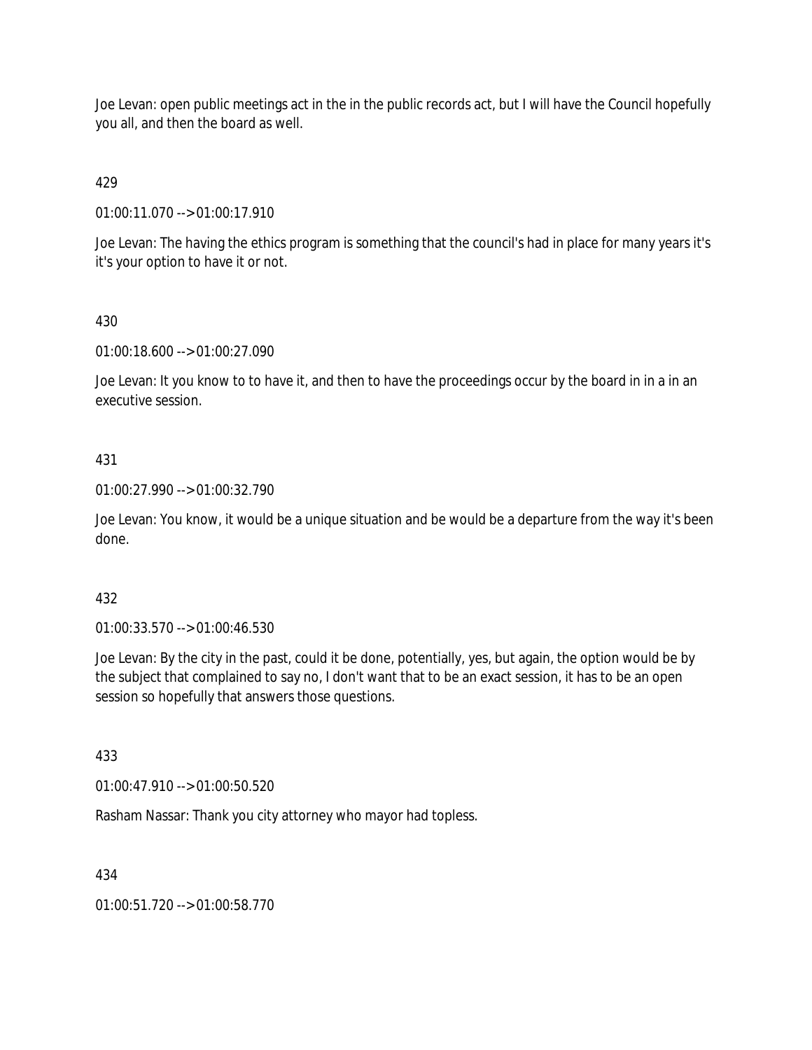Joe Levan: open public meetings act in the in the public records act, but I will have the Council hopefully you all, and then the board as well.

429

01:00:11.070 --> 01:00:17.910

Joe Levan: The having the ethics program is something that the council's had in place for many years it's it's your option to have it or not.

430

01:00:18.600 --> 01:00:27.090

Joe Levan: It you know to to have it, and then to have the proceedings occur by the board in in a in an executive session.

431

01:00:27.990 --> 01:00:32.790

Joe Levan: You know, it would be a unique situation and be would be a departure from the way it's been done.

432

01:00:33.570 --> 01:00:46.530

Joe Levan: By the city in the past, could it be done, potentially, yes, but again, the option would be by the subject that complained to say no, I don't want that to be an exact session, it has to be an open session so hopefully that answers those questions.

433

01:00:47.910 --> 01:00:50.520

Rasham Nassar: Thank you city attorney who mayor had topless.

434

01:00:51.720 --> 01:00:58.770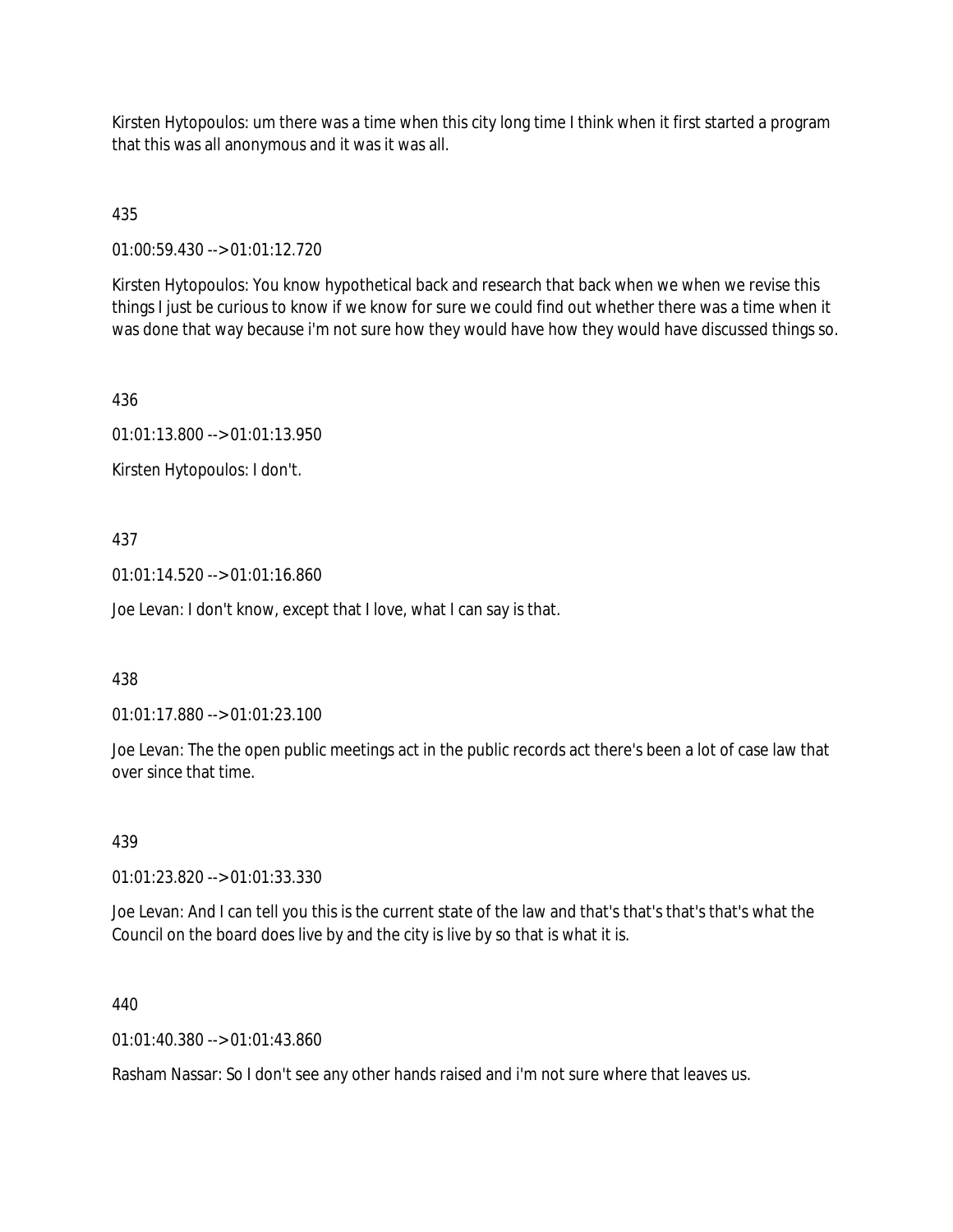Kirsten Hytopoulos: um there was a time when this city long time I think when it first started a program that this was all anonymous and it was it was all.

435

01:00:59.430 --> 01:01:12.720

Kirsten Hytopoulos: You know hypothetical back and research that back when we when we revise this things I just be curious to know if we know for sure we could find out whether there was a time when it was done that way because i'm not sure how they would have how they would have discussed things so.

436

01:01:13.800 --> 01:01:13.950

Kirsten Hytopoulos: I don't.

437

01:01:14.520 --> 01:01:16.860

Joe Levan: I don't know, except that I love, what I can say is that.

438

01:01:17.880 --> 01:01:23.100

Joe Levan: The the open public meetings act in the public records act there's been a lot of case law that over since that time.

439

01:01:23.820 --> 01:01:33.330

Joe Levan: And I can tell you this is the current state of the law and that's that's that's that's what the Council on the board does live by and the city is live by so that is what it is.

440

01:01:40.380 --> 01:01:43.860

Rasham Nassar: So I don't see any other hands raised and i'm not sure where that leaves us.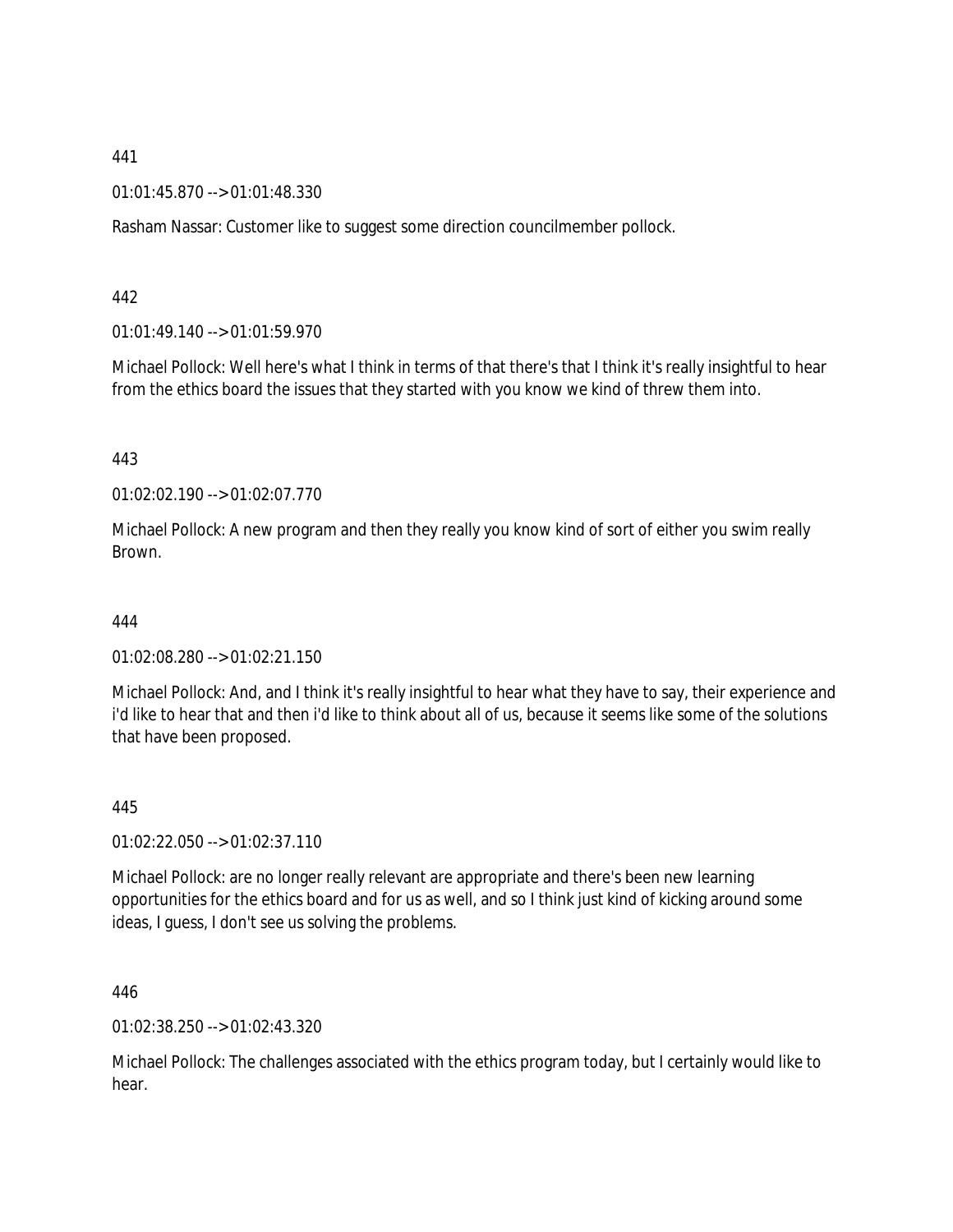441

01:01:45.870 --> 01:01:48.330

Rasham Nassar: Customer like to suggest some direction councilmember pollock.

442

01:01:49.140 --> 01:01:59.970

Michael Pollock: Well here's what I think in terms of that there's that I think it's really insightful to hear from the ethics board the issues that they started with you know we kind of threw them into.

443

01:02:02.190 --> 01:02:07.770

Michael Pollock: A new program and then they really you know kind of sort of either you swim really Brown.

444

01:02:08.280 --> 01:02:21.150

Michael Pollock: And, and I think it's really insightful to hear what they have to say, their experience and i'd like to hear that and then i'd like to think about all of us, because it seems like some of the solutions that have been proposed.

445

01:02:22.050 --> 01:02:37.110

Michael Pollock: are no longer really relevant are appropriate and there's been new learning opportunities for the ethics board and for us as well, and so I think just kind of kicking around some ideas, I guess, I don't see us solving the problems.

446

01:02:38.250 --> 01:02:43.320

Michael Pollock: The challenges associated with the ethics program today, but I certainly would like to hear.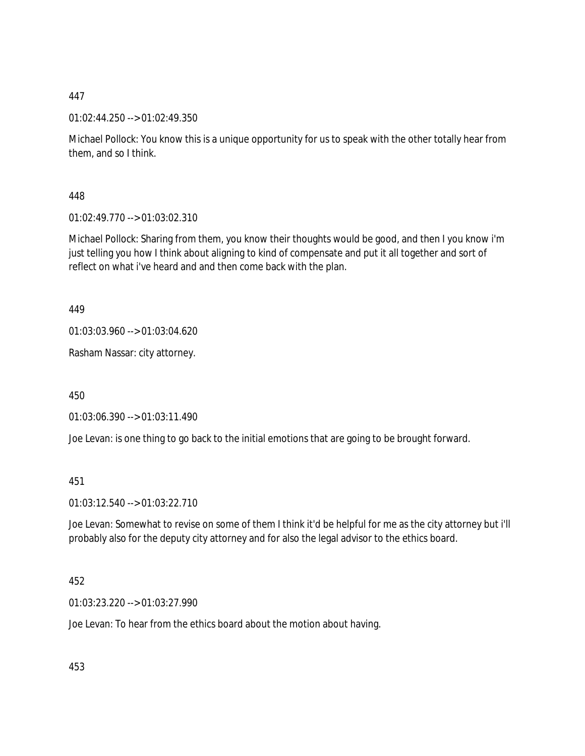447

01:02:44.250 --> 01:02:49.350

Michael Pollock: You know this is a unique opportunity for us to speak with the other totally hear from them, and so I think.

448

01:02:49.770 --> 01:03:02.310

Michael Pollock: Sharing from them, you know their thoughts would be good, and then I you know i'm just telling you how I think about aligning to kind of compensate and put it all together and sort of reflect on what i've heard and and then come back with the plan.

449

01:03:03.960 --> 01:03:04.620

Rasham Nassar: city attorney.

450

01:03:06.390 --> 01:03:11.490

Joe Levan: is one thing to go back to the initial emotions that are going to be brought forward.

451

01:03:12.540 --> 01:03:22.710

Joe Levan: Somewhat to revise on some of them I think it'd be helpful for me as the city attorney but i'll probably also for the deputy city attorney and for also the legal advisor to the ethics board.

452

01:03:23.220 --> 01:03:27.990

Joe Levan: To hear from the ethics board about the motion about having.

453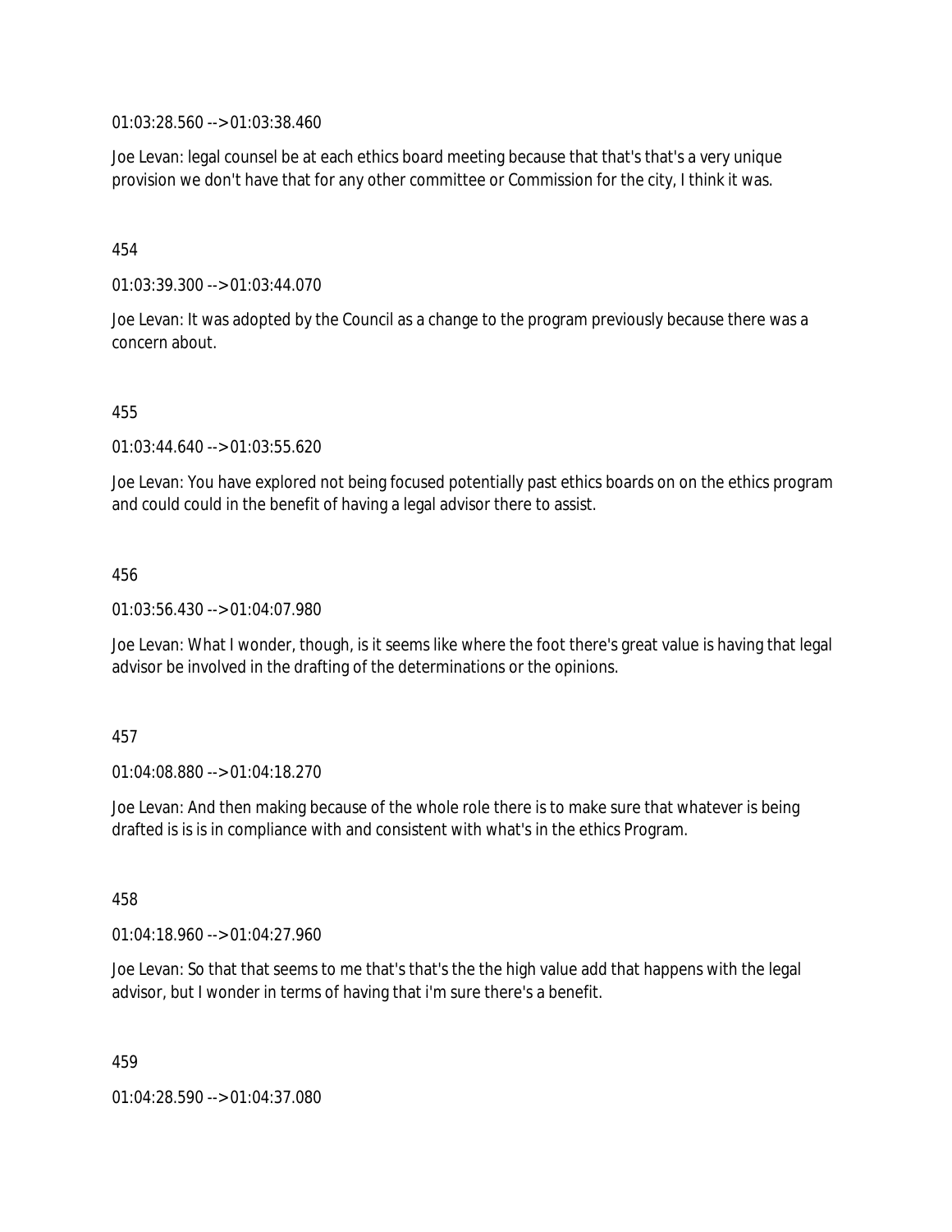01:03:28.560 --> 01:03:38.460

Joe Levan: legal counsel be at each ethics board meeting because that that's that's a very unique provision we don't have that for any other committee or Commission for the city, I think it was.

454

01:03:39.300 --> 01:03:44.070

Joe Levan: It was adopted by the Council as a change to the program previously because there was a concern about.

455

01:03:44.640 --> 01:03:55.620

Joe Levan: You have explored not being focused potentially past ethics boards on on the ethics program and could could in the benefit of having a legal advisor there to assist.

456

01:03:56.430 --> 01:04:07.980

Joe Levan: What I wonder, though, is it seems like where the foot there's great value is having that legal advisor be involved in the drafting of the determinations or the opinions.

457

01:04:08.880 --> 01:04:18.270

Joe Levan: And then making because of the whole role there is to make sure that whatever is being drafted is is is in compliance with and consistent with what's in the ethics Program.

458

01:04:18.960 --> 01:04:27.960

Joe Levan: So that that seems to me that's that's the the high value add that happens with the legal advisor, but I wonder in terms of having that i'm sure there's a benefit.

459

01:04:28.590 --> 01:04:37.080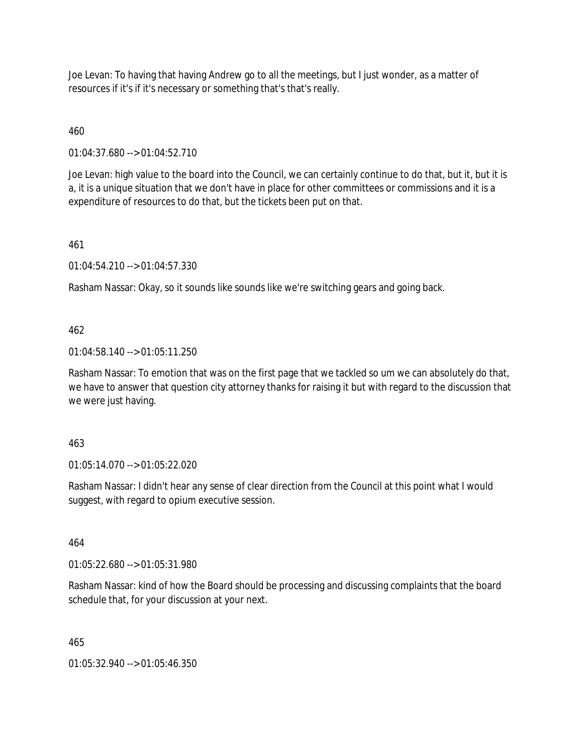Joe Levan: To having that having Andrew go to all the meetings, but I just wonder, as a matter of resources if it's if it's necessary or something that's that's really.

460

01:04:37.680 --> 01:04:52.710

Joe Levan: high value to the board into the Council, we can certainly continue to do that, but it, but it is a, it is a unique situation that we don't have in place for other committees or commissions and it is a expenditure of resources to do that, but the tickets been put on that.

461

01:04:54.210 --> 01:04:57.330

Rasham Nassar: Okay, so it sounds like sounds like we're switching gears and going back.

462

01:04:58.140 --> 01:05:11.250

Rasham Nassar: To emotion that was on the first page that we tackled so um we can absolutely do that, we have to answer that question city attorney thanks for raising it but with regard to the discussion that we were just having.

463

01:05:14.070 --> 01:05:22.020

Rasham Nassar: I didn't hear any sense of clear direction from the Council at this point what I would suggest, with regard to opium executive session.

464

01:05:22.680 --> 01:05:31.980

Rasham Nassar: kind of how the Board should be processing and discussing complaints that the board schedule that, for your discussion at your next.

465

01:05:32.940 --> 01:05:46.350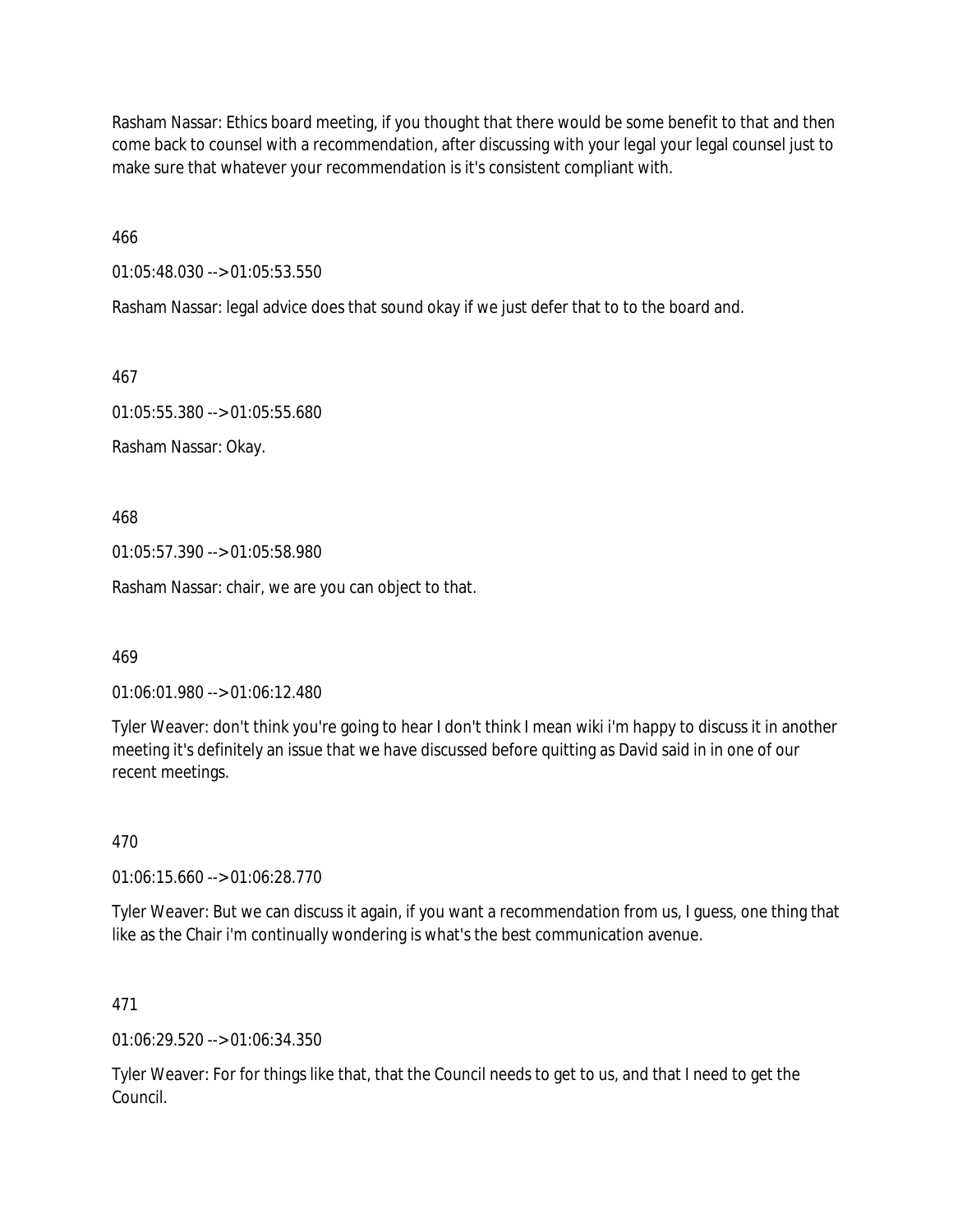Rasham Nassar: Ethics board meeting, if you thought that there would be some benefit to that and then come back to counsel with a recommendation, after discussing with your legal your legal counsel just to make sure that whatever your recommendation is it's consistent compliant with.

466

01:05:48.030 --> 01:05:53.550

Rasham Nassar: legal advice does that sound okay if we just defer that to to the board and.

467

01:05:55.380 --> 01:05:55.680

Rasham Nassar: Okay.

468

01:05:57.390 --> 01:05:58.980

Rasham Nassar: chair, we are you can object to that.

469

01:06:01.980 --> 01:06:12.480

Tyler Weaver: don't think you're going to hear I don't think I mean wiki i'm happy to discuss it in another meeting it's definitely an issue that we have discussed before quitting as David said in in one of our recent meetings.

470

01:06:15.660 --> 01:06:28.770

Tyler Weaver: But we can discuss it again, if you want a recommendation from us, I guess, one thing that like as the Chair i'm continually wondering is what's the best communication avenue.

471

01:06:29.520 --> 01:06:34.350

Tyler Weaver: For for things like that, that the Council needs to get to us, and that I need to get the Council.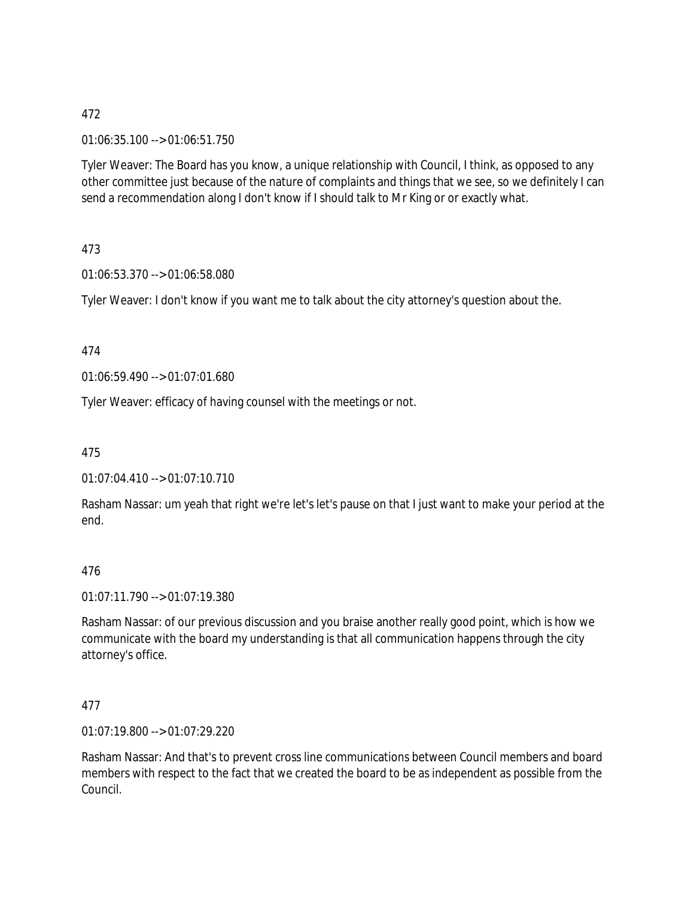472

01:06:35.100 --> 01:06:51.750

Tyler Weaver: The Board has you know, a unique relationship with Council, I think, as opposed to any other committee just because of the nature of complaints and things that we see, so we definitely I can send a recommendation along I don't know if I should talk to Mr King or or exactly what.

473

01:06:53.370 --> 01:06:58.080

Tyler Weaver: I don't know if you want me to talk about the city attorney's question about the.

474

01:06:59.490 --> 01:07:01.680

Tyler Weaver: efficacy of having counsel with the meetings or not.

475

01:07:04.410 --> 01:07:10.710

Rasham Nassar: um yeah that right we're let's let's pause on that I just want to make your period at the end.

476

01:07:11.790 --> 01:07:19.380

Rasham Nassar: of our previous discussion and you braise another really good point, which is how we communicate with the board my understanding is that all communication happens through the city attorney's office.

477

01:07:19.800 --> 01:07:29.220

Rasham Nassar: And that's to prevent cross line communications between Council members and board members with respect to the fact that we created the board to be as independent as possible from the Council.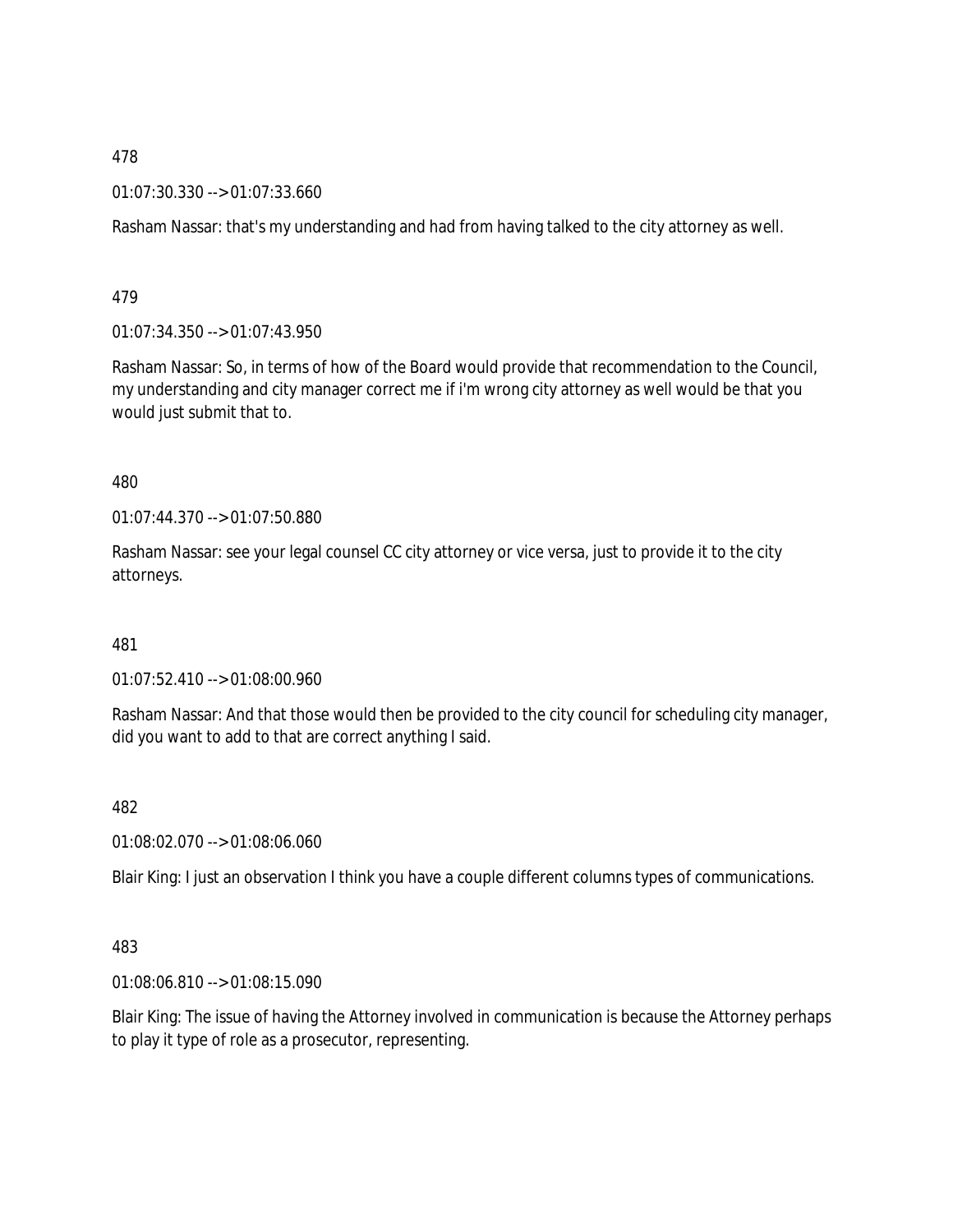478

01:07:30.330 --> 01:07:33.660

Rasham Nassar: that's my understanding and had from having talked to the city attorney as well.

479

01:07:34.350 --> 01:07:43.950

Rasham Nassar: So, in terms of how of the Board would provide that recommendation to the Council, my understanding and city manager correct me if i'm wrong city attorney as well would be that you would just submit that to.

480

01:07:44.370 --> 01:07:50.880

Rasham Nassar: see your legal counsel CC city attorney or vice versa, just to provide it to the city attorneys.

481

01:07:52.410 --> 01:08:00.960

Rasham Nassar: And that those would then be provided to the city council for scheduling city manager, did you want to add to that are correct anything I said.

482

01:08:02.070 --> 01:08:06.060

Blair King: I just an observation I think you have a couple different columns types of communications.

483

01:08:06.810 --> 01:08:15.090

Blair King: The issue of having the Attorney involved in communication is because the Attorney perhaps to play it type of role as a prosecutor, representing.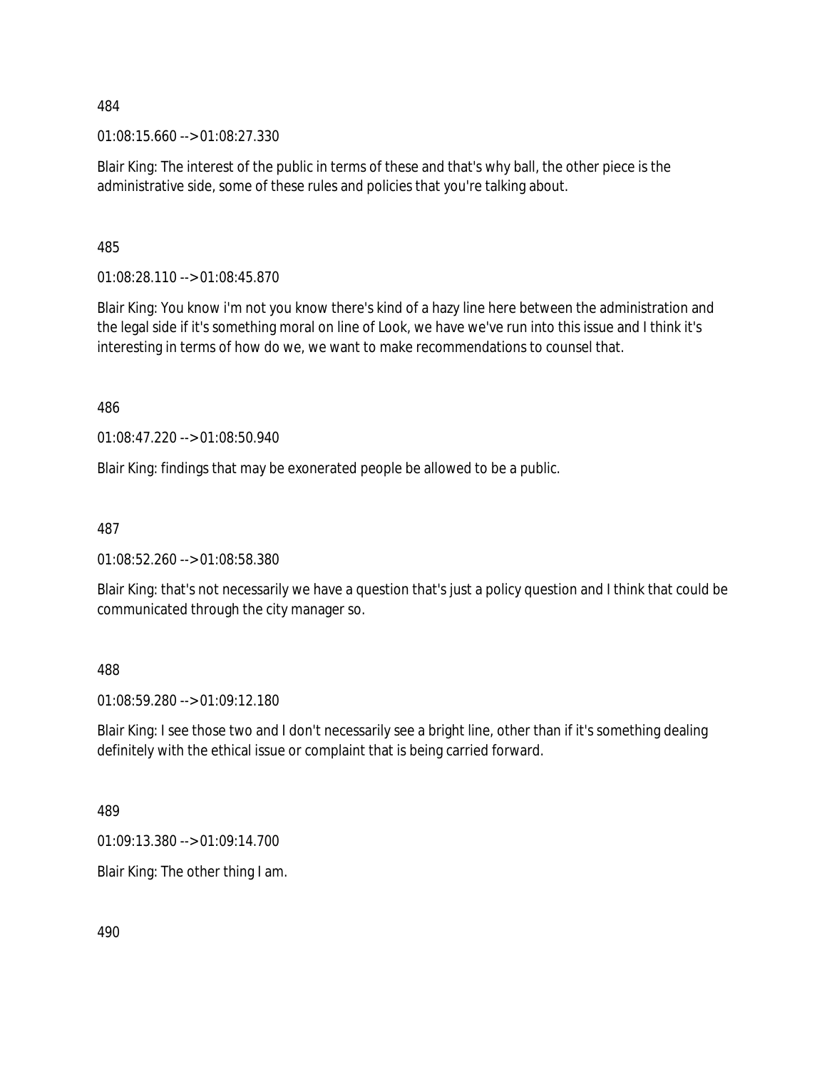484

01:08:15.660 --> 01:08:27.330

Blair King: The interest of the public in terms of these and that's why ball, the other piece is the administrative side, some of these rules and policies that you're talking about.

485

01:08:28.110 --> 01:08:45.870

Blair King: You know i'm not you know there's kind of a hazy line here between the administration and the legal side if it's something moral on line of Look, we have we've run into this issue and I think it's interesting in terms of how do we, we want to make recommendations to counsel that.

486

01:08:47.220 --> 01:08:50.940

Blair King: findings that may be exonerated people be allowed to be a public.

487

01:08:52.260 --> 01:08:58.380

Blair King: that's not necessarily we have a question that's just a policy question and I think that could be communicated through the city manager so.

488

01:08:59.280 --> 01:09:12.180

Blair King: I see those two and I don't necessarily see a bright line, other than if it's something dealing definitely with the ethical issue or complaint that is being carried forward.

489

01:09:13.380 --> 01:09:14.700

Blair King: The other thing I am.

490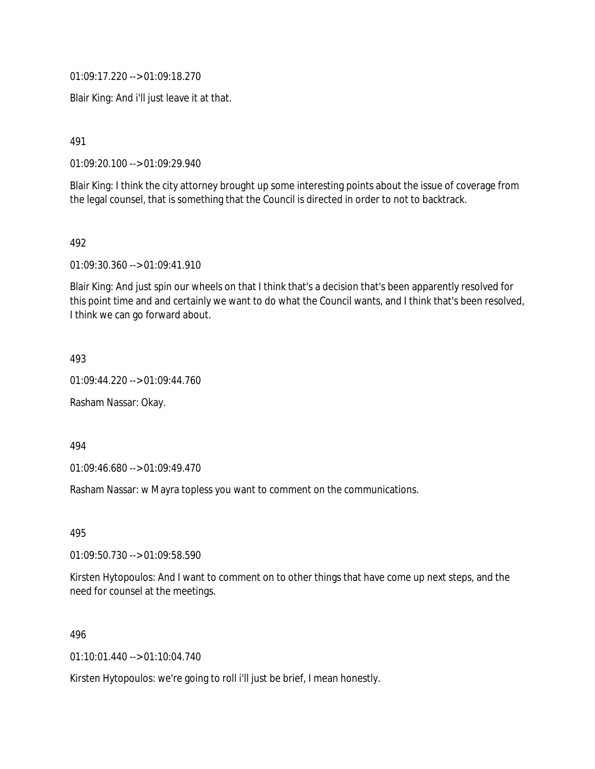01:09:17.220 --> 01:09:18.270

Blair King: And i'll just leave it at that.

491

01:09:20.100 --> 01:09:29.940

Blair King: I think the city attorney brought up some interesting points about the issue of coverage from the legal counsel, that is something that the Council is directed in order to not to backtrack.

492

01:09:30.360 --> 01:09:41.910

Blair King: And just spin our wheels on that I think that's a decision that's been apparently resolved for this point time and and certainly we want to do what the Council wants, and I think that's been resolved, I think we can go forward about.

493

01:09:44.220 --> 01:09:44.760

Rasham Nassar: Okay.

494

01:09:46.680 --> 01:09:49.470

Rasham Nassar: w Mayra topless you want to comment on the communications.

495

01:09:50.730 --> 01:09:58.590

Kirsten Hytopoulos: And I want to comment on to other things that have come up next steps, and the need for counsel at the meetings.

496

01:10:01.440 --> 01:10:04.740

Kirsten Hytopoulos: we're going to roll i'll just be brief, I mean honestly.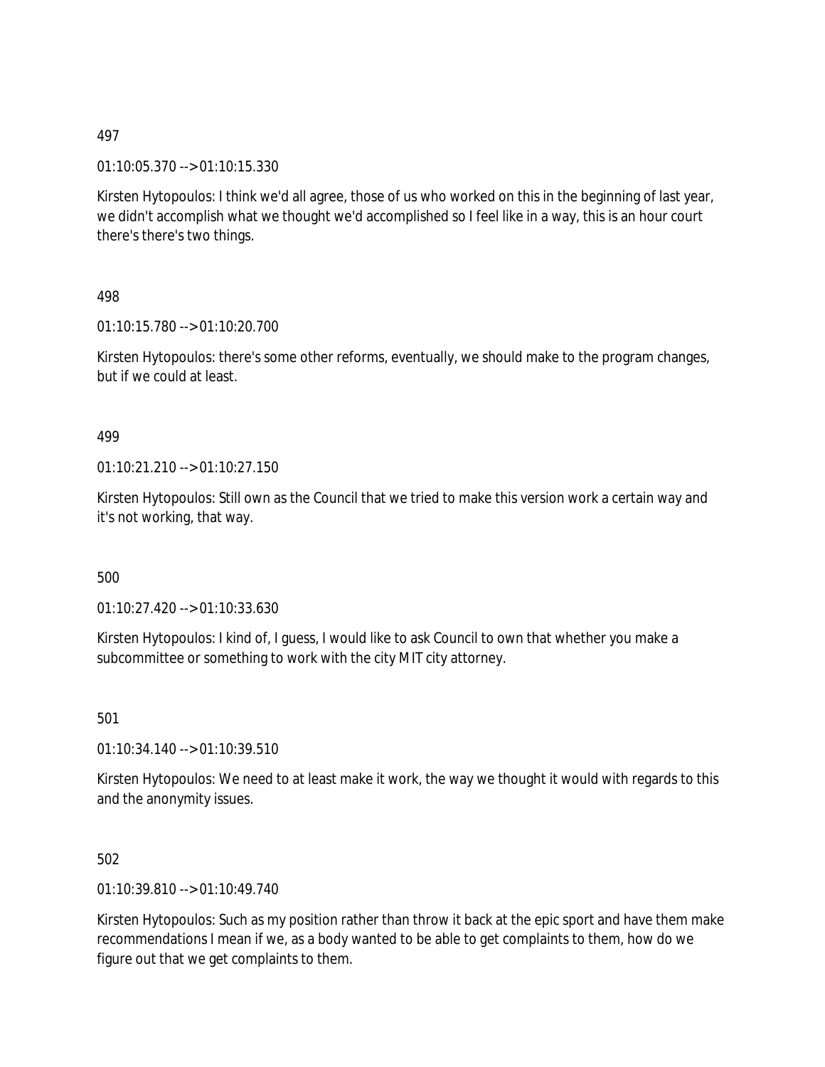497

01:10:05.370 --> 01:10:15.330

Kirsten Hytopoulos: I think we'd all agree, those of us who worked on this in the beginning of last year, we didn't accomplish what we thought we'd accomplished so I feel like in a way, this is an hour court there's there's two things.

498

01:10:15.780 --> 01:10:20.700

Kirsten Hytopoulos: there's some other reforms, eventually, we should make to the program changes, but if we could at least.

499

01:10:21.210 --> 01:10:27.150

Kirsten Hytopoulos: Still own as the Council that we tried to make this version work a certain way and it's not working, that way.

500

01:10:27.420 --> 01:10:33.630

Kirsten Hytopoulos: I kind of, I guess, I would like to ask Council to own that whether you make a subcommittee or something to work with the city MIT city attorney.

501

01:10:34.140 --> 01:10:39.510

Kirsten Hytopoulos: We need to at least make it work, the way we thought it would with regards to this and the anonymity issues.

502

01:10:39.810 --> 01:10:49.740

Kirsten Hytopoulos: Such as my position rather than throw it back at the epic sport and have them make recommendations I mean if we, as a body wanted to be able to get complaints to them, how do we figure out that we get complaints to them.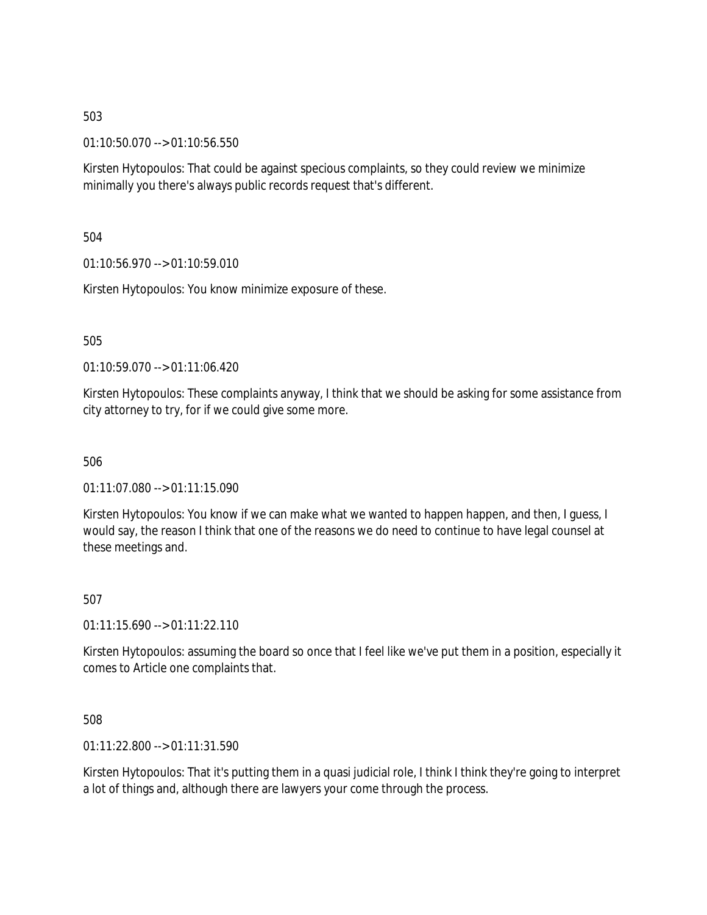503

01:10:50.070 --> 01:10:56.550

Kirsten Hytopoulos: That could be against specious complaints, so they could review we minimize minimally you there's always public records request that's different.

504

01:10:56.970 --> 01:10:59.010

Kirsten Hytopoulos: You know minimize exposure of these.

505

01:10:59.070 --> 01:11:06.420

Kirsten Hytopoulos: These complaints anyway, I think that we should be asking for some assistance from city attorney to try, for if we could give some more.

506

01:11:07.080 --> 01:11:15.090

Kirsten Hytopoulos: You know if we can make what we wanted to happen happen, and then, I guess, I would say, the reason I think that one of the reasons we do need to continue to have legal counsel at these meetings and.

507

01:11:15.690 --> 01:11:22.110

Kirsten Hytopoulos: assuming the board so once that I feel like we've put them in a position, especially it comes to Article one complaints that.

508

01:11:22.800 --> 01:11:31.590

Kirsten Hytopoulos: That it's putting them in a quasi judicial role, I think I think they're going to interpret a lot of things and, although there are lawyers your come through the process.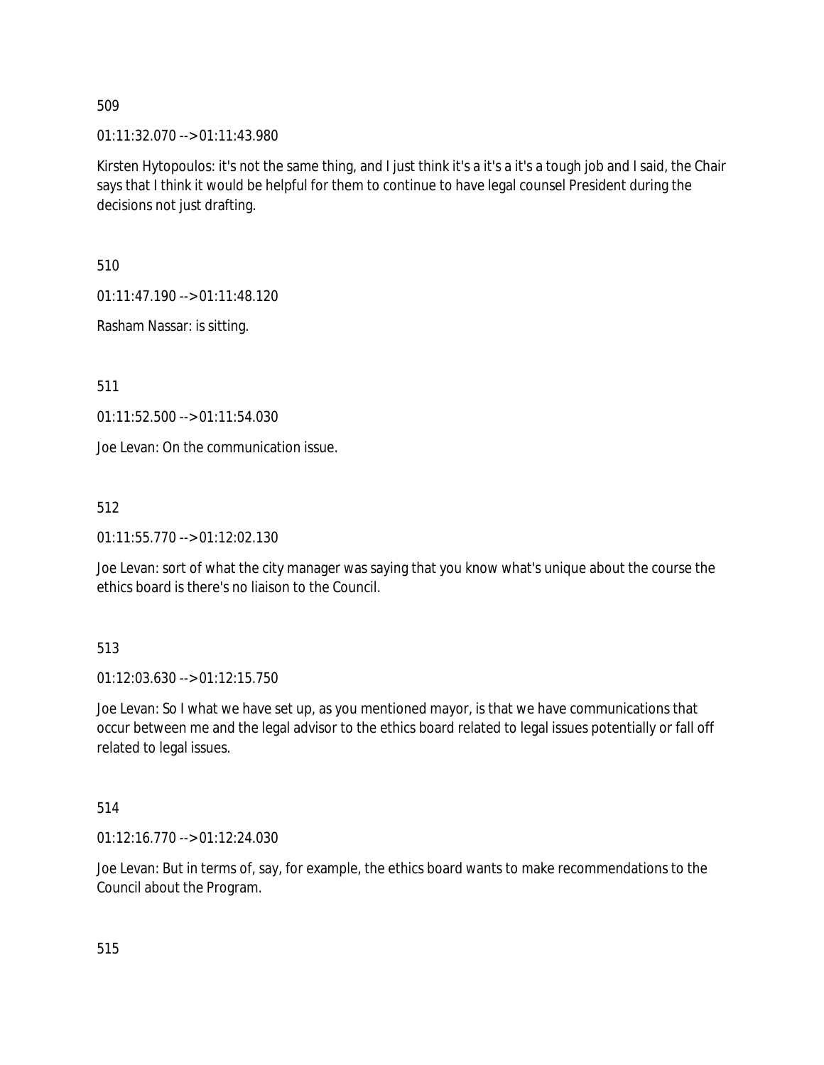509

01:11:32.070 --> 01:11:43.980

Kirsten Hytopoulos: it's not the same thing, and I just think it's a it's a it's a tough job and I said, the Chair says that I think it would be helpful for them to continue to have legal counsel President during the decisions not just drafting.

510

01:11:47.190 --> 01:11:48.120

Rasham Nassar: is sitting.

511

01:11:52.500 --> 01:11:54.030

Joe Levan: On the communication issue.

512

01:11:55.770 --> 01:12:02.130

Joe Levan: sort of what the city manager was saying that you know what's unique about the course the ethics board is there's no liaison to the Council.

513

01:12:03.630 --> 01:12:15.750

Joe Levan: So I what we have set up, as you mentioned mayor, is that we have communications that occur between me and the legal advisor to the ethics board related to legal issues potentially or fall off related to legal issues.

514

01:12:16.770 --> 01:12:24.030

Joe Levan: But in terms of, say, for example, the ethics board wants to make recommendations to the Council about the Program.

515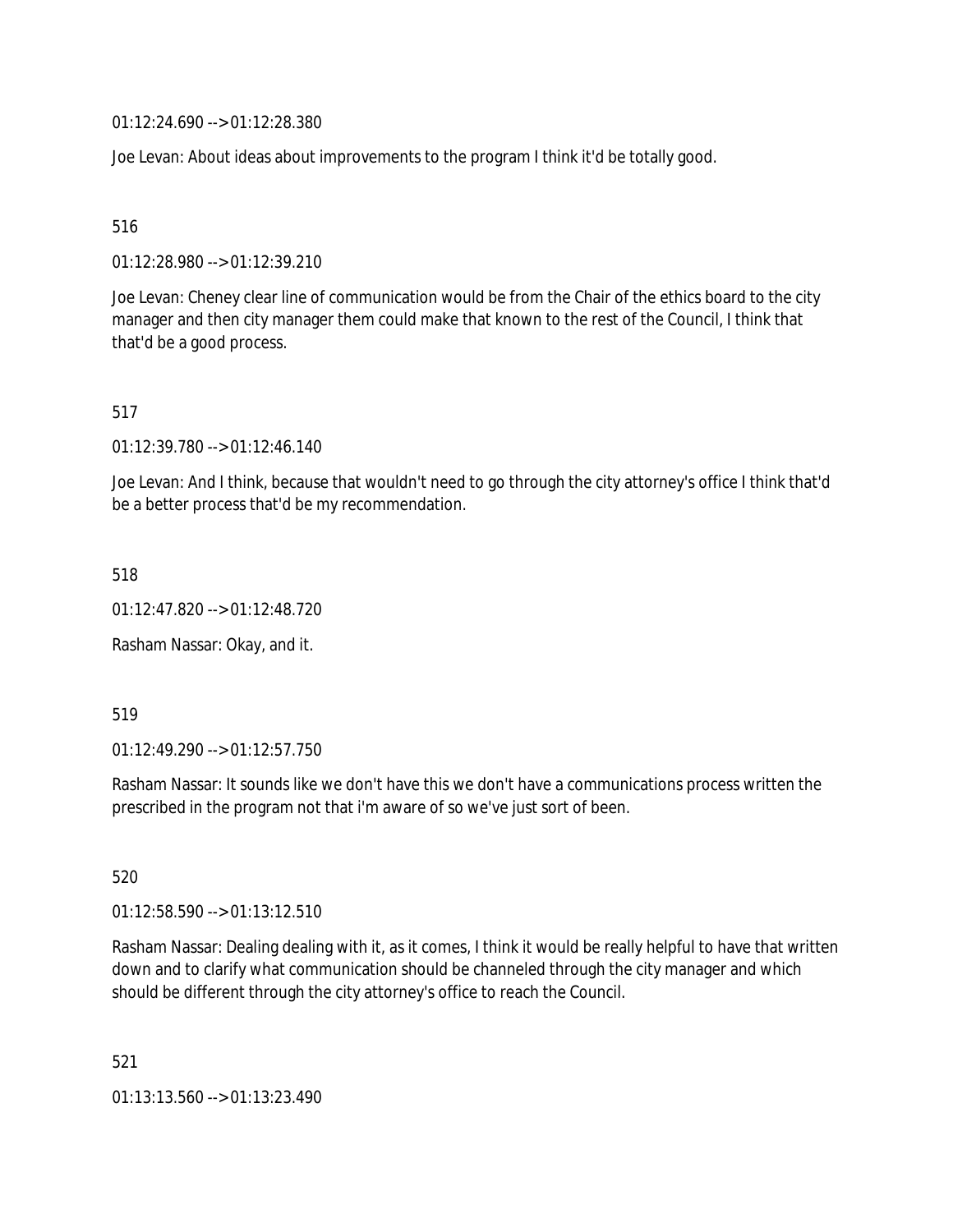01:12:24.690 --> 01:12:28.380

Joe Levan: About ideas about improvements to the program I think it'd be totally good.

516

01:12:28.980 --> 01:12:39.210

Joe Levan: Cheney clear line of communication would be from the Chair of the ethics board to the city manager and then city manager them could make that known to the rest of the Council, I think that that'd be a good process.

517

01:12:39.780 --> 01:12:46.140

Joe Levan: And I think, because that wouldn't need to go through the city attorney's office I think that'd be a better process that'd be my recommendation.

518

01:12:47.820 --> 01:12:48.720

Rasham Nassar: Okay, and it.

519

01:12:49.290 --> 01:12:57.750

Rasham Nassar: It sounds like we don't have this we don't have a communications process written the prescribed in the program not that i'm aware of so we've just sort of been.

520

01:12:58.590 --> 01:13:12.510

Rasham Nassar: Dealing dealing with it, as it comes, I think it would be really helpful to have that written down and to clarify what communication should be channeled through the city manager and which should be different through the city attorney's office to reach the Council.

521

01:13:13.560 --> 01:13:23.490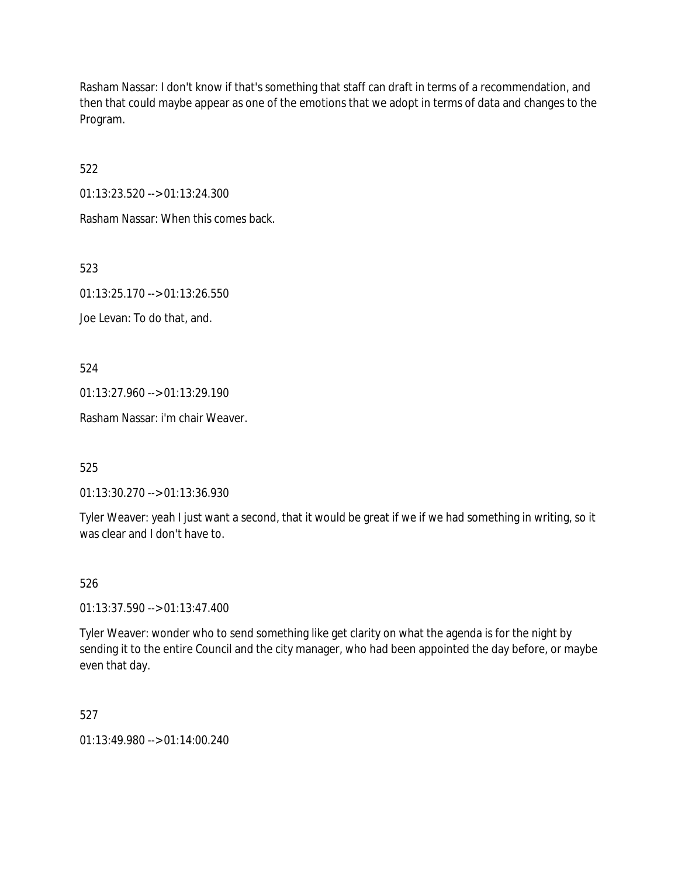Rasham Nassar: I don't know if that's something that staff can draft in terms of a recommendation, and then that could maybe appear as one of the emotions that we adopt in terms of data and changes to the Program.

522

01:13:23.520 --> 01:13:24.300

Rasham Nassar: When this comes back.

523

01:13:25.170 --> 01:13:26.550

Joe Levan: To do that, and.

524

01:13:27.960 --> 01:13:29.190

Rasham Nassar: i'm chair Weaver.

525

01:13:30.270 --> 01:13:36.930

Tyler Weaver: yeah I just want a second, that it would be great if we if we had something in writing, so it was clear and I don't have to.

526

01:13:37.590 --> 01:13:47.400

Tyler Weaver: wonder who to send something like get clarity on what the agenda is for the night by sending it to the entire Council and the city manager, who had been appointed the day before, or maybe even that day.

527

01:13:49.980 --> 01:14:00.240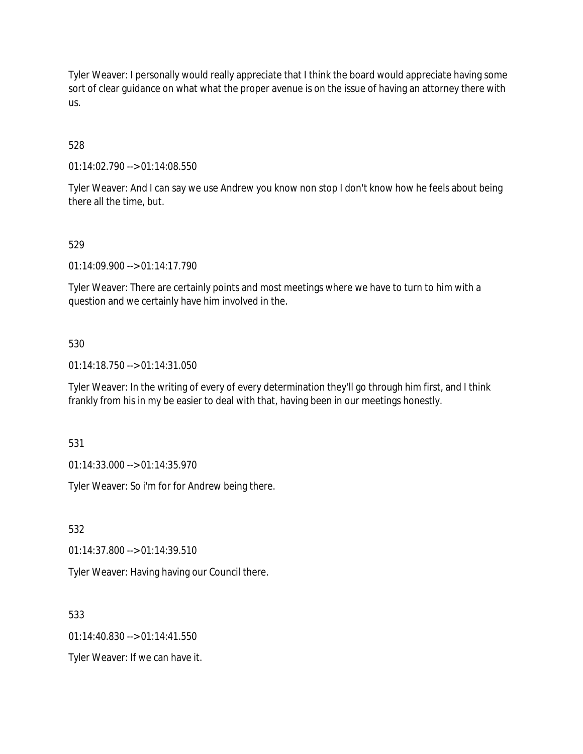Tyler Weaver: I personally would really appreciate that I think the board would appreciate having some sort of clear guidance on what what the proper avenue is on the issue of having an attorney there with us.

528

01:14:02.790 --> 01:14:08.550

Tyler Weaver: And I can say we use Andrew you know non stop I don't know how he feels about being there all the time, but.

529

01:14:09.900 --> 01:14:17.790

Tyler Weaver: There are certainly points and most meetings where we have to turn to him with a question and we certainly have him involved in the.

530

01:14:18.750 --> 01:14:31.050

Tyler Weaver: In the writing of every of every determination they'll go through him first, and I think frankly from his in my be easier to deal with that, having been in our meetings honestly.

531

01:14:33.000 --> 01:14:35.970

Tyler Weaver: So i'm for for Andrew being there.

532

01:14:37.800 --> 01:14:39.510

Tyler Weaver: Having having our Council there.

533

01:14:40.830 --> 01:14:41.550

Tyler Weaver: If we can have it.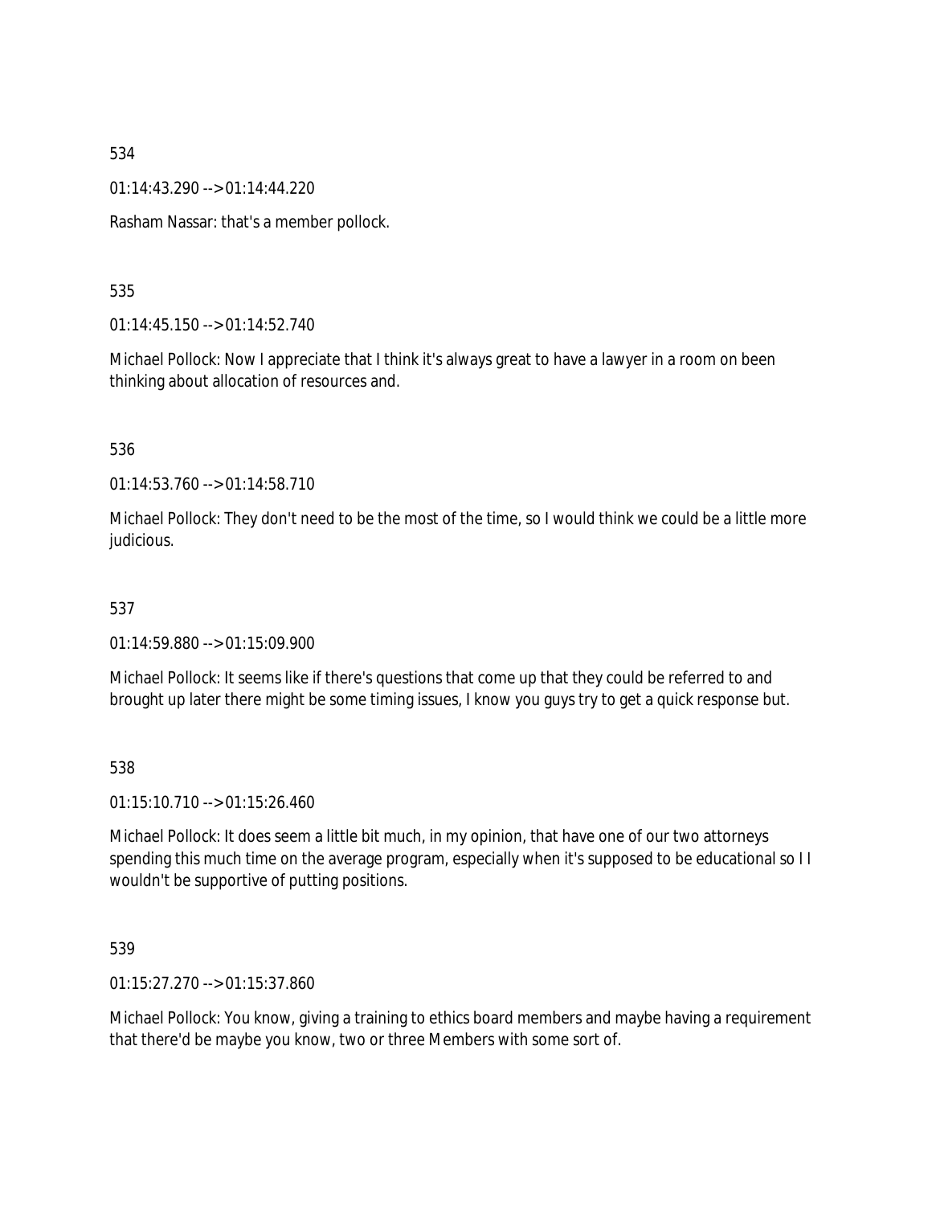534

01:14:43.290 --> 01:14:44.220

Rasham Nassar: that's a member pollock.

535

01:14:45.150 --> 01:14:52.740

Michael Pollock: Now I appreciate that I think it's always great to have a lawyer in a room on been thinking about allocation of resources and.

536

01:14:53.760 --> 01:14:58.710

Michael Pollock: They don't need to be the most of the time, so I would think we could be a little more judicious.

537

01:14:59.880 --> 01:15:09.900

Michael Pollock: It seems like if there's questions that come up that they could be referred to and brought up later there might be some timing issues, I know you guys try to get a quick response but.

538

01:15:10.710 --> 01:15:26.460

Michael Pollock: It does seem a little bit much, in my opinion, that have one of our two attorneys spending this much time on the average program, especially when it's supposed to be educational so I I wouldn't be supportive of putting positions.

539

01:15:27.270 --> 01:15:37.860

Michael Pollock: You know, giving a training to ethics board members and maybe having a requirement that there'd be maybe you know, two or three Members with some sort of.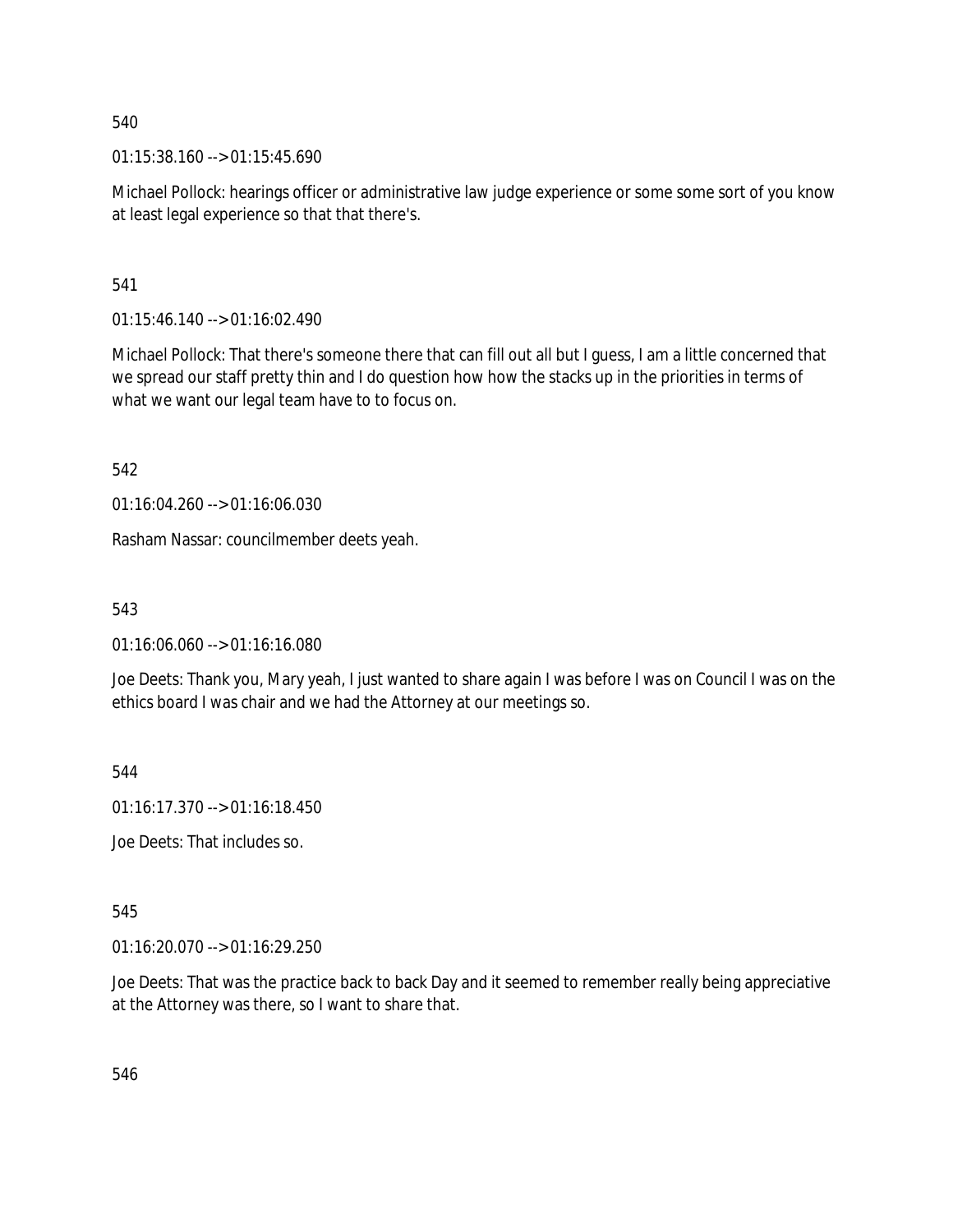540

01:15:38.160 --> 01:15:45.690

Michael Pollock: hearings officer or administrative law judge experience or some some sort of you know at least legal experience so that that there's.

541

01:15:46.140 --> 01:16:02.490

Michael Pollock: That there's someone there that can fill out all but I guess, I am a little concerned that we spread our staff pretty thin and I do question how how the stacks up in the priorities in terms of what we want our legal team have to to focus on.

542

01:16:04.260 --> 01:16:06.030

Rasham Nassar: councilmember deets yeah.

543

01:16:06.060 --> 01:16:16.080

Joe Deets: Thank you, Mary yeah, I just wanted to share again I was before I was on Council I was on the ethics board I was chair and we had the Attorney at our meetings so.

544

01:16:17.370 --> 01:16:18.450

Joe Deets: That includes so.

545

01:16:20.070 --> 01:16:29.250

Joe Deets: That was the practice back to back Day and it seemed to remember really being appreciative at the Attorney was there, so I want to share that.

546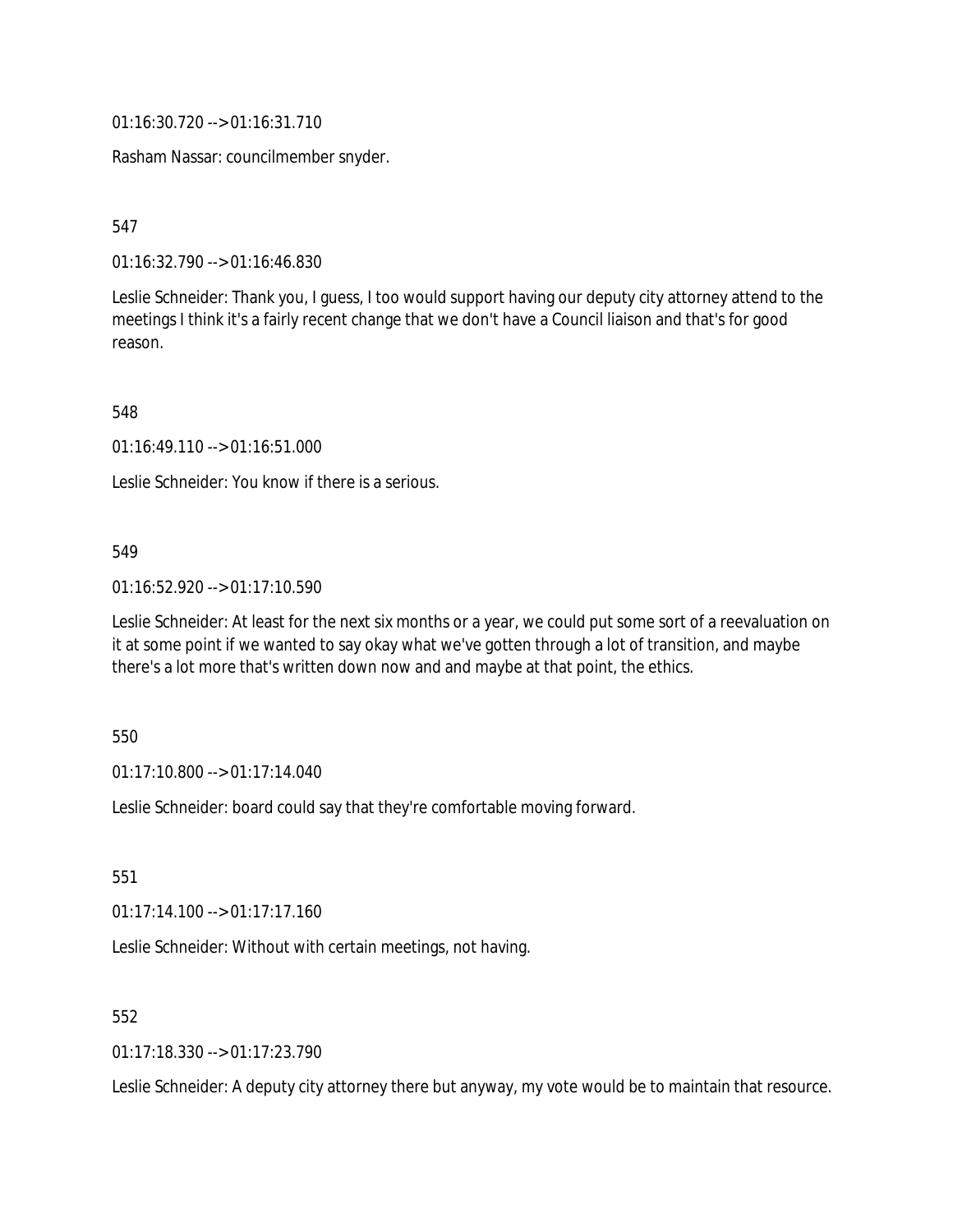01:16:30.720 --> 01:16:31.710

Rasham Nassar: councilmember snyder.

547

01:16:32.790 --> 01:16:46.830

Leslie Schneider: Thank you, I guess, I too would support having our deputy city attorney attend to the meetings I think it's a fairly recent change that we don't have a Council liaison and that's for good reason.

548

01:16:49.110 --> 01:16:51.000

Leslie Schneider: You know if there is a serious.

549

01:16:52.920 --> 01:17:10.590

Leslie Schneider: At least for the next six months or a year, we could put some sort of a reevaluation on it at some point if we wanted to say okay what we've gotten through a lot of transition, and maybe there's a lot more that's written down now and and maybe at that point, the ethics.

550

01:17:10.800 --> 01:17:14.040

Leslie Schneider: board could say that they're comfortable moving forward.

551

01:17:14.100 --> 01:17:17.160

Leslie Schneider: Without with certain meetings, not having.

552

01:17:18.330 --> 01:17:23.790

Leslie Schneider: A deputy city attorney there but anyway, my vote would be to maintain that resource.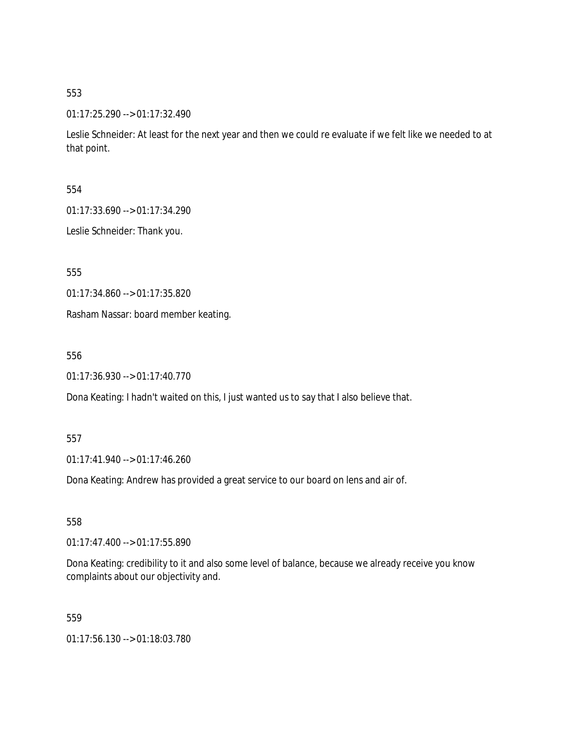553

01:17:25.290 --> 01:17:32.490

Leslie Schneider: At least for the next year and then we could re evaluate if we felt like we needed to at that point.

554

01:17:33.690 --> 01:17:34.290

Leslie Schneider: Thank you.

555

01:17:34.860 --> 01:17:35.820

Rasham Nassar: board member keating.

556

01:17:36.930 --> 01:17:40.770

Dona Keating: I hadn't waited on this, I just wanted us to say that I also believe that.

557

01:17:41.940 --> 01:17:46.260

Dona Keating: Andrew has provided a great service to our board on lens and air of.

558

01:17:47.400 --> 01:17:55.890

Dona Keating: credibility to it and also some level of balance, because we already receive you know complaints about our objectivity and.

559

01:17:56.130 --> 01:18:03.780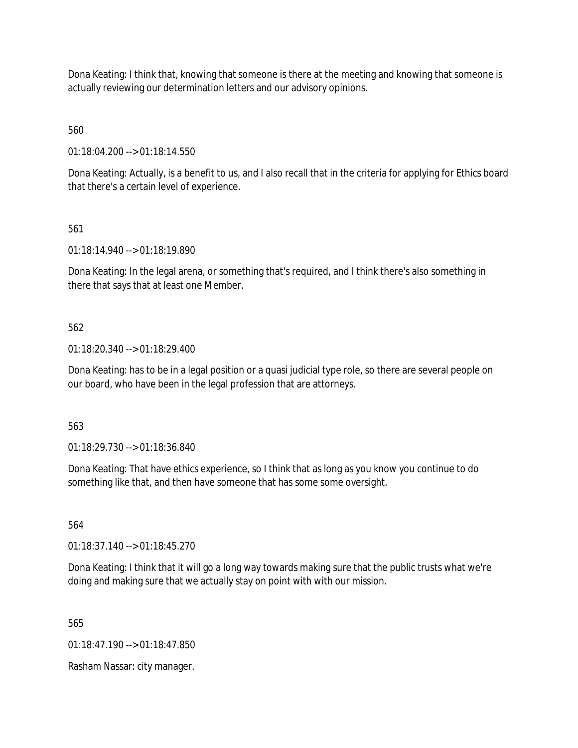Dona Keating: I think that, knowing that someone is there at the meeting and knowing that someone is actually reviewing our determination letters and our advisory opinions.

560

01:18:04.200 --> 01:18:14.550

Dona Keating: Actually, is a benefit to us, and I also recall that in the criteria for applying for Ethics board that there's a certain level of experience.

561

01:18:14.940 --> 01:18:19.890

Dona Keating: In the legal arena, or something that's required, and I think there's also something in there that says that at least one Member.

562

01:18:20.340 --> 01:18:29.400

Dona Keating: has to be in a legal position or a quasi judicial type role, so there are several people on our board, who have been in the legal profession that are attorneys.

563

01:18:29.730 --> 01:18:36.840

Dona Keating: That have ethics experience, so I think that as long as you know you continue to do something like that, and then have someone that has some some oversight.

564

01:18:37.140 --> 01:18:45.270

Dona Keating: I think that it will go a long way towards making sure that the public trusts what we're doing and making sure that we actually stay on point with with our mission.

565

01:18:47.190 --> 01:18:47.850

Rasham Nassar: city manager.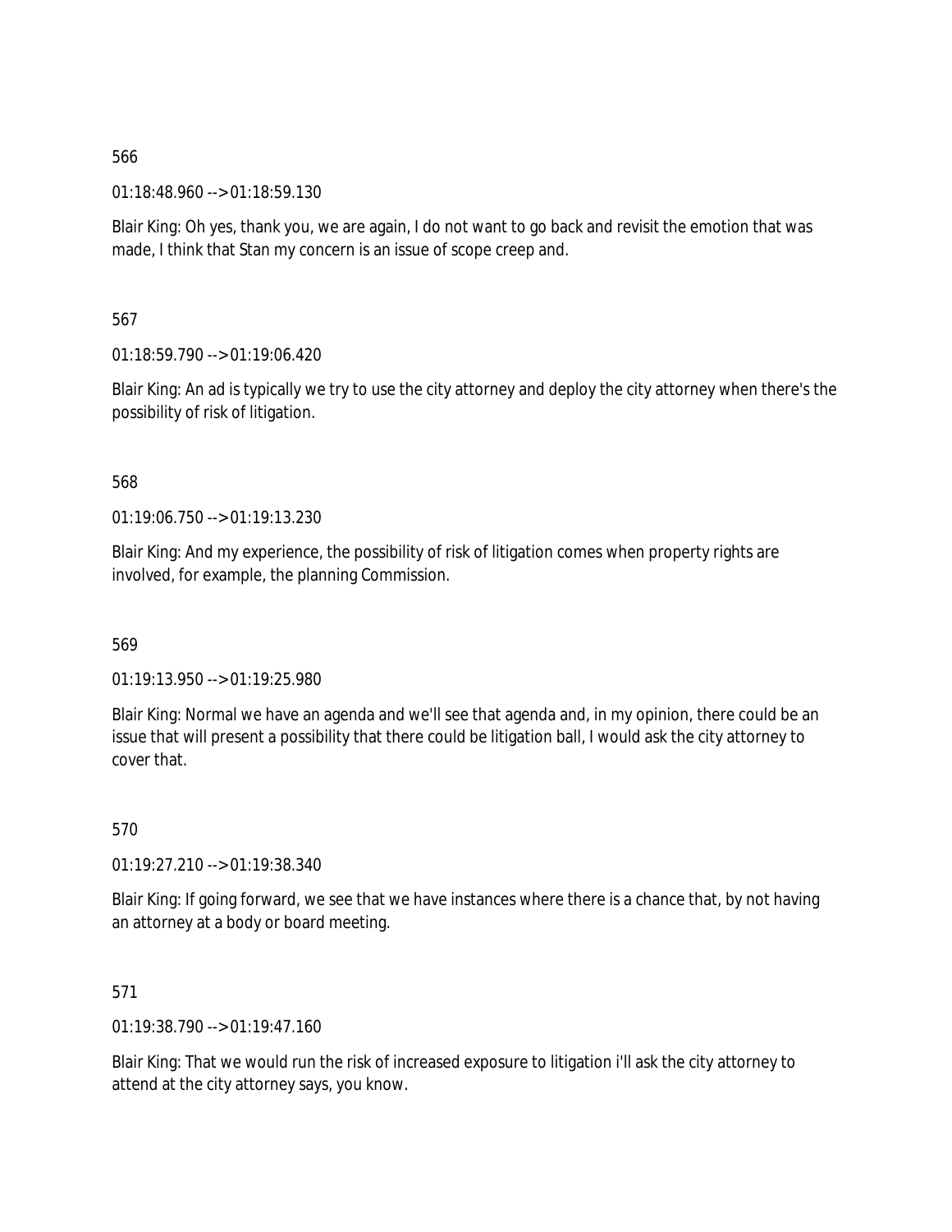566

01:18:48.960 --> 01:18:59.130

Blair King: Oh yes, thank you, we are again, I do not want to go back and revisit the emotion that was made, I think that Stan my concern is an issue of scope creep and.

567

01:18:59.790 --> 01:19:06.420

Blair King: An ad is typically we try to use the city attorney and deploy the city attorney when there's the possibility of risk of litigation.

568

01:19:06.750 --> 01:19:13.230

Blair King: And my experience, the possibility of risk of litigation comes when property rights are involved, for example, the planning Commission.

569

01:19:13.950 --> 01:19:25.980

Blair King: Normal we have an agenda and we'll see that agenda and, in my opinion, there could be an issue that will present a possibility that there could be litigation ball, I would ask the city attorney to cover that.

570

01:19:27.210 --> 01:19:38.340

Blair King: If going forward, we see that we have instances where there is a chance that, by not having an attorney at a body or board meeting.

571

01:19:38.790 --> 01:19:47.160

Blair King: That we would run the risk of increased exposure to litigation i'll ask the city attorney to attend at the city attorney says, you know.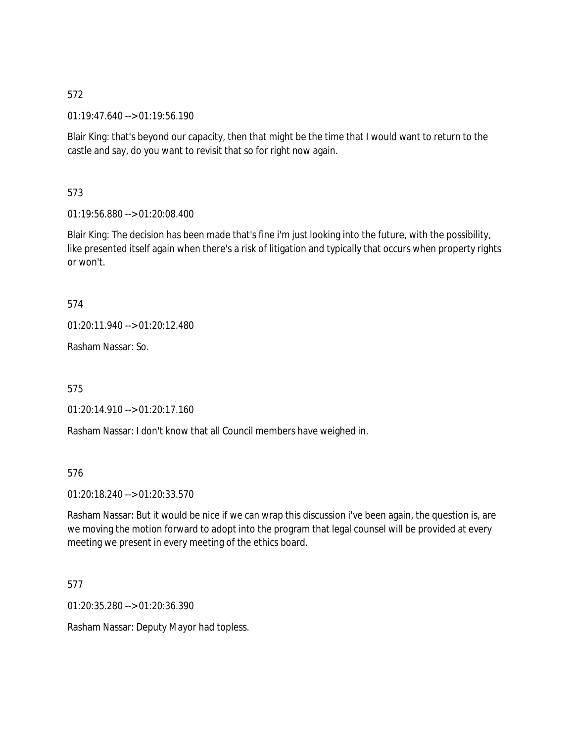572

01:19:47.640 --> 01:19:56.190

Blair King: that's beyond our capacity, then that might be the time that I would want to return to the castle and say, do you want to revisit that so for right now again.

573

01:19:56.880 --> 01:20:08.400

Blair King: The decision has been made that's fine i'm just looking into the future, with the possibility, like presented itself again when there's a risk of litigation and typically that occurs when property rights or won't.

574

01:20:11.940 --> 01:20:12.480

Rasham Nassar: So.

575

01:20:14.910 --> 01:20:17.160

Rasham Nassar: I don't know that all Council members have weighed in.

576

01:20:18.240 --> 01:20:33.570

Rasham Nassar: But it would be nice if we can wrap this discussion i've been again, the question is, are we moving the motion forward to adopt into the program that legal counsel will be provided at every meeting we present in every meeting of the ethics board.

577

01:20:35.280 --> 01:20:36.390

Rasham Nassar: Deputy Mayor had topless.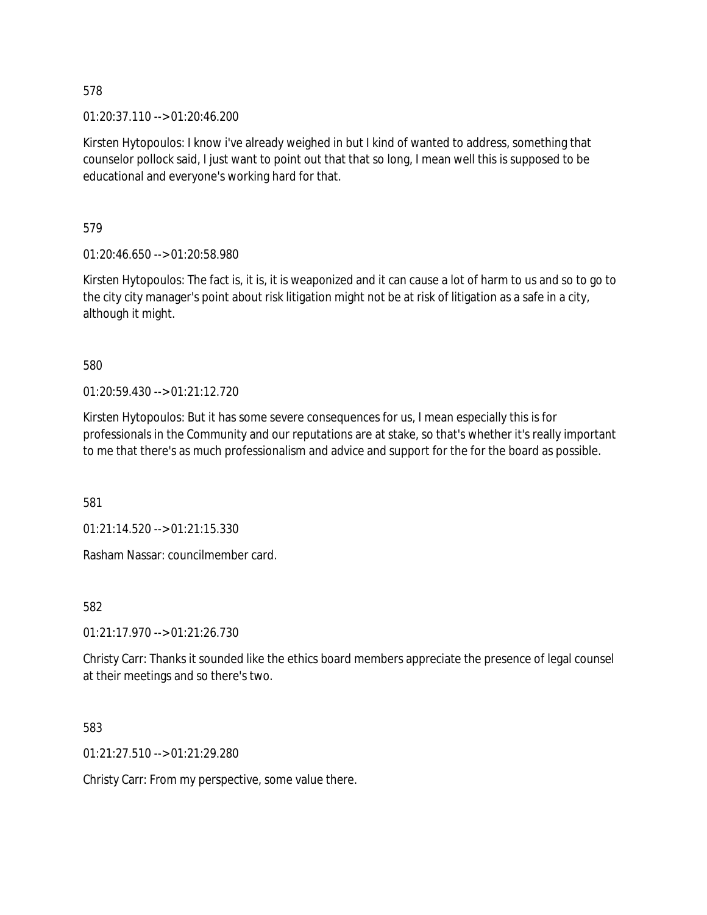578

01:20:37.110 --> 01:20:46.200

Kirsten Hytopoulos: I know i've already weighed in but I kind of wanted to address, something that counselor pollock said, I just want to point out that that so long, I mean well this is supposed to be educational and everyone's working hard for that.

579

01:20:46.650 --> 01:20:58.980

Kirsten Hytopoulos: The fact is, it is, it is weaponized and it can cause a lot of harm to us and so to go to the city city manager's point about risk litigation might not be at risk of litigation as a safe in a city, although it might.

580

01:20:59.430 --> 01:21:12.720

Kirsten Hytopoulos: But it has some severe consequences for us, I mean especially this is for professionals in the Community and our reputations are at stake, so that's whether it's really important to me that there's as much professionalism and advice and support for the for the board as possible.

581

01:21:14.520 --> 01:21:15.330

Rasham Nassar: councilmember card.

582

01:21:17.970 --> 01:21:26.730

Christy Carr: Thanks it sounded like the ethics board members appreciate the presence of legal counsel at their meetings and so there's two.

583

01:21:27.510 --> 01:21:29.280

Christy Carr: From my perspective, some value there.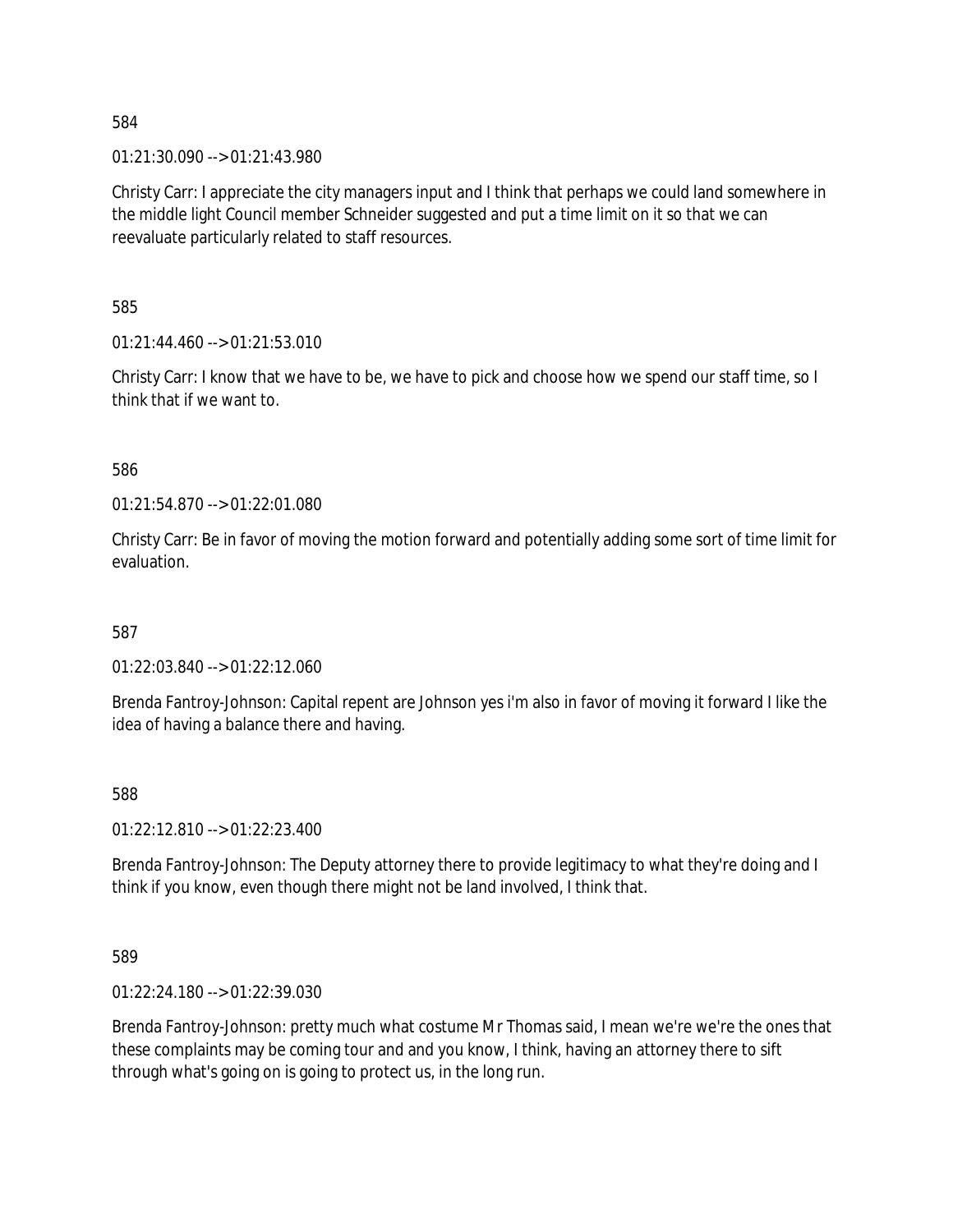584

01:21:30.090 --> 01:21:43.980

Christy Carr: I appreciate the city managers input and I think that perhaps we could land somewhere in the middle light Council member Schneider suggested and put a time limit on it so that we can reevaluate particularly related to staff resources.

585

01:21:44.460 --> 01:21:53.010

Christy Carr: I know that we have to be, we have to pick and choose how we spend our staff time, so I think that if we want to.

586

01:21:54.870 --> 01:22:01.080

Christy Carr: Be in favor of moving the motion forward and potentially adding some sort of time limit for evaluation.

587

01:22:03.840 --> 01:22:12.060

Brenda Fantroy-Johnson: Capital repent are Johnson yes i'm also in favor of moving it forward I like the idea of having a balance there and having.

588

01:22:12.810 --> 01:22:23.400

Brenda Fantroy-Johnson: The Deputy attorney there to provide legitimacy to what they're doing and I think if you know, even though there might not be land involved, I think that.

589

01:22:24.180 --> 01:22:39.030

Brenda Fantroy-Johnson: pretty much what costume Mr Thomas said, I mean we're we're the ones that these complaints may be coming tour and and you know, I think, having an attorney there to sift through what's going on is going to protect us, in the long run.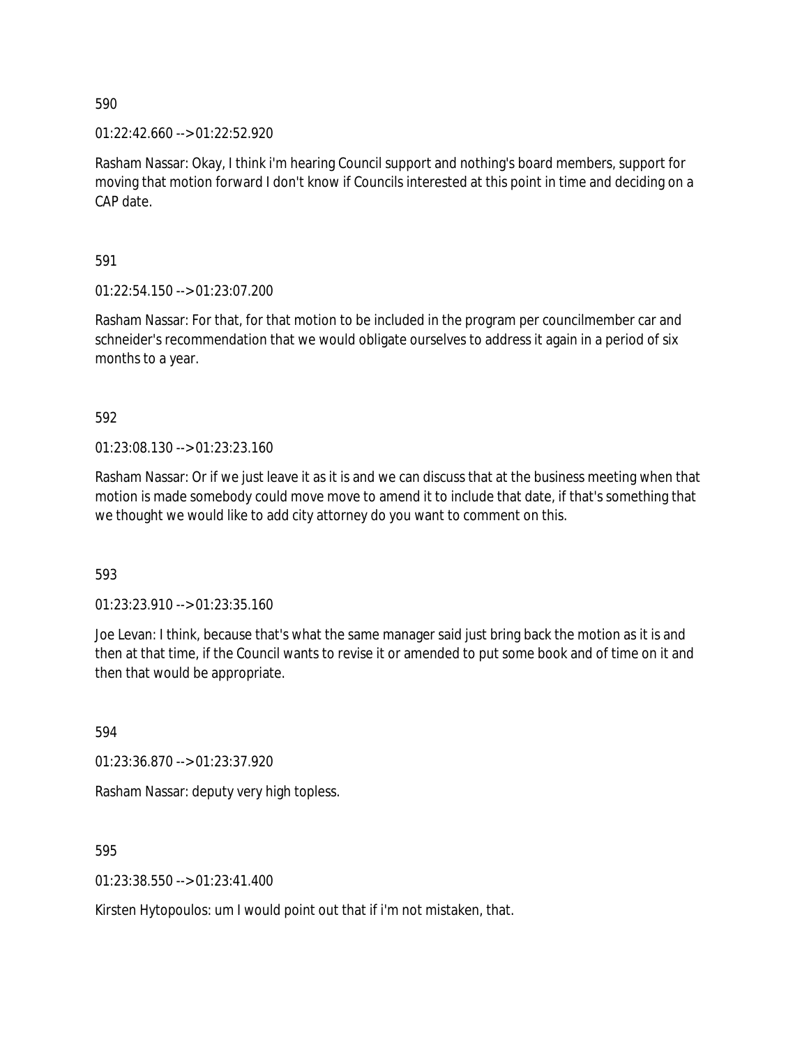590

01:22:42.660 --> 01:22:52.920

Rasham Nassar: Okay, I think i'm hearing Council support and nothing's board members, support for moving that motion forward I don't know if Councils interested at this point in time and deciding on a CAP date.

591

01:22:54.150 --> 01:23:07.200

Rasham Nassar: For that, for that motion to be included in the program per councilmember car and schneider's recommendation that we would obligate ourselves to address it again in a period of six months to a year.

592

01:23:08.130 --> 01:23:23.160

Rasham Nassar: Or if we just leave it as it is and we can discuss that at the business meeting when that motion is made somebody could move move to amend it to include that date, if that's something that we thought we would like to add city attorney do you want to comment on this.

593

01:23:23.910 --> 01:23:35.160

Joe Levan: I think, because that's what the same manager said just bring back the motion as it is and then at that time, if the Council wants to revise it or amended to put some book and of time on it and then that would be appropriate.

594

01:23:36.870 --> 01:23:37.920

Rasham Nassar: deputy very high topless.

595

01:23:38.550 --> 01:23:41.400

Kirsten Hytopoulos: um I would point out that if i'm not mistaken, that.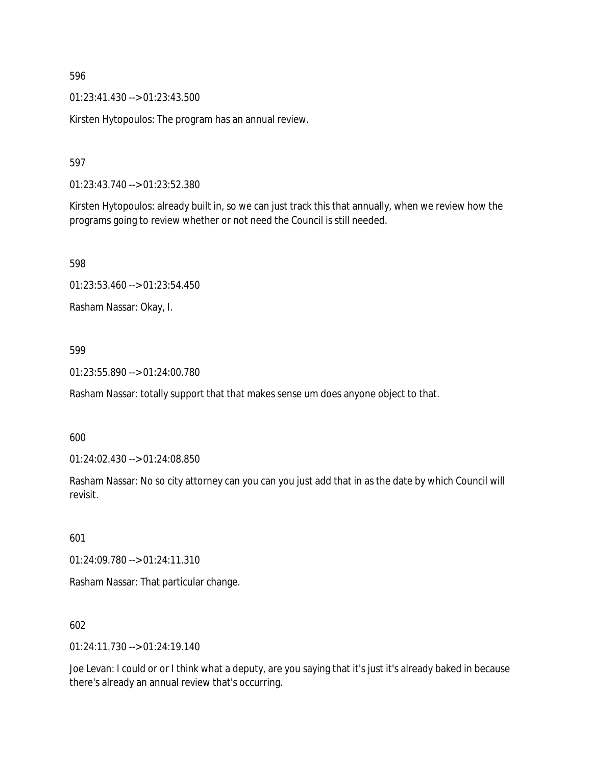596

01:23:41.430 --> 01:23:43.500

Kirsten Hytopoulos: The program has an annual review.

597

01:23:43.740 --> 01:23:52.380

Kirsten Hytopoulos: already built in, so we can just track this that annually, when we review how the programs going to review whether or not need the Council is still needed.

598

01:23:53.460 --> 01:23:54.450

Rasham Nassar: Okay, I.

599

01:23:55.890 --> 01:24:00.780

Rasham Nassar: totally support that that makes sense um does anyone object to that.

600

01:24:02.430 --> 01:24:08.850

Rasham Nassar: No so city attorney can you can you just add that in as the date by which Council will revisit.

601

01:24:09.780 --> 01:24:11.310

Rasham Nassar: That particular change.

602

01:24:11.730 --> 01:24:19.140

Joe Levan: I could or or I think what a deputy, are you saying that it's just it's already baked in because there's already an annual review that's occurring.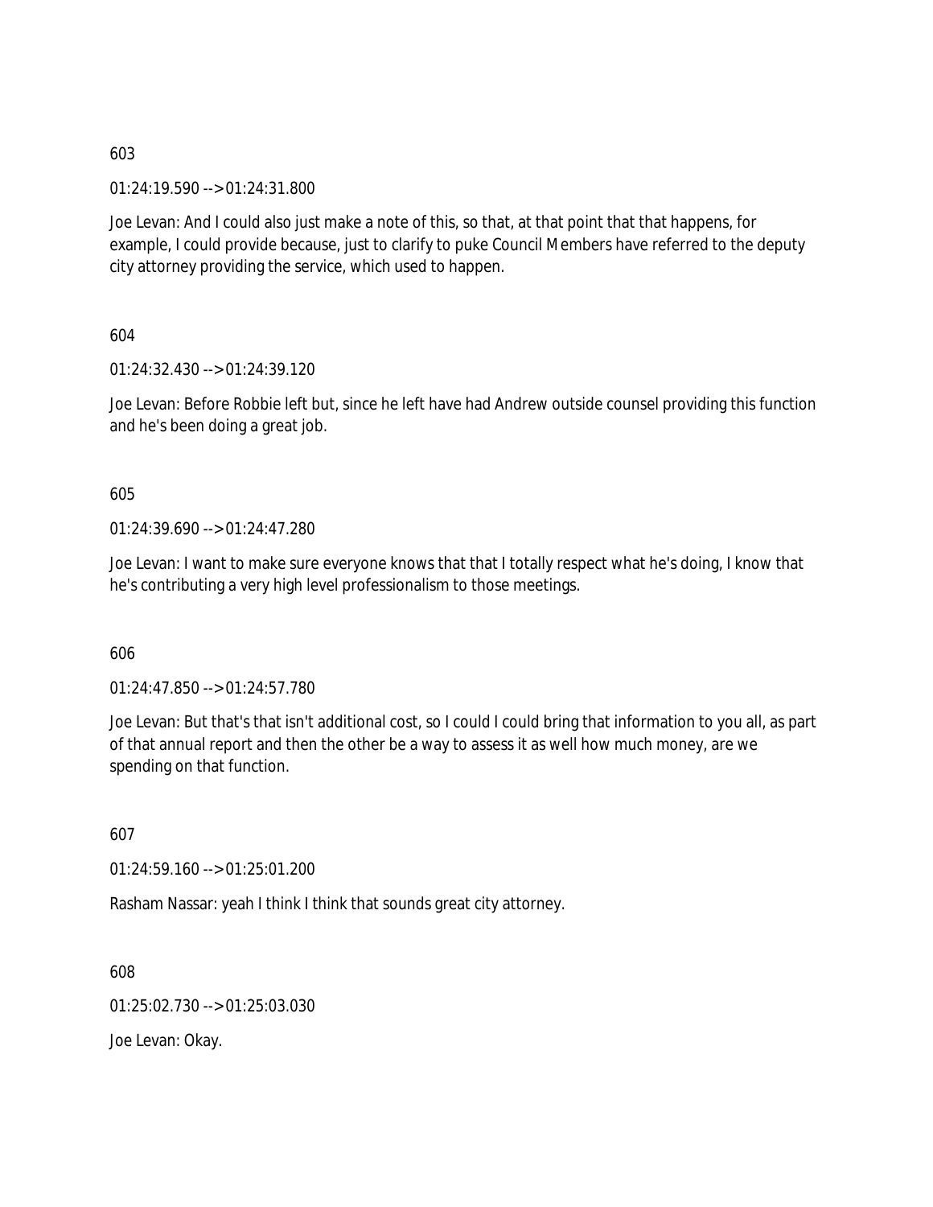603

01:24:19.590 --> 01:24:31.800

Joe Levan: And I could also just make a note of this, so that, at that point that that happens, for example, I could provide because, just to clarify to puke Council Members have referred to the deputy city attorney providing the service, which used to happen.

604

01:24:32.430 --> 01:24:39.120

Joe Levan: Before Robbie left but, since he left have had Andrew outside counsel providing this function and he's been doing a great job.

605

01:24:39.690 --> 01:24:47.280

Joe Levan: I want to make sure everyone knows that that I totally respect what he's doing, I know that he's contributing a very high level professionalism to those meetings.

606

01:24:47.850 --> 01:24:57.780

Joe Levan: But that's that isn't additional cost, so I could I could bring that information to you all, as part of that annual report and then the other be a way to assess it as well how much money, are we spending on that function.

607

01:24:59.160 --> 01:25:01.200

Rasham Nassar: yeah I think I think that sounds great city attorney.

608

01:25:02.730 --> 01:25:03.030

Joe Levan: Okay.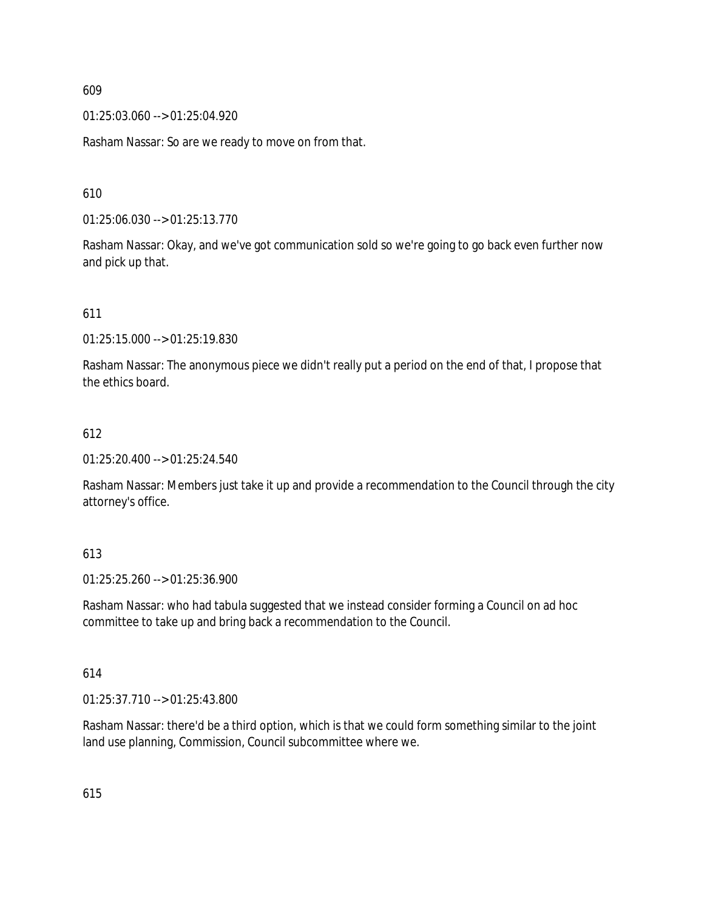609

01:25:03.060 --> 01:25:04.920

Rasham Nassar: So are we ready to move on from that.

610

01:25:06.030 --> 01:25:13.770

Rasham Nassar: Okay, and we've got communication sold so we're going to go back even further now and pick up that.

611

01:25:15.000 --> 01:25:19.830

Rasham Nassar: The anonymous piece we didn't really put a period on the end of that, I propose that the ethics board.

612

01:25:20.400 --> 01:25:24.540

Rasham Nassar: Members just take it up and provide a recommendation to the Council through the city attorney's office.

613

01:25:25.260 --> 01:25:36.900

Rasham Nassar: who had tabula suggested that we instead consider forming a Council on ad hoc committee to take up and bring back a recommendation to the Council.

614

01:25:37.710 --> 01:25:43.800

Rasham Nassar: there'd be a third option, which is that we could form something similar to the joint land use planning, Commission, Council subcommittee where we.

615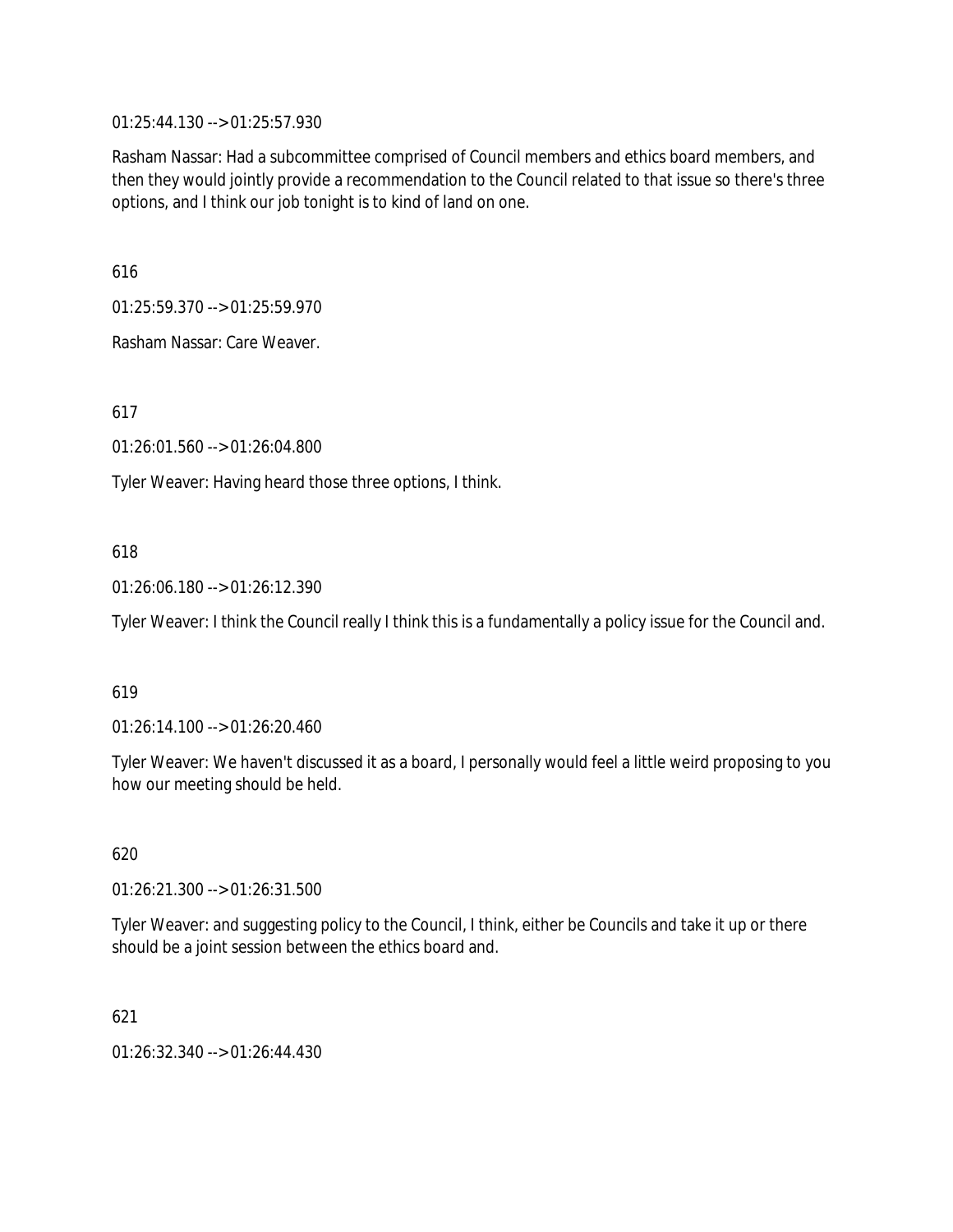01:25:44.130 --> 01:25:57.930

Rasham Nassar: Had a subcommittee comprised of Council members and ethics board members, and then they would jointly provide a recommendation to the Council related to that issue so there's three options, and I think our job tonight is to kind of land on one.

616

01:25:59.370 --> 01:25:59.970

Rasham Nassar: Care Weaver.

617

01:26:01.560 --> 01:26:04.800

Tyler Weaver: Having heard those three options, I think.

618

01:26:06.180 --> 01:26:12.390

Tyler Weaver: I think the Council really I think this is a fundamentally a policy issue for the Council and.

619

01:26:14.100 --> 01:26:20.460

Tyler Weaver: We haven't discussed it as a board, I personally would feel a little weird proposing to you how our meeting should be held.

620

01:26:21.300 --> 01:26:31.500

Tyler Weaver: and suggesting policy to the Council, I think, either be Councils and take it up or there should be a joint session between the ethics board and.

621

01:26:32.340 --> 01:26:44.430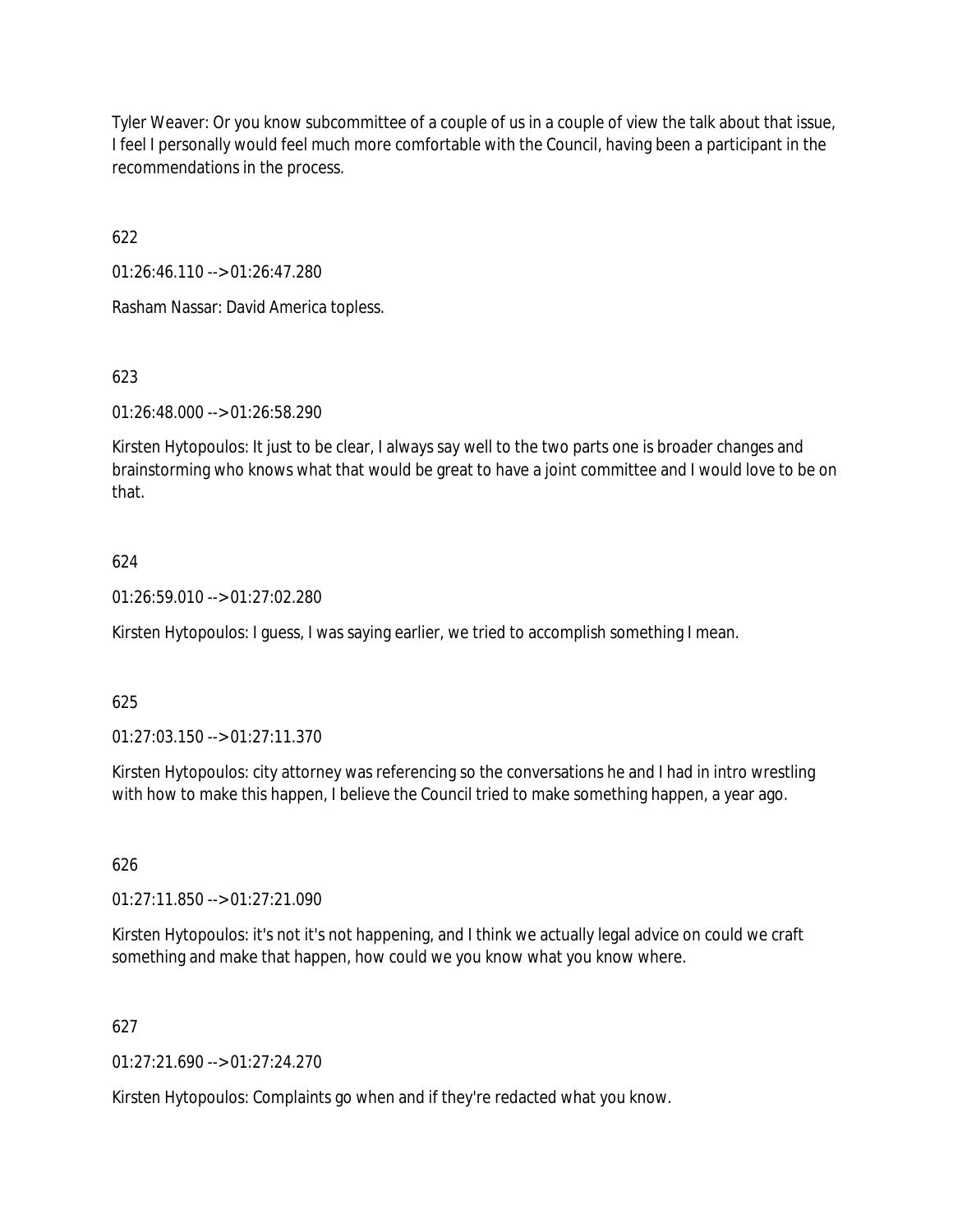Tyler Weaver: Or you know subcommittee of a couple of us in a couple of view the talk about that issue, I feel I personally would feel much more comfortable with the Council, having been a participant in the recommendations in the process.

622

01:26:46.110 --> 01:26:47.280

Rasham Nassar: David America topless.

623

01:26:48.000 --> 01:26:58.290

Kirsten Hytopoulos: It just to be clear, I always say well to the two parts one is broader changes and brainstorming who knows what that would be great to have a joint committee and I would love to be on that.

624

01:26:59.010 --> 01:27:02.280

Kirsten Hytopoulos: I guess, I was saying earlier, we tried to accomplish something I mean.

625

01:27:03.150 --> 01:27:11.370

Kirsten Hytopoulos: city attorney was referencing so the conversations he and I had in intro wrestling with how to make this happen, I believe the Council tried to make something happen, a year ago.

626

01:27:11.850 --> 01:27:21.090

Kirsten Hytopoulos: it's not it's not happening, and I think we actually legal advice on could we craft something and make that happen, how could we you know what you know where.

627

01:27:21.690 --> 01:27:24.270

Kirsten Hytopoulos: Complaints go when and if they're redacted what you know.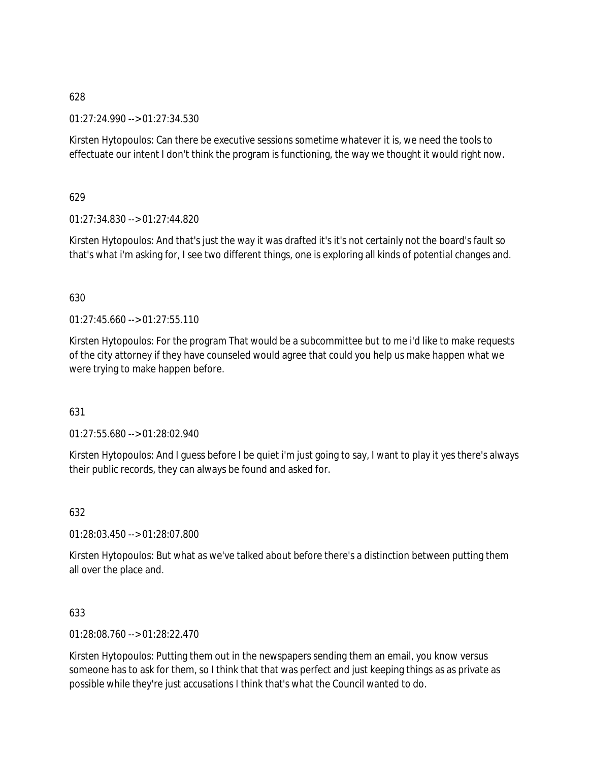628

01:27:24.990 --> 01:27:34.530

Kirsten Hytopoulos: Can there be executive sessions sometime whatever it is, we need the tools to effectuate our intent I don't think the program is functioning, the way we thought it would right now.

629

01:27:34.830 --> 01:27:44.820

Kirsten Hytopoulos: And that's just the way it was drafted it's it's not certainly not the board's fault so that's what i'm asking for, I see two different things, one is exploring all kinds of potential changes and.

630

01:27:45.660 --> 01:27:55.110

Kirsten Hytopoulos: For the program That would be a subcommittee but to me i'd like to make requests of the city attorney if they have counseled would agree that could you help us make happen what we were trying to make happen before.

631

01:27:55.680 --> 01:28:02.940

Kirsten Hytopoulos: And I guess before I be quiet i'm just going to say, I want to play it yes there's always their public records, they can always be found and asked for.

632

01:28:03.450 --> 01:28:07.800

Kirsten Hytopoulos: But what as we've talked about before there's a distinction between putting them all over the place and.

633

01:28:08.760 --> 01:28:22.470

Kirsten Hytopoulos: Putting them out in the newspapers sending them an email, you know versus someone has to ask for them, so I think that that was perfect and just keeping things as as private as possible while they're just accusations I think that's what the Council wanted to do.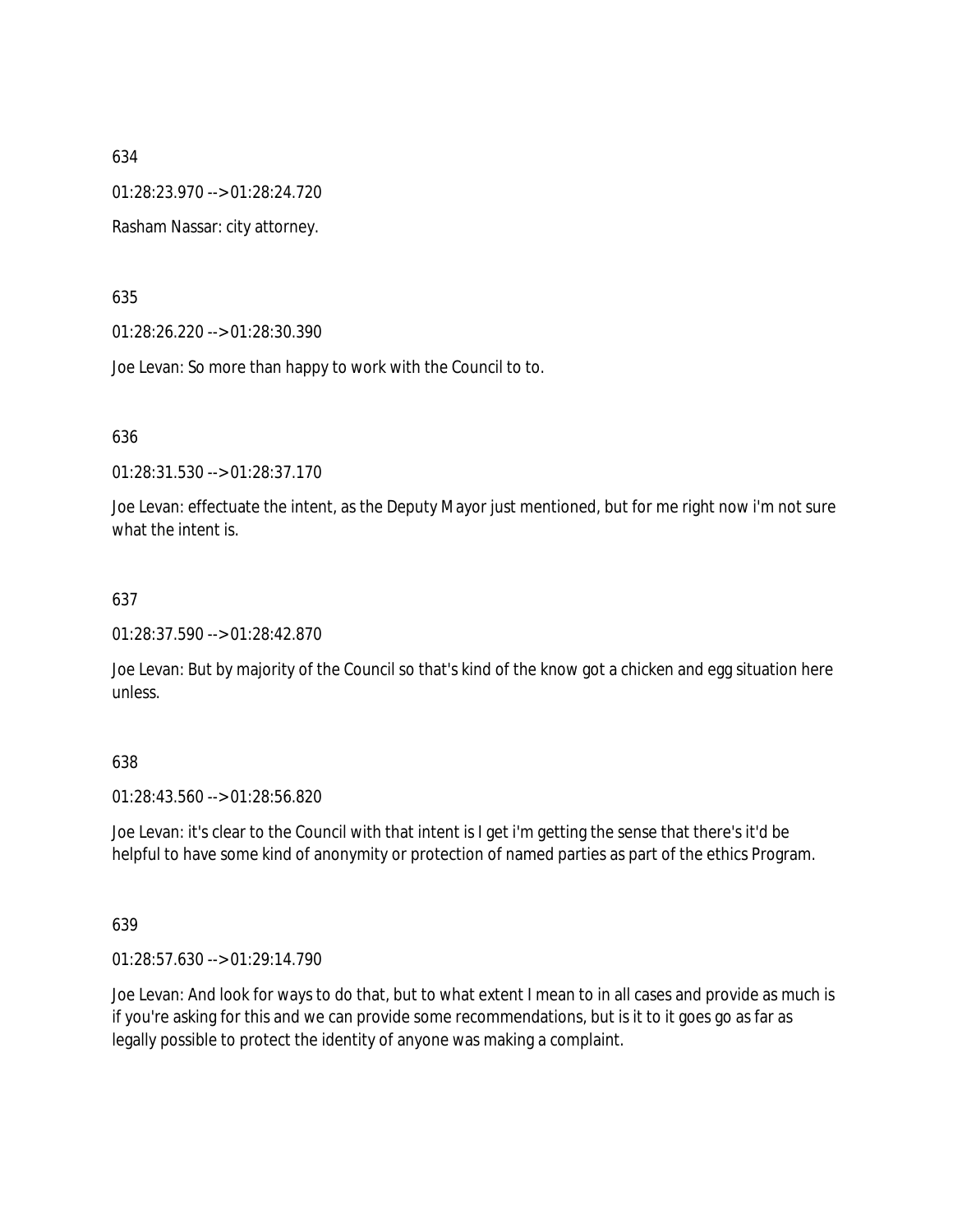634

01:28:23.970 --> 01:28:24.720

Rasham Nassar: city attorney.

635

01:28:26.220 --> 01:28:30.390

Joe Levan: So more than happy to work with the Council to to.

636

01:28:31.530 --> 01:28:37.170

Joe Levan: effectuate the intent, as the Deputy Mayor just mentioned, but for me right now i'm not sure what the intent is.

637

01:28:37.590 --> 01:28:42.870

Joe Levan: But by majority of the Council so that's kind of the know got a chicken and egg situation here unless.

638

01:28:43.560 --> 01:28:56.820

Joe Levan: it's clear to the Council with that intent is I get i'm getting the sense that there's it'd be helpful to have some kind of anonymity or protection of named parties as part of the ethics Program.

639

01:28:57.630 --> 01:29:14.790

Joe Levan: And look for ways to do that, but to what extent I mean to in all cases and provide as much is if you're asking for this and we can provide some recommendations, but is it to it goes go as far as legally possible to protect the identity of anyone was making a complaint.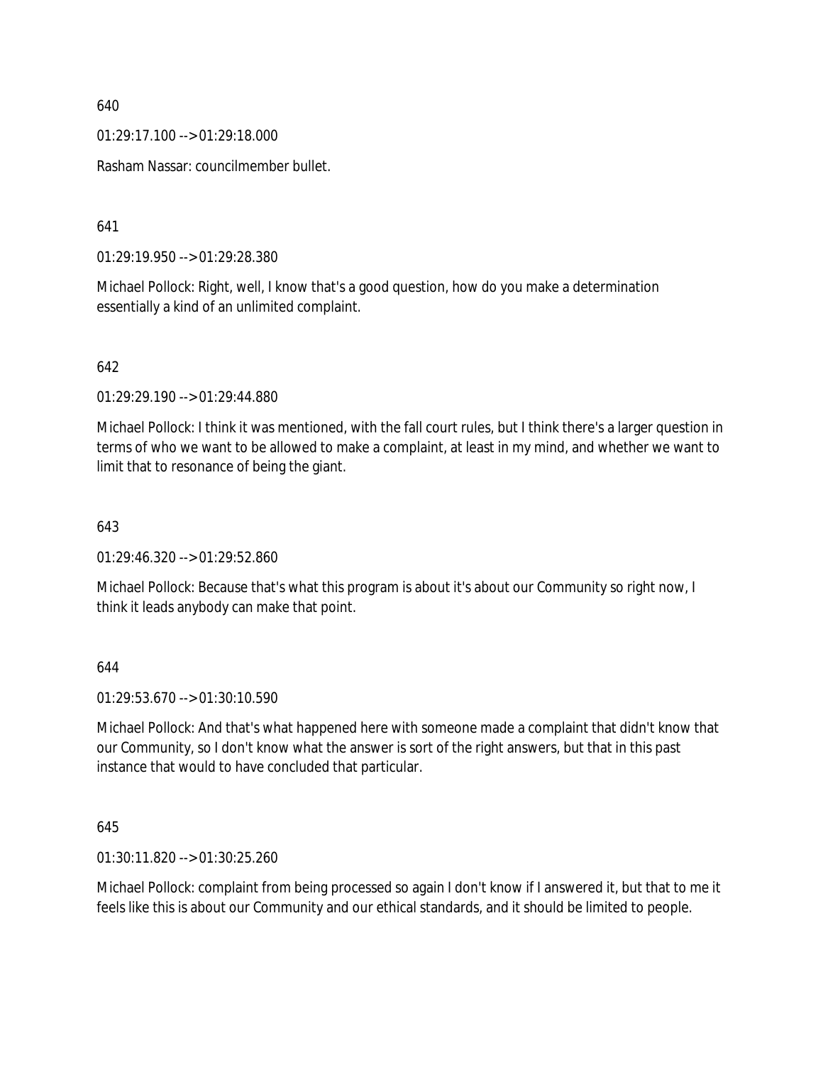640

01:29:17.100 --> 01:29:18.000

Rasham Nassar: councilmember bullet.

641

01:29:19.950 --> 01:29:28.380

Michael Pollock: Right, well, I know that's a good question, how do you make a determination essentially a kind of an unlimited complaint.

642

01:29:29.190 --> 01:29:44.880

Michael Pollock: I think it was mentioned, with the fall court rules, but I think there's a larger question in terms of who we want to be allowed to make a complaint, at least in my mind, and whether we want to limit that to resonance of being the giant.

643

01:29:46.320 --> 01:29:52.860

Michael Pollock: Because that's what this program is about it's about our Community so right now, I think it leads anybody can make that point.

644

01:29:53.670 --> 01:30:10.590

Michael Pollock: And that's what happened here with someone made a complaint that didn't know that our Community, so I don't know what the answer is sort of the right answers, but that in this past instance that would to have concluded that particular.

645

01:30:11.820 --> 01:30:25.260

Michael Pollock: complaint from being processed so again I don't know if I answered it, but that to me it feels like this is about our Community and our ethical standards, and it should be limited to people.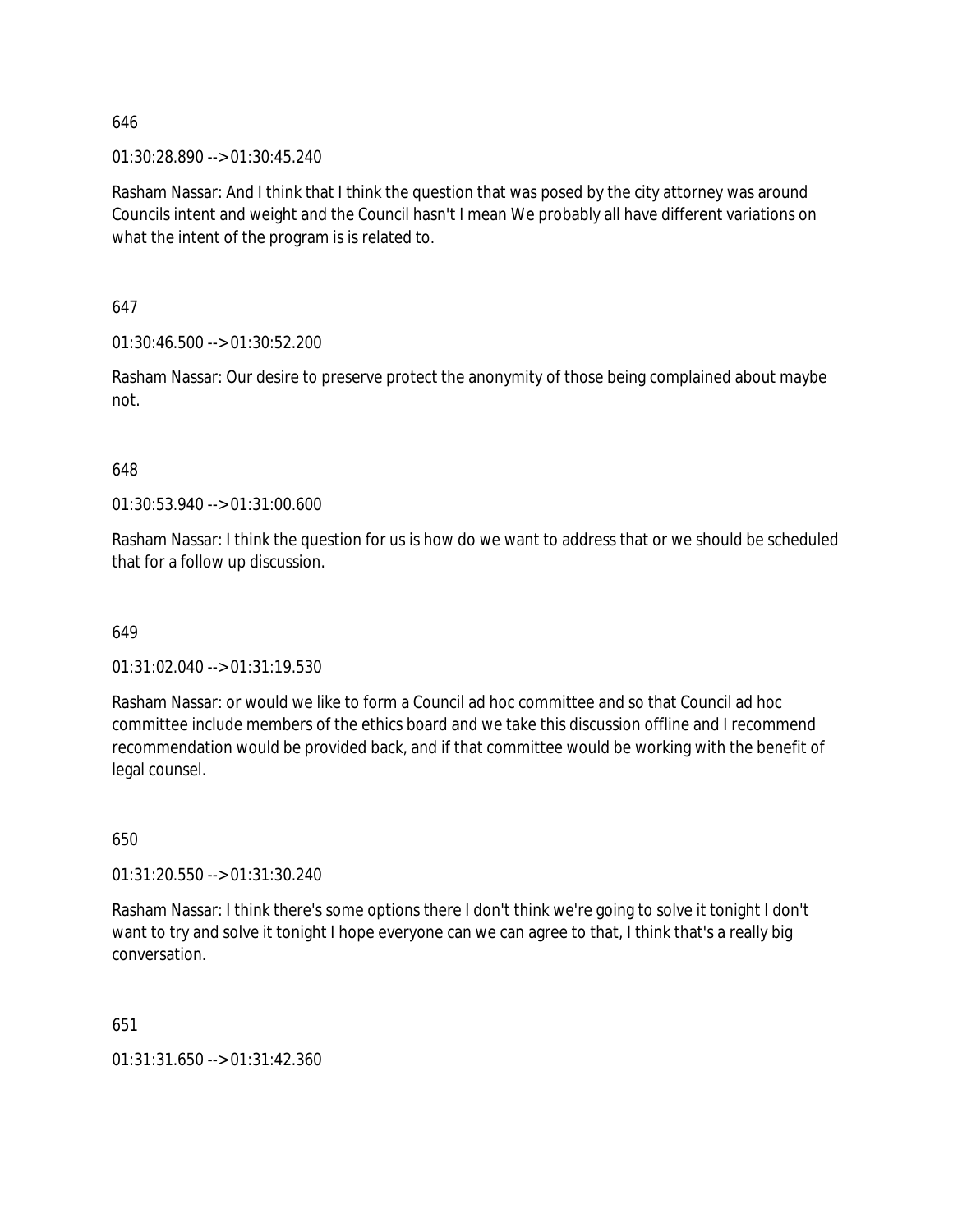646

01:30:28.890 --> 01:30:45.240

Rasham Nassar: And I think that I think the question that was posed by the city attorney was around Councils intent and weight and the Council hasn't I mean We probably all have different variations on what the intent of the program is is related to.

647

01:30:46.500 --> 01:30:52.200

Rasham Nassar: Our desire to preserve protect the anonymity of those being complained about maybe not.

648

01:30:53.940 --> 01:31:00.600

Rasham Nassar: I think the question for us is how do we want to address that or we should be scheduled that for a follow up discussion.

649

01:31:02.040 --> 01:31:19.530

Rasham Nassar: or would we like to form a Council ad hoc committee and so that Council ad hoc committee include members of the ethics board and we take this discussion offline and I recommend recommendation would be provided back, and if that committee would be working with the benefit of legal counsel.

650

01:31:20.550 --> 01:31:30.240

Rasham Nassar: I think there's some options there I don't think we're going to solve it tonight I don't want to try and solve it tonight I hope everyone can we can agree to that, I think that's a really big conversation.

651

01:31:31.650 --> 01:31:42.360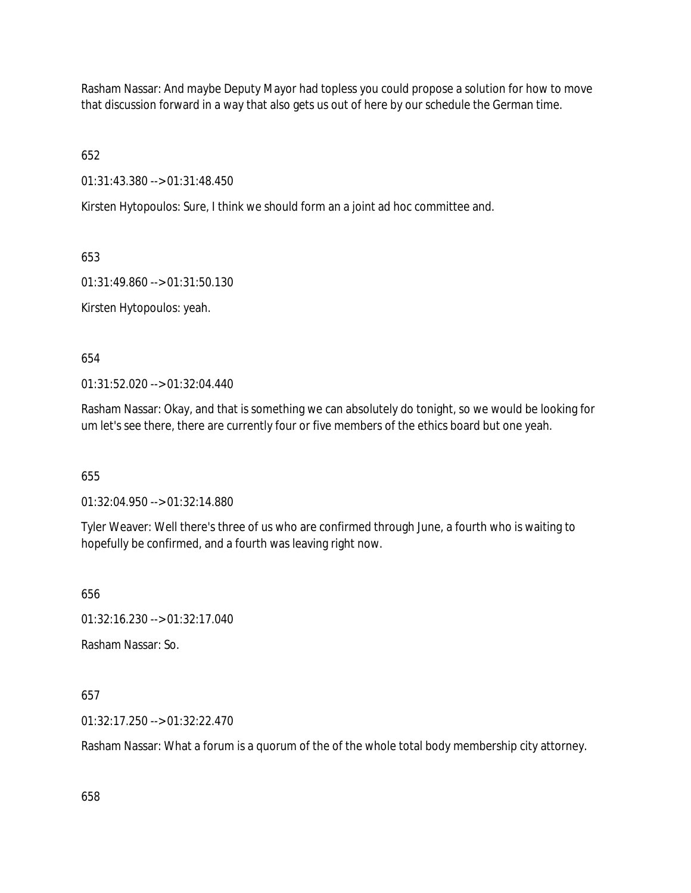Rasham Nassar: And maybe Deputy Mayor had topless you could propose a solution for how to move that discussion forward in a way that also gets us out of here by our schedule the German time.

652

01:31:43.380 --> 01:31:48.450

Kirsten Hytopoulos: Sure, I think we should form an a joint ad hoc committee and.

653

01:31:49.860 --> 01:31:50.130

Kirsten Hytopoulos: yeah.

654

01:31:52.020 --> 01:32:04.440

Rasham Nassar: Okay, and that is something we can absolutely do tonight, so we would be looking for um let's see there, there are currently four or five members of the ethics board but one yeah.

655

01:32:04.950 --> 01:32:14.880

Tyler Weaver: Well there's three of us who are confirmed through June, a fourth who is waiting to hopefully be confirmed, and a fourth was leaving right now.

656

01:32:16.230 --> 01:32:17.040

Rasham Nassar: So.

657

01:32:17.250 --> 01:32:22.470

Rasham Nassar: What a forum is a quorum of the of the whole total body membership city attorney.

658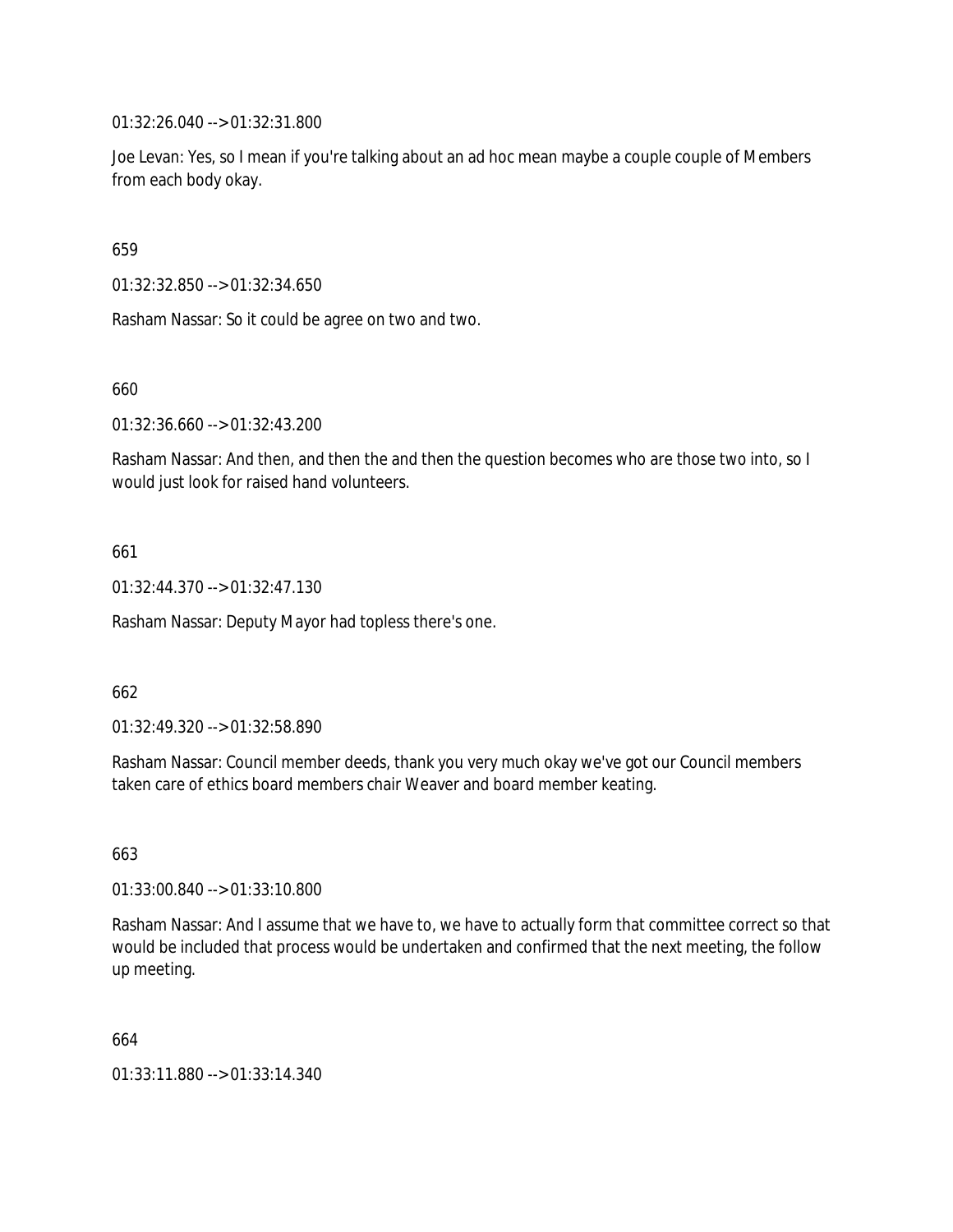01:32:26.040 --> 01:32:31.800

Joe Levan: Yes, so I mean if you're talking about an ad hoc mean maybe a couple couple of Members from each body okay.

659

01:32:32.850 --> 01:32:34.650

Rasham Nassar: So it could be agree on two and two.

660

01:32:36.660 --> 01:32:43.200

Rasham Nassar: And then, and then the and then the question becomes who are those two into, so I would just look for raised hand volunteers.

661

01:32:44.370 --> 01:32:47.130

Rasham Nassar: Deputy Mayor had topless there's one.

662

01:32:49.320 --> 01:32:58.890

Rasham Nassar: Council member deeds, thank you very much okay we've got our Council members taken care of ethics board members chair Weaver and board member keating.

663

01:33:00.840 --> 01:33:10.800

Rasham Nassar: And I assume that we have to, we have to actually form that committee correct so that would be included that process would be undertaken and confirmed that the next meeting, the follow up meeting.

664

01:33:11.880 --> 01:33:14.340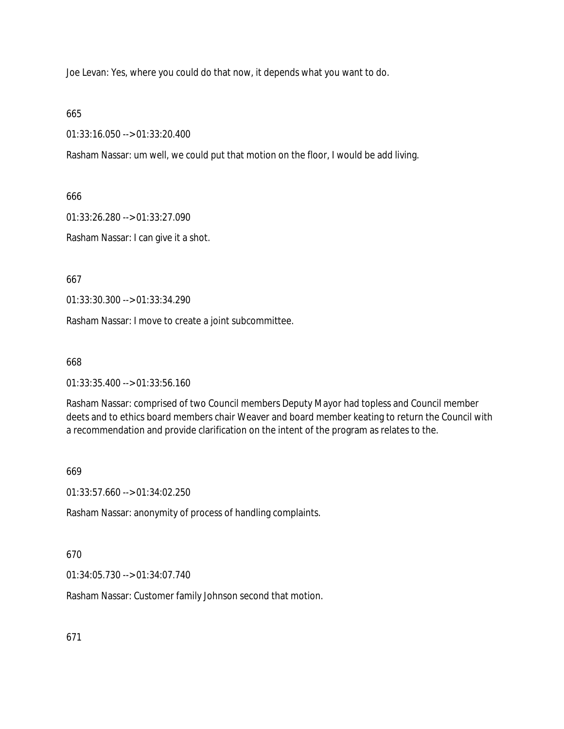Joe Levan: Yes, where you could do that now, it depends what you want to do.

665

01:33:16.050 --> 01:33:20.400

Rasham Nassar: um well, we could put that motion on the floor, I would be add living.

666

01:33:26.280 --> 01:33:27.090

Rasham Nassar: I can give it a shot.

667

01:33:30.300 --> 01:33:34.290

Rasham Nassar: I move to create a joint subcommittee.

668

01:33:35.400 --> 01:33:56.160

Rasham Nassar: comprised of two Council members Deputy Mayor had topless and Council member deets and to ethics board members chair Weaver and board member keating to return the Council with a recommendation and provide clarification on the intent of the program as relates to the.

669

01:33:57.660 --> 01:34:02.250

Rasham Nassar: anonymity of process of handling complaints.

670

01:34:05.730 --> 01:34:07.740

Rasham Nassar: Customer family Johnson second that motion.

671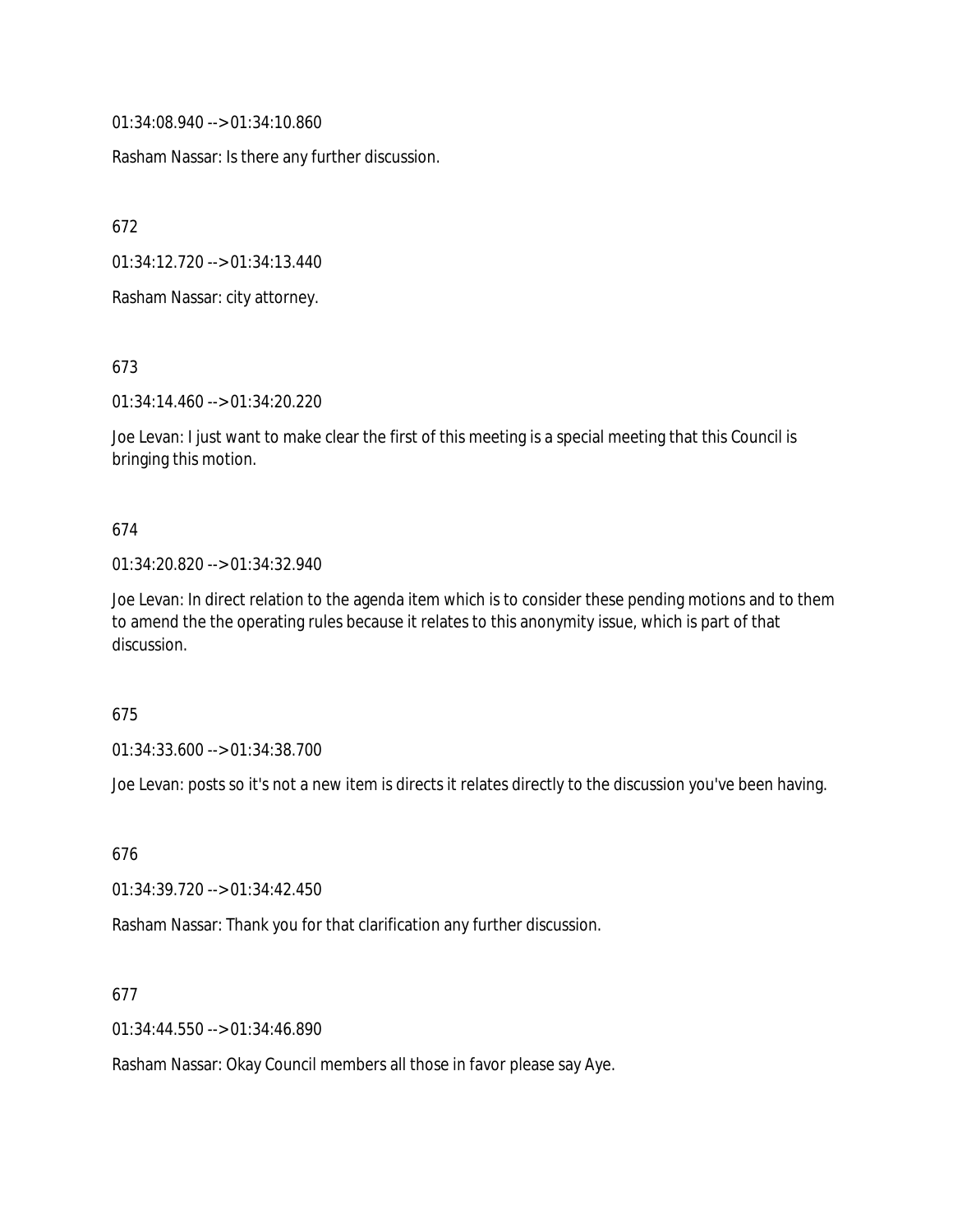01:34:08.940 --> 01:34:10.860

Rasham Nassar: Is there any further discussion.

672

01:34:12.720 --> 01:34:13.440

Rasham Nassar: city attorney.

673

01:34:14.460 --> 01:34:20.220

Joe Levan: I just want to make clear the first of this meeting is a special meeting that this Council is bringing this motion.

674

01:34:20.820 --> 01:34:32.940

Joe Levan: In direct relation to the agenda item which is to consider these pending motions and to them to amend the the operating rules because it relates to this anonymity issue, which is part of that discussion.

675

01:34:33.600 --> 01:34:38.700

Joe Levan: posts so it's not a new item is directs it relates directly to the discussion you've been having.

676

01:34:39.720 --> 01:34:42.450

Rasham Nassar: Thank you for that clarification any further discussion.

677

01:34:44.550 --> 01:34:46.890

Rasham Nassar: Okay Council members all those in favor please say Aye.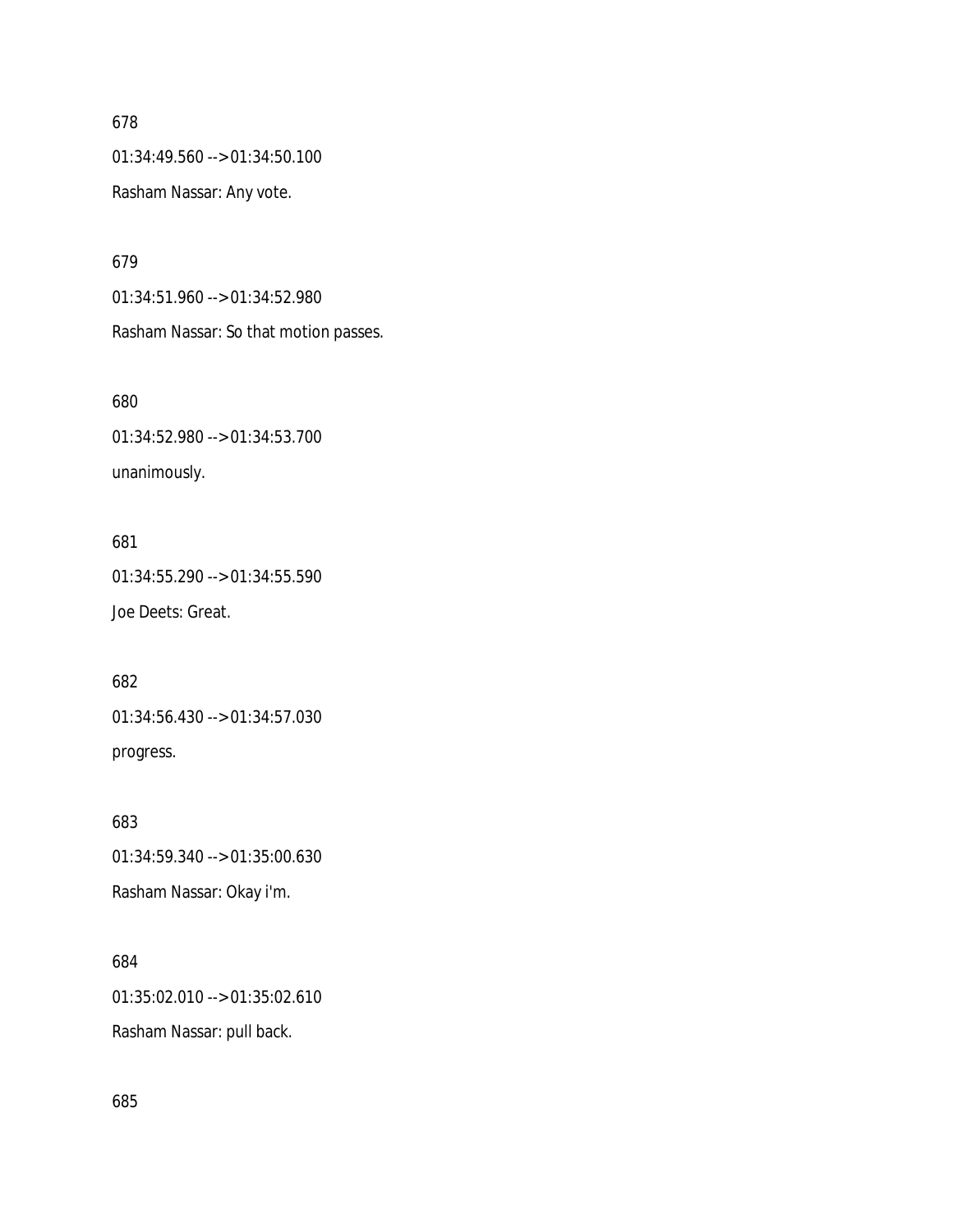678

01:34:49.560 --> 01:34:50.100

Rasham Nassar: Any vote.

679

01:34:51.960 --> 01:34:52.980

Rasham Nassar: So that motion passes.

680

01:34:52.980 --> 01:34:53.700

unanimously.

681

01:34:55.290 --> 01:34:55.590

Joe Deets: Great.

682

01:34:56.430 --> 01:34:57.030

progress.

683

01:34:59.340 --> 01:35:00.630

Rasham Nassar: Okay i'm.

684

01:35:02.010 --> 01:35:02.610

Rasham Nassar: pull back.

685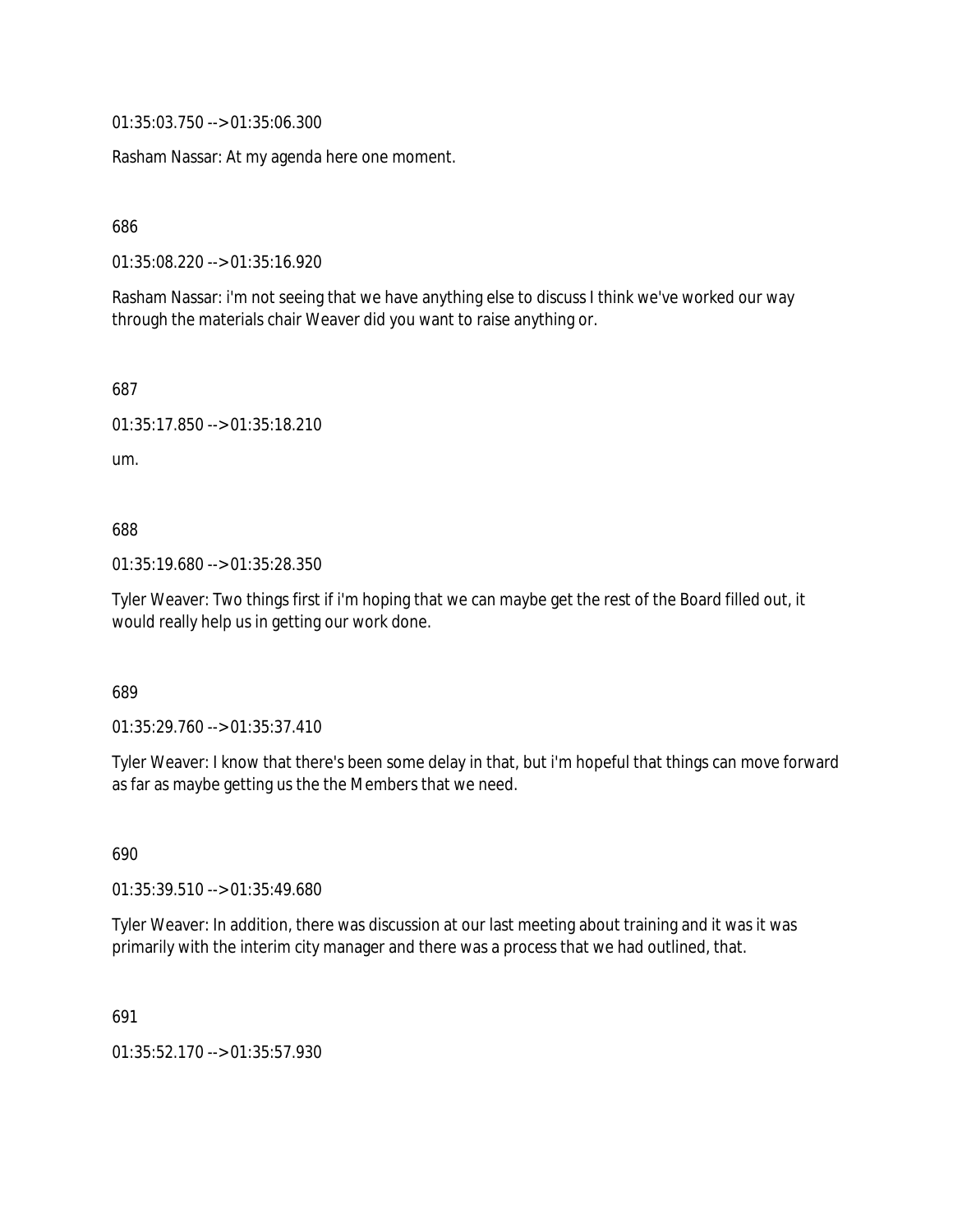01:35:03.750 --> 01:35:06.300

Rasham Nassar: At my agenda here one moment.

686

01:35:08.220 --> 01:35:16.920

Rasham Nassar: i'm not seeing that we have anything else to discuss I think we've worked our way through the materials chair Weaver did you want to raise anything or.

687

01:35:17.850 --> 01:35:18.210

um.

688

01:35:19.680 --> 01:35:28.350

Tyler Weaver: Two things first if i'm hoping that we can maybe get the rest of the Board filled out, it would really help us in getting our work done.

689

01:35:29.760 --> 01:35:37.410

Tyler Weaver: I know that there's been some delay in that, but i'm hopeful that things can move forward as far as maybe getting us the the Members that we need.

690

01:35:39.510 --> 01:35:49.680

Tyler Weaver: In addition, there was discussion at our last meeting about training and it was it was primarily with the interim city manager and there was a process that we had outlined, that.

691

01:35:52.170 --> 01:35:57.930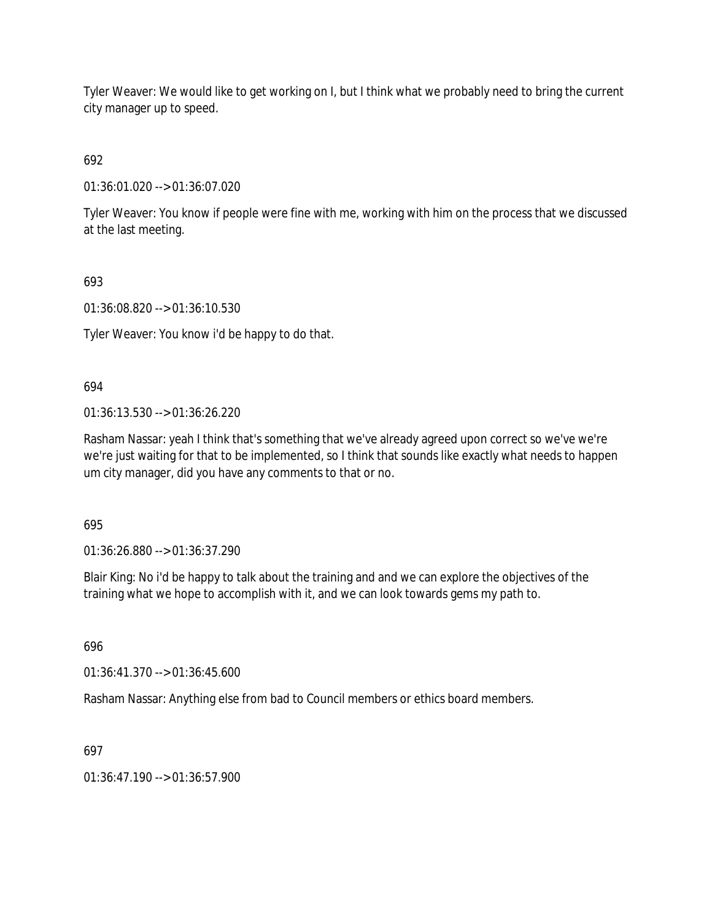Tyler Weaver: We would like to get working on I, but I think what we probably need to bring the current city manager up to speed.

692

01:36:01.020 --> 01:36:07.020

Tyler Weaver: You know if people were fine with me, working with him on the process that we discussed at the last meeting.

693

01:36:08.820 --> 01:36:10.530

Tyler Weaver: You know i'd be happy to do that.

694

01:36:13.530 --> 01:36:26.220

Rasham Nassar: yeah I think that's something that we've already agreed upon correct so we've we're we're just waiting for that to be implemented, so I think that sounds like exactly what needs to happen um city manager, did you have any comments to that or no.

695

01:36:26.880 --> 01:36:37.290

Blair King: No i'd be happy to talk about the training and and we can explore the objectives of the training what we hope to accomplish with it, and we can look towards gems my path to.

696

01:36:41.370 --> 01:36:45.600

Rasham Nassar: Anything else from bad to Council members or ethics board members.

697

01:36:47.190 --> 01:36:57.900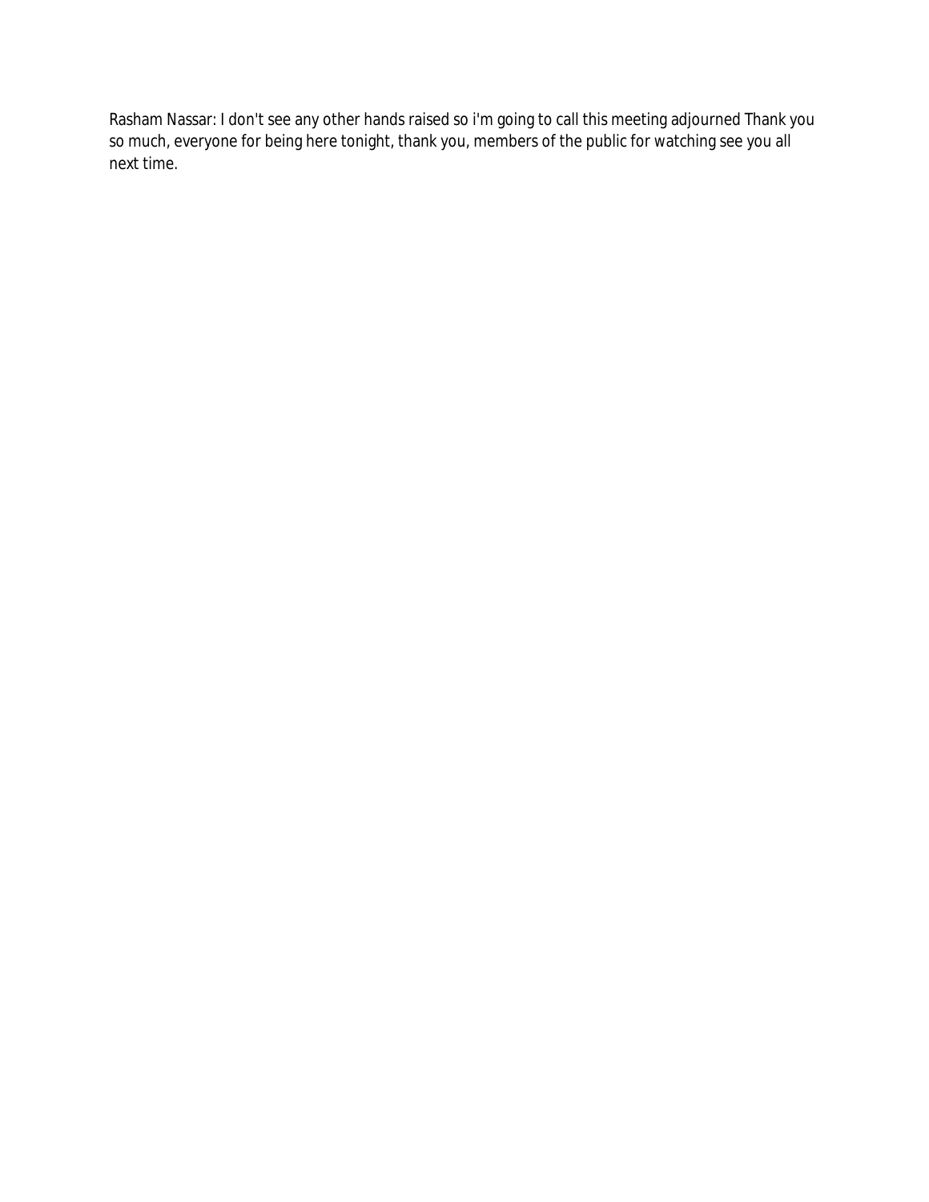Rasham Nassar: I don't see any other hands raised so i'm going to call this meeting adjourned Thank you so much, everyone for being here tonight, thank you, members of the public for watching see you all next time.